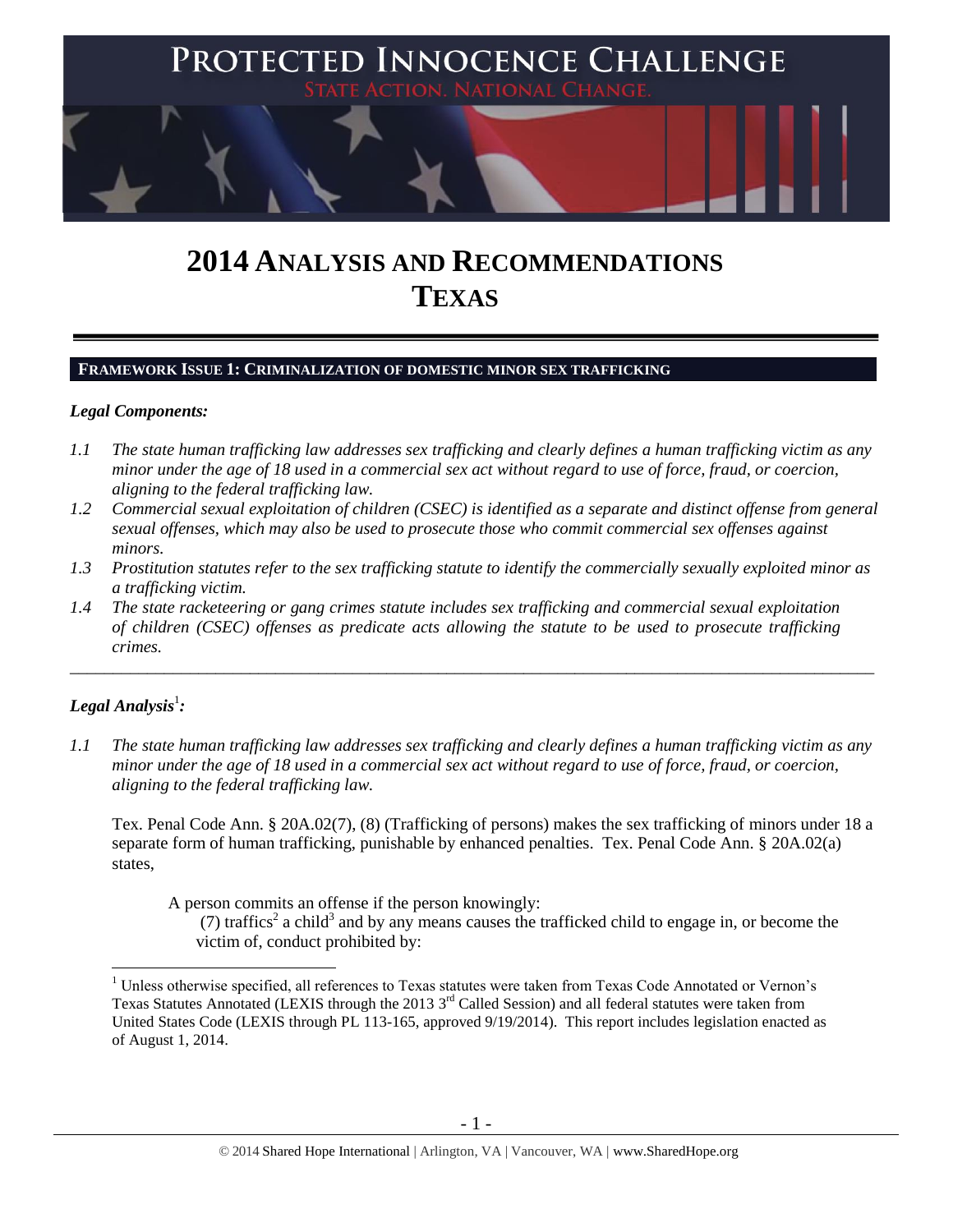# PROTECTED INNOCENCE CHALLENGE

STATE ACTION. NATIONAL CHANGE.

# 2014 ANALYSIS AND RECOMMENDATIONS
# TEXAS

## FRAMEWORK ISSUE 1: CRIMINALIZATION OF DOMESTIC MINOR SEX TRAFFICKING

### *Legal Components:*

*1.1 The state human trafficking law addresses sex trafficking and clearly defines a human trafficking victim as any minor under the age of 18 used in a commercial sex act without regard to use of force, fraud, or coercion, aligning to the federal trafficking law.*

*1.2 Commercial sexual exploitation of children (CSEC) is identified as a separate and distinct offense from general sexual offenses, which may also be used to prosecute those who commit commercial sex offenses against minors.*

*1.3 Prostitution statutes refer to the sex trafficking statute to identify the commercially sexually exploited minor as a trafficking victim.*

*1.4 The state racketeering or gang crimes statute includes sex trafficking and commercial sexual exploitation of children (CSEC) offenses as predicate acts allowing the statute to be used to prosecute trafficking crimes.*

---

### *Legal Analysis*[1]*:*

*1.1 The state human trafficking law addresses sex trafficking and clearly defines a human trafficking victim as any minor under the age of 18 used in a commercial sex act without regard to use of force, fraud, or coercion, aligning to the federal trafficking law.*

Tex. Penal Code Ann. § 20A.02(7), (8) (Trafficking of persons) makes the sex trafficking of minors under 18 a separate form of human trafficking, punishable by enhanced penalties. Tex. Penal Code Ann. § 20A.02(a) states,

> A person commits an offense if the person knowingly:
>
> (7) traffics[2] a child[3] and by any means causes the trafficked child to engage in, or become the victim of, conduct prohibited by:

---

[1] Unless otherwise specified, all references to Texas statutes were taken from Texas Code Annotated or Vernon's Texas Statutes Annotated (LEXIS through the 2013 3rd Called Session) and all federal statutes were taken from United States Code (LEXIS through PL 113-165, approved 9/19/2014). This report includes legislation enacted as of August 1, 2014.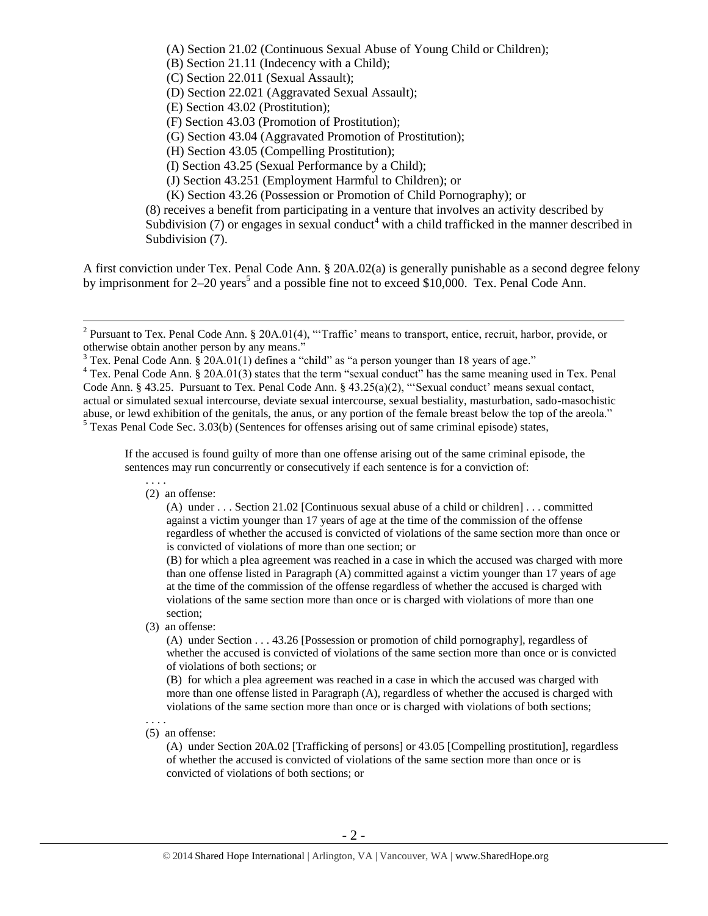(A) Section 21.02 (Continuous Sexual Abuse of Young Child or Children);
(B) Section 21.11 (Indecency with a Child);
(C) Section 22.011 (Sexual Assault);
(D) Section 22.021 (Aggravated Sexual Assault);
(E) Section 43.02 (Prostitution);
(F) Section 43.03 (Promotion of Prostitution);
(G) Section 43.04 (Aggravated Promotion of Prostitution);
(H) Section 43.05 (Compelling Prostitution);
(I) Section 43.25 (Sexual Performance by a Child);
(J) Section 43.251 (Employment Harmful to Children); or
(K) Section 43.26 (Possession or Promotion of Child Pornography); or

(8) receives a benefit from participating in a venture that involves an activity described by Subdivision (7) or engages in sexual conduct[4] with a child trafficked in the manner described in Subdivision (7).

A first conviction under Tex. Penal Code Ann. § 20A.02(a) is generally punishable as a second degree felony by imprisonment for 2–20 years[5] and a possible fine not to exceed $10,000. Tex. Penal Code Ann.

---

[2] Pursuant to Tex. Penal Code Ann. § 20A.01(4), "'Traffic' means to transport, entice, recruit, harbor, provide, or otherwise obtain another person by any means."

[3] Tex. Penal Code Ann. § 20A.01(1) defines a "child" as "a person younger than 18 years of age."

[4] Tex. Penal Code Ann. § 20A.01(3) states that the term "sexual conduct" has the same meaning used in Tex. Penal Code Ann. § 43.25. Pursuant to Tex. Penal Code Ann. § 43.25(a)(2), "'Sexual conduct' means sexual contact, actual or simulated sexual intercourse, deviate sexual intercourse, sexual bestiality, masturbation, sado-masochistic abuse, or lewd exhibition of the genitals, the anus, or any portion of the female breast below the top of the areola."

[5] Texas Penal Code Sec. 3.03(b) (Sentences for offenses arising out of same criminal episode) states,

> If the accused is found guilty of more than one offense arising out of the same criminal episode, the sentences may run concurrently or consecutively if each sentence is for a conviction of:
>
> . . . .
>
> (2) an offense:
>
> (A) under . . . Section 21.02 [Continuous sexual abuse of a child or children] . . . committed against a victim younger than 17 years of age at the time of the commission of the offense regardless of whether the accused is convicted of violations of the same section more than once or is convicted of violations of more than one section; or
>
> (B) for which a plea agreement was reached in a case in which the accused was charged with more than one offense listed in Paragraph (A) committed against a victim younger than 17 years of age at the time of the commission of the offense regardless of whether the accused is charged with violations of the same section more than once or is charged with violations of more than one section;
>
> (3) an offense:
>
> (A) under Section . . . 43.26 [Possession or promotion of child pornography], regardless of whether the accused is convicted of violations of the same section more than once or is convicted of violations of both sections; or
>
> (B) for which a plea agreement was reached in a case in which the accused was charged with more than one offense listed in Paragraph (A), regardless of whether the accused is charged with violations of the same section more than once or is charged with violations of both sections;
>
> . . . .
>
> (5) an offense:
>
> (A) under Section 20A.02 [Trafficking of persons] or 43.05 [Compelling prostitution], regardless of whether the accused is convicted of violations of the same section more than once or is convicted of violations of both sections; or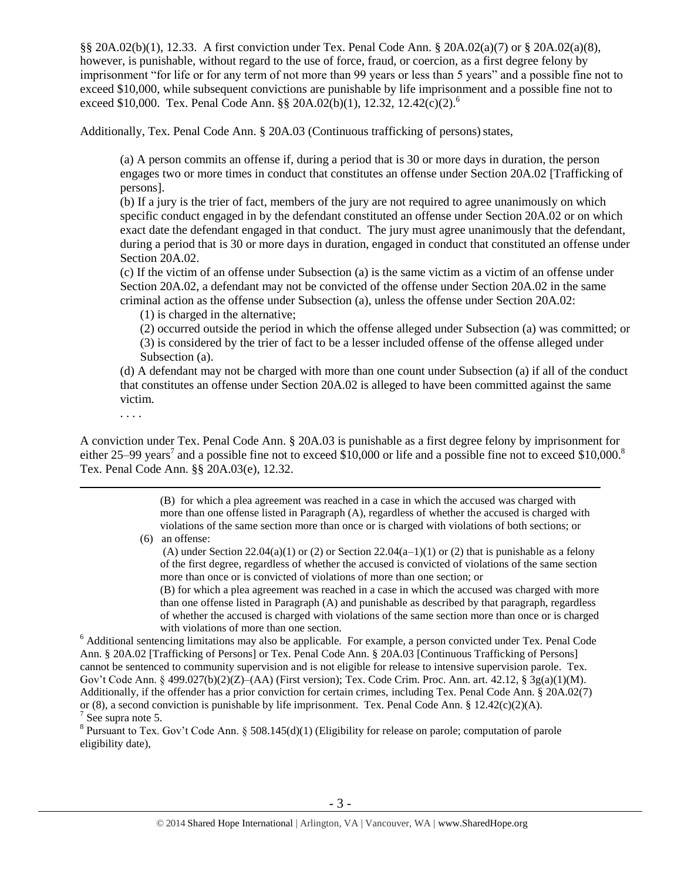§§ 20A.02(b)(1), 12.33. A first conviction under Tex. Penal Code Ann. § 20A.02(a)(7) or § 20A.02(a)(8), however, is punishable, without regard to the use of force, fraud, or coercion, as a first degree felony by imprisonment "for life or for any term of not more than 99 years or less than 5 years" and a possible fine not to exceed $10,000, while subsequent convictions are punishable by life imprisonment and a possible fine not to exceed $10,000. Tex. Penal Code Ann. §§ 20A.02(b)(1), 12.32, 12.42(c)(2).[6]

Additionally, Tex. Penal Code Ann. § 20A.03 (Continuous trafficking of persons) states,

> (a) A person commits an offense if, during a period that is 30 or more days in duration, the person engages two or more times in conduct that constitutes an offense under Section 20A.02 [Trafficking of persons].
>
> (b) If a jury is the trier of fact, members of the jury are not required to agree unanimously on which specific conduct engaged in by the defendant constituted an offense under Section 20A.02 or on which exact date the defendant engaged in that conduct. The jury must agree unanimously that the defendant, during a period that is 30 or more days in duration, engaged in conduct that constituted an offense under Section 20A.02.
>
> (c) If the victim of an offense under Subsection (a) is the same victim as a victim of an offense under Section 20A.02, a defendant may not be convicted of the offense under Section 20A.02 in the same criminal action as the offense under Subsection (a), unless the offense under Section 20A.02:
>
> (1) is charged in the alternative;
>
> (2) occurred outside the period in which the offense alleged under Subsection (a) was committed; or
>
> (3) is considered by the trier of fact to be a lesser included offense of the offense alleged under Subsection (a).
>
> (d) A defendant may not be charged with more than one count under Subsection (a) if all of the conduct that constitutes an offense under Section 20A.02 is alleged to have been committed against the same victim.
>
> . . . .

A conviction under Tex. Penal Code Ann. § 20A.03 is punishable as a first degree felony by imprisonment for either 25–99 years[7] and a possible fine not to exceed $10,000 or life and a possible fine not to exceed $10,000.[8] Tex. Penal Code Ann. §§ 20A.03(e), 12.32.

---

> (B) for which a plea agreement was reached in a case in which the accused was charged with more than one offense listed in Paragraph (A), regardless of whether the accused is charged with violations of the same section more than once or is charged with violations of both sections; or
>
> (6) an offense:
>
> (A) under Section 22.04(a)(1) or (2) or Section 22.04(a–1)(1) or (2) that is punishable as a felony of the first degree, regardless of whether the accused is convicted of violations of the same section more than once or is convicted of violations of more than one section; or
>
> (B) for which a plea agreement was reached in a case in which the accused was charged with more than one offense listed in Paragraph (A) and punishable as described by that paragraph, regardless of whether the accused is charged with violations of the same section more than once or is charged with violations of more than one section.

[6] Additional sentencing limitations may also be applicable. For example, a person convicted under Tex. Penal Code Ann. § 20A.02 [Trafficking of Persons] or Tex. Penal Code Ann. § 20A.03 [Continuous Trafficking of Persons] cannot be sentenced to community supervision and is not eligible for release to intensive supervision parole. Tex. Gov't Code Ann. § 499.027(b)(2)(Z)–(AA) (First version); Tex. Code Crim. Proc. Ann. art. 42.12, § 3g(a)(1)(M). Additionally, if the offender has a prior conviction for certain crimes, including Tex. Penal Code Ann. § 20A.02(7) or (8), a second conviction is punishable by life imprisonment. Tex. Penal Code Ann. § 12.42(c)(2)(A).

[7] See supra note 5.

[8] Pursuant to Tex. Gov't Code Ann. § 508.145(d)(1) (Eligibility for release on parole; computation of parole eligibility date),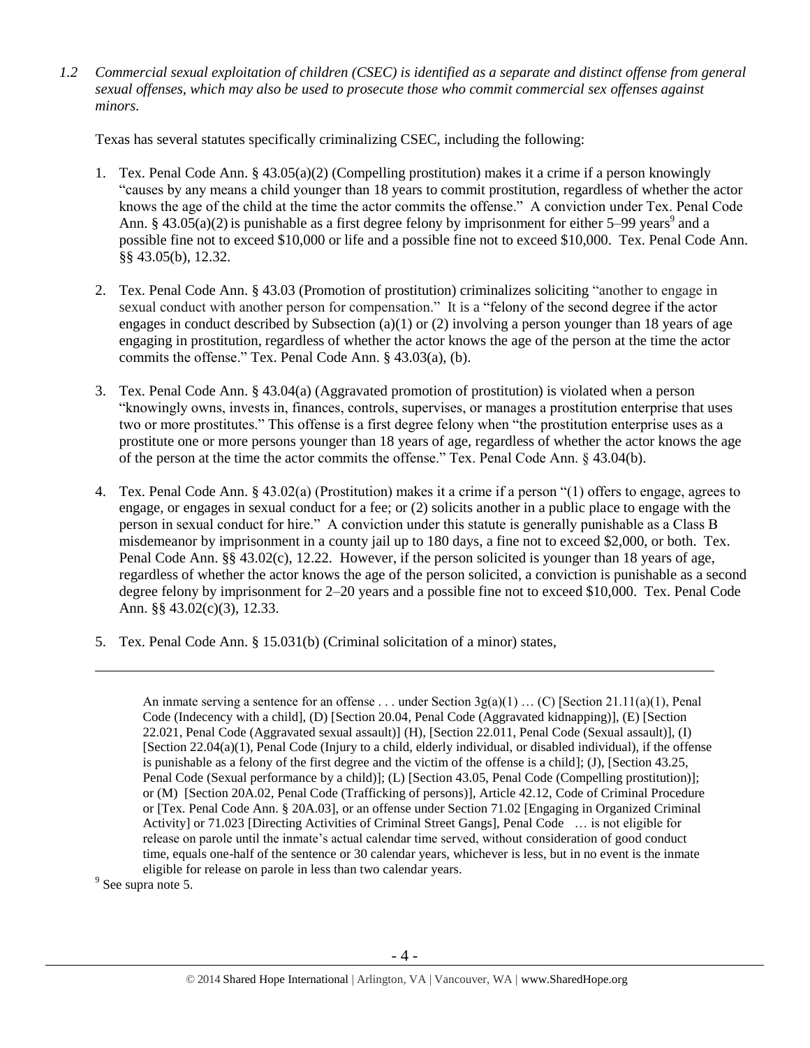*1.2 Commercial sexual exploitation of children (CSEC) is identified as a separate and distinct offense from general sexual offenses, which may also be used to prosecute those who commit commercial sex offenses against minors.*

Texas has several statutes specifically criminalizing CSEC, including the following:

1. Tex. Penal Code Ann. § 43.05(a)(2) (Compelling prostitution) makes it a crime if a person knowingly "causes by any means a child younger than 18 years to commit prostitution, regardless of whether the actor knows the age of the child at the time the actor commits the offense." A conviction under Tex. Penal Code Ann. § 43.05(a)(2) is punishable as a first degree felony by imprisonment for either 5–99 years[9] and a possible fine not to exceed $10,000 or life and a possible fine not to exceed $10,000. Tex. Penal Code Ann. §§ 43.05(b), 12.32.

2. Tex. Penal Code Ann. § 43.03 (Promotion of prostitution) criminalizes soliciting "another to engage in sexual conduct with another person for compensation." It is a "felony of the second degree if the actor engages in conduct described by Subsection (a)(1) or (2) involving a person younger than 18 years of age engaging in prostitution, regardless of whether the actor knows the age of the person at the time the actor commits the offense." Tex. Penal Code Ann. § 43.03(a), (b).

3. Tex. Penal Code Ann. § 43.04(a) (Aggravated promotion of prostitution) is violated when a person "knowingly owns, invests in, finances, controls, supervises, or manages a prostitution enterprise that uses two or more prostitutes." This offense is a first degree felony when "the prostitution enterprise uses as a prostitute one or more persons younger than 18 years of age, regardless of whether the actor knows the age of the person at the time the actor commits the offense." Tex. Penal Code Ann. § 43.04(b).

4. Tex. Penal Code Ann. § 43.02(a) (Prostitution) makes it a crime if a person "(1) offers to engage, agrees to engage, or engages in sexual conduct for a fee; or (2) solicits another in a public place to engage with the person in sexual conduct for hire." A conviction under this statute is generally punishable as a Class B misdemeanor by imprisonment in a county jail up to 180 days, a fine not to exceed $2,000, or both. Tex. Penal Code Ann. §§ 43.02(c), 12.22. However, if the person solicited is younger than 18 years of age, regardless of whether the actor knows the age of the person solicited, a conviction is punishable as a second degree felony by imprisonment for 2–20 years and a possible fine not to exceed $10,000. Tex. Penal Code Ann. §§ 43.02(c)(3), 12.33.

5. Tex. Penal Code Ann. § 15.031(b) (Criminal solicitation of a minor) states,

---

> An inmate serving a sentence for an offense . . . under Section 3g(a)(1) … (C) [Section 21.11(a)(1), Penal Code (Indecency with a child], (D) [Section 20.04, Penal Code (Aggravated kidnapping)], (E) [Section 22.021, Penal Code (Aggravated sexual assault)] (H), [Section 22.011, Penal Code (Sexual assault)], (I) [Section 22.04(a)(1), Penal Code (Injury to a child, elderly individual, or disabled individual), if the offense is punishable as a felony of the first degree and the victim of the offense is a child]; (J), [Section 43.25, Penal Code (Sexual performance by a child)]; (L) [Section 43.05, Penal Code (Compelling prostitution)]; or (M) [Section 20A.02, Penal Code (Trafficking of persons)], Article 42.12, Code of Criminal Procedure or [Tex. Penal Code Ann. § 20A.03], or an offense under Section 71.02 [Engaging in Organized Criminal Activity] or 71.023 [Directing Activities of Criminal Street Gangs], Penal Code … is not eligible for release on parole until the inmate's actual calendar time served, without consideration of good conduct time, equals one-half of the sentence or 30 calendar years, whichever is less, but in no event is the inmate eligible for release on parole in less than two calendar years.

[9] See supra note 5.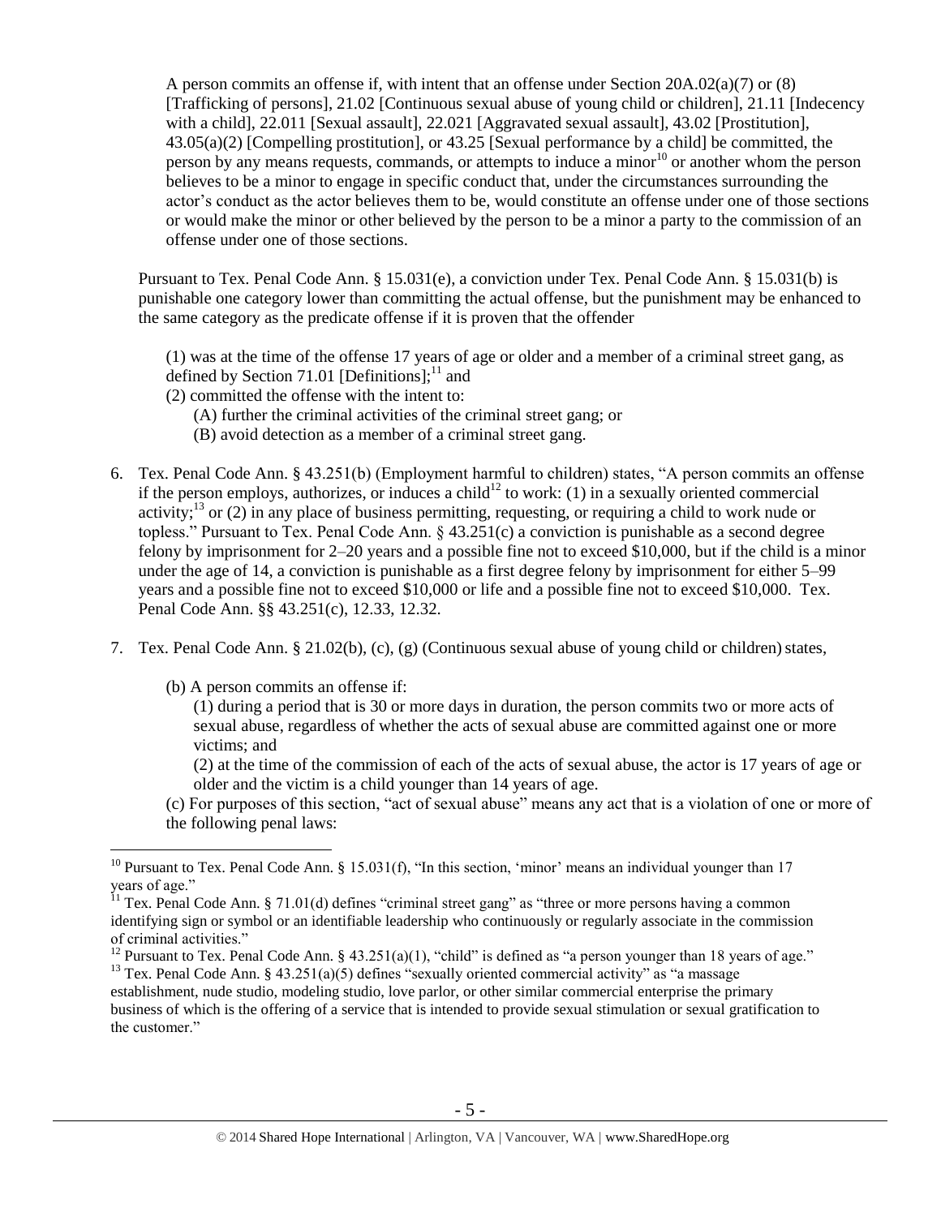A person commits an offense if, with intent that an offense under Section 20A.02(a)(7) or (8) [Trafficking of persons], 21.02 [Continuous sexual abuse of young child or children], 21.11 [Indecency with a child], 22.011 [Sexual assault], 22.021 [Aggravated sexual assault], 43.02 [Prostitution], 43.05(a)(2) [Compelling prostitution], or 43.25 [Sexual performance by a child] be committed, the person by any means requests, commands, or attempts to induce a minor[10] or another whom the person believes to be a minor to engage in specific conduct that, under the circumstances surrounding the actor's conduct as the actor believes them to be, would constitute an offense under one of those sections or would make the minor or other believed by the person to be a minor a party to the commission of an offense under one of those sections.

Pursuant to Tex. Penal Code Ann. § 15.031(e), a conviction under Tex. Penal Code Ann. § 15.031(b) is punishable one category lower than committing the actual offense, but the punishment may be enhanced to the same category as the predicate offense if it is proven that the offender

(1) was at the time of the offense 17 years of age or older and a member of a criminal street gang, as defined by Section 71.01 [Definitions];[11] and
(2) committed the offense with the intent to:
 (A) further the criminal activities of the criminal street gang; or
 (B) avoid detection as a member of a criminal street gang.

6. Tex. Penal Code Ann. § 43.251(b) (Employment harmful to children) states, "A person commits an offense if the person employs, authorizes, or induces a child[12] to work: (1) in a sexually oriented commercial activity;[13] or (2) in any place of business permitting, requesting, or requiring a child to work nude or topless." Pursuant to Tex. Penal Code Ann. § 43.251(c) a conviction is punishable as a second degree felony by imprisonment for 2–20 years and a possible fine not to exceed $10,000, but if the child is a minor under the age of 14, a conviction is punishable as a first degree felony by imprisonment for either 5–99 years and a possible fine not to exceed $10,000 or life and a possible fine not to exceed $10,000. Tex. Penal Code Ann. §§ 43.251(c), 12.33, 12.32.

7. Tex. Penal Code Ann. § 21.02(b), (c), (g) (Continuous sexual abuse of young child or children) states,

 (b) A person commits an offense if:
 (1) during a period that is 30 or more days in duration, the person commits two or more acts of sexual abuse, regardless of whether the acts of sexual abuse are committed against one or more victims; and
 (2) at the time of the commission of each of the acts of sexual abuse, the actor is 17 years of age or older and the victim is a child younger than 14 years of age.
 (c) For purposes of this section, "act of sexual abuse" means any act that is a violation of one or more of the following penal laws:

---

[10] Pursuant to Tex. Penal Code Ann. § 15.031(f), "In this section, 'minor' means an individual younger than 17 years of age."

[11] Tex. Penal Code Ann. § 71.01(d) defines "criminal street gang" as "three or more persons having a common identifying sign or symbol or an identifiable leadership who continuously or regularly associate in the commission of criminal activities."

[12] Pursuant to Tex. Penal Code Ann. § 43.251(a)(1), "child" is defined as "a person younger than 18 years of age."

[13] Tex. Penal Code Ann. § 43.251(a)(5) defines "sexually oriented commercial activity" as "a massage establishment, nude studio, modeling studio, love parlor, or other similar commercial enterprise the primary business of which is the offering of a service that is intended to provide sexual stimulation or sexual gratification to the customer."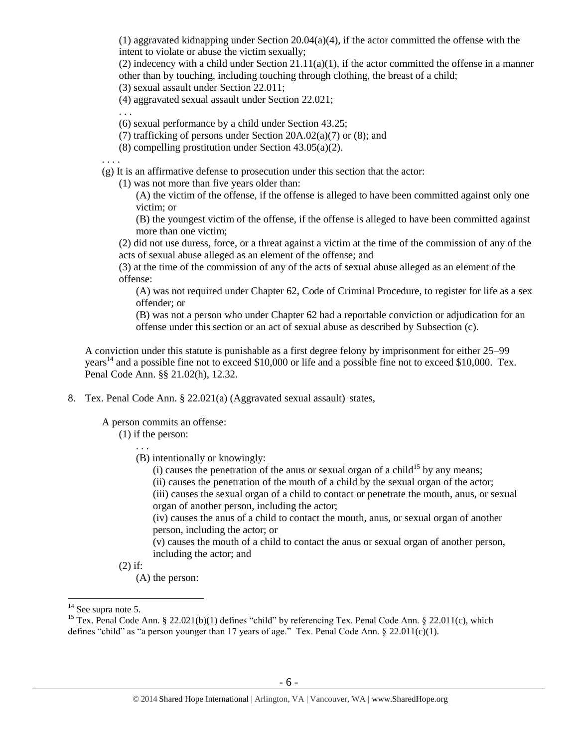(1) aggravated kidnapping under Section 20.04(a)(4), if the actor committed the offense with the intent to violate or abuse the victim sexually;

(2) indecency with a child under Section 21.11(a)(1), if the actor committed the offense in a manner other than by touching, including touching through clothing, the breast of a child;

(3) sexual assault under Section 22.011;

(4) aggravated sexual assault under Section 22.021;

. . .

(6) sexual performance by a child under Section 43.25;

(7) trafficking of persons under Section 20A.02(a)(7) or (8); and

(8) compelling prostitution under Section 43.05(a)(2).

. . . .

(g) It is an affirmative defense to prosecution under this section that the actor:

(1) was not more than five years older than:

(A) the victim of the offense, if the offense is alleged to have been committed against only one victim; or

(B) the youngest victim of the offense, if the offense is alleged to have been committed against more than one victim;

(2) did not use duress, force, or a threat against a victim at the time of the commission of any of the acts of sexual abuse alleged as an element of the offense; and

(3) at the time of the commission of any of the acts of sexual abuse alleged as an element of the offense:

(A) was not required under Chapter 62, Code of Criminal Procedure, to register for life as a sex offender; or

(B) was not a person who under Chapter 62 had a reportable conviction or adjudication for an offense under this section or an act of sexual abuse as described by Subsection (c).

A conviction under this statute is punishable as a first degree felony by imprisonment for either 25–99 years[14] and a possible fine not to exceed $10,000 or life and a possible fine not to exceed $10,000. Tex. Penal Code Ann. §§ 21.02(h), 12.32.

8. Tex. Penal Code Ann. § 22.021(a) (Aggravated sexual assault) states,

A person commits an offense:

(1) if the person:

. . .

(B) intentionally or knowingly:

(i) causes the penetration of the anus or sexual organ of a child[15] by any means;

(ii) causes the penetration of the mouth of a child by the sexual organ of the actor;

(iii) causes the sexual organ of a child to contact or penetrate the mouth, anus, or sexual organ of another person, including the actor;

(iv) causes the anus of a child to contact the mouth, anus, or sexual organ of another person, including the actor; or

(v) causes the mouth of a child to contact the anus or sexual organ of another person, including the actor; and

(2) if:

(A) the person:

---

[14] See supra note 5.

[15] Tex. Penal Code Ann. § 22.021(b)(1) defines "child" by referencing Tex. Penal Code Ann. § 22.011(c), which defines "child" as "a person younger than 17 years of age." Tex. Penal Code Ann. § 22.011(c)(1).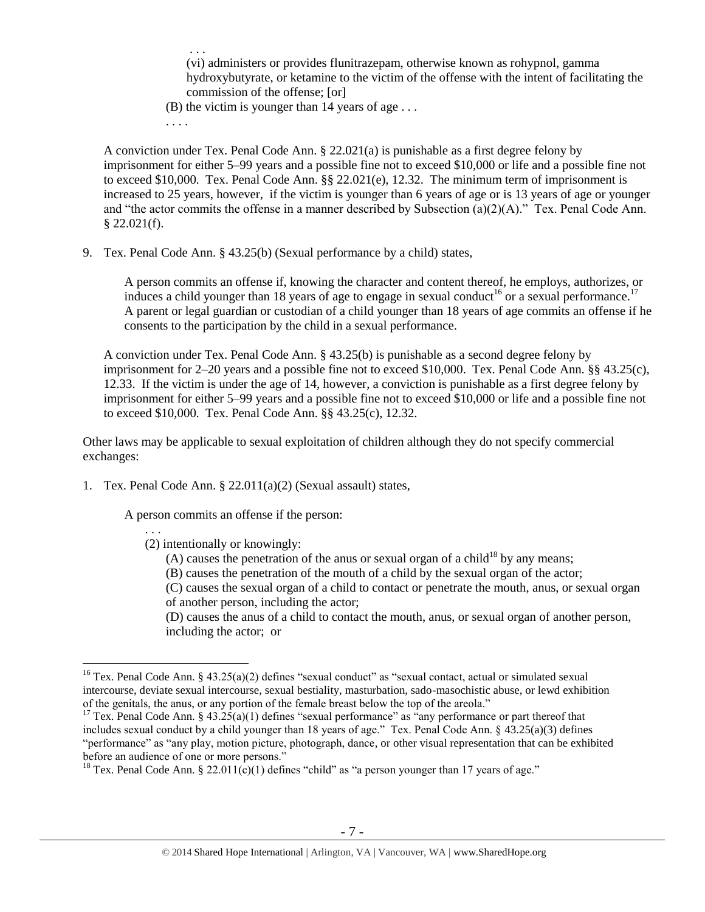. . .

(vi) administers or provides flunitrazepam, otherwise known as rohypnol, gamma hydroxybutyrate, or ketamine to the victim of the offense with the intent of facilitating the commission of the offense; [or]

(B) the victim is younger than 14 years of age . . .

. . . .

A conviction under Tex. Penal Code Ann. § 22.021(a) is punishable as a first degree felony by imprisonment for either 5–99 years and a possible fine not to exceed $10,000 or life and a possible fine not to exceed $10,000. Tex. Penal Code Ann. §§ 22.021(e), 12.32. The minimum term of imprisonment is increased to 25 years, however, if the victim is younger than 6 years of age or is 13 years of age or younger and "the actor commits the offense in a manner described by Subsection (a)(2)(A)." Tex. Penal Code Ann. § 22.021(f).

9. Tex. Penal Code Ann. § 43.25(b) (Sexual performance by a child) states,

   A person commits an offense if, knowing the character and content thereof, he employs, authorizes, or induces a child younger than 18 years of age to engage in sexual conduct[16] or a sexual performance.[17] A parent or legal guardian or custodian of a child younger than 18 years of age commits an offense if he consents to the participation by the child in a sexual performance.

   A conviction under Tex. Penal Code Ann. § 43.25(b) is punishable as a second degree felony by imprisonment for 2–20 years and a possible fine not to exceed $10,000. Tex. Penal Code Ann. §§ 43.25(c), 12.33. If the victim is under the age of 14, however, a conviction is punishable as a first degree felony by imprisonment for either 5–99 years and a possible fine not to exceed $10,000 or life and a possible fine not to exceed $10,000. Tex. Penal Code Ann. §§ 43.25(c), 12.32.

Other laws may be applicable to sexual exploitation of children although they do not specify commercial exchanges:

1. Tex. Penal Code Ann. § 22.011(a)(2) (Sexual assault) states,

   A person commits an offense if the person:

   . . .

   (2) intentionally or knowingly:

   (A) causes the penetration of the anus or sexual organ of a child[18] by any means;

   (B) causes the penetration of the mouth of a child by the sexual organ of the actor;

   (C) causes the sexual organ of a child to contact or penetrate the mouth, anus, or sexual organ of another person, including the actor;

   (D) causes the anus of a child to contact the mouth, anus, or sexual organ of another person, including the actor; or

---

[16] Tex. Penal Code Ann. § 43.25(a)(2) defines "sexual conduct" as "sexual contact, actual or simulated sexual intercourse, deviate sexual intercourse, sexual bestiality, masturbation, sado-masochistic abuse, or lewd exhibition of the genitals, the anus, or any portion of the female breast below the top of the areola."

[17] Tex. Penal Code Ann. § 43.25(a)(1) defines "sexual performance" as "any performance or part thereof that includes sexual conduct by a child younger than 18 years of age." Tex. Penal Code Ann. § 43.25(a)(3) defines "performance" as "any play, motion picture, photograph, dance, or other visual representation that can be exhibited before an audience of one or more persons."

[18] Tex. Penal Code Ann. § 22.011(c)(1) defines "child" as "a person younger than 17 years of age."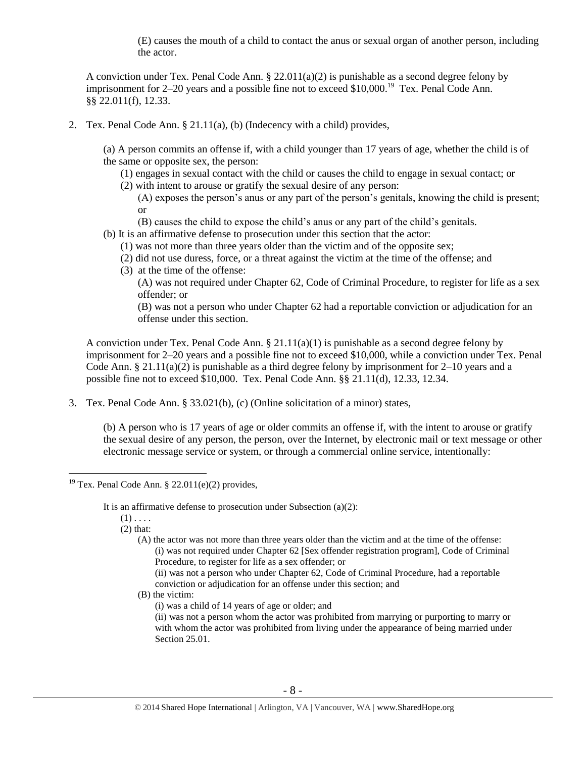(E) causes the mouth of a child to contact the anus or sexual organ of another person, including the actor.

A conviction under Tex. Penal Code Ann. § 22.011(a)(2) is punishable as a second degree felony by imprisonment for 2–20 years and a possible fine not to exceed $10,000.[19] Tex. Penal Code Ann. §§ 22.011(f), 12.33.

2. Tex. Penal Code Ann. § 21.11(a), (b) (Indecency with a child) provides,

   (a) A person commits an offense if, with a child younger than 17 years of age, whether the child is of the same or opposite sex, the person:
   (1) engages in sexual contact with the child or causes the child to engage in sexual contact; or
   (2) with intent to arouse or gratify the sexual desire of any person:
   (A) exposes the person's anus or any part of the person's genitals, knowing the child is present; or
   (B) causes the child to expose the child's anus or any part of the child's genitals.
   (b) It is an affirmative defense to prosecution under this section that the actor:
   (1) was not more than three years older than the victim and of the opposite sex;
   (2) did not use duress, force, or a threat against the victim at the time of the offense; and
   (3) at the time of the offense:
   (A) was not required under Chapter 62, Code of Criminal Procedure, to register for life as a sex offender; or
   (B) was not a person who under Chapter 62 had a reportable conviction or adjudication for an offense under this section.

   A conviction under Tex. Penal Code Ann. § 21.11(a)(1) is punishable as a second degree felony by imprisonment for 2–20 years and a possible fine not to exceed $10,000, while a conviction under Tex. Penal Code Ann. § 21.11(a)(2) is punishable as a third degree felony by imprisonment for 2–10 years and a possible fine not to exceed $10,000. Tex. Penal Code Ann. §§ 21.11(d), 12.33, 12.34.

3. Tex. Penal Code Ann. § 33.021(b), (c) (Online solicitation of a minor) states,

   (b) A person who is 17 years of age or older commits an offense if, with the intent to arouse or gratify the sexual desire of any person, the person, over the Internet, by electronic mail or text message or other electronic message service or system, or through a commercial online service, intentionally:

---

[19] Tex. Penal Code Ann. § 22.011(e)(2) provides,

It is an affirmative defense to prosecution under Subsection (a)(2):
(1) . . . .
(2) that:
(A) the actor was not more than three years older than the victim and at the time of the offense:
(i) was not required under Chapter 62 [Sex offender registration program], Code of Criminal Procedure, to register for life as a sex offender; or
(ii) was not a person who under Chapter 62, Code of Criminal Procedure, had a reportable conviction or adjudication for an offense under this section; and
(B) the victim:
(i) was a child of 14 years of age or older; and
(ii) was not a person whom the actor was prohibited from marrying or purporting to marry or with whom the actor was prohibited from living under the appearance of being married under Section 25.01.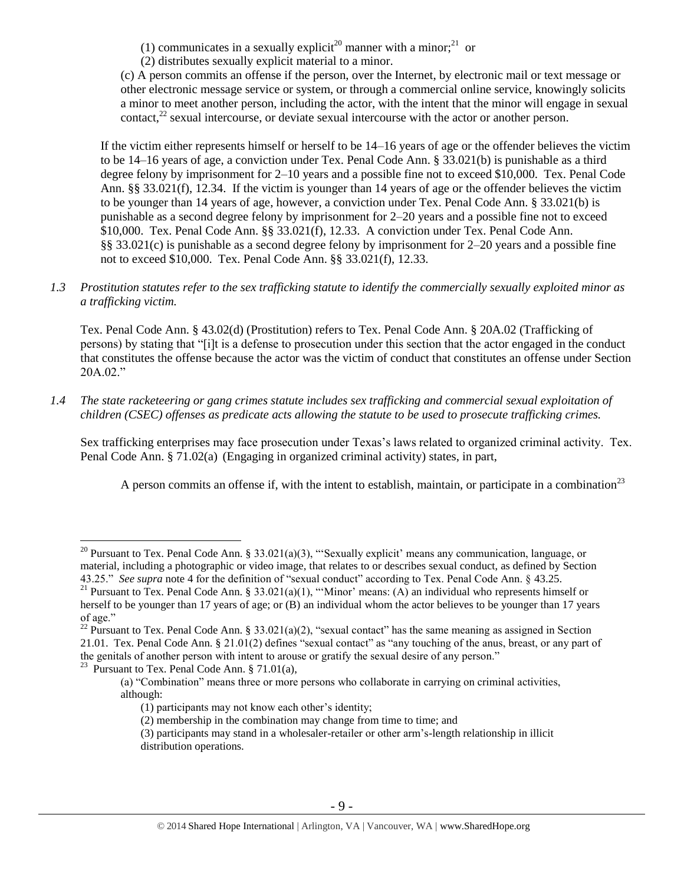(1) communicates in a sexually explicit[20] manner with a minor;[21] or

(2) distributes sexually explicit material to a minor.

(c) A person commits an offense if the person, over the Internet, by electronic mail or text message or other electronic message service or system, or through a commercial online service, knowingly solicits a minor to meet another person, including the actor, with the intent that the minor will engage in sexual contact,[22] sexual intercourse, or deviate sexual intercourse with the actor or another person.

If the victim either represents himself or herself to be 14–16 years of age or the offender believes the victim to be 14–16 years of age, a conviction under Tex. Penal Code Ann. § 33.021(b) is punishable as a third degree felony by imprisonment for 2–10 years and a possible fine not to exceed $10,000. Tex. Penal Code Ann. §§ 33.021(f), 12.34. If the victim is younger than 14 years of age or the offender believes the victim to be younger than 14 years of age, however, a conviction under Tex. Penal Code Ann. § 33.021(b) is punishable as a second degree felony by imprisonment for 2–20 years and a possible fine not to exceed $10,000. Tex. Penal Code Ann. §§ 33.021(f), 12.33. A conviction under Tex. Penal Code Ann. §§ 33.021(c) is punishable as a second degree felony by imprisonment for 2–20 years and a possible fine not to exceed $10,000. Tex. Penal Code Ann. §§ 33.021(f), 12.33.

*1.3 Prostitution statutes refer to the sex trafficking statute to identify the commercially sexually exploited minor as a trafficking victim.*

Tex. Penal Code Ann. § 43.02(d) (Prostitution) refers to Tex. Penal Code Ann. § 20A.02 (Trafficking of persons) by stating that "[i]t is a defense to prosecution under this section that the actor engaged in the conduct that constitutes the offense because the actor was the victim of conduct that constitutes an offense under Section 20A.02."

*1.4 The state racketeering or gang crimes statute includes sex trafficking and commercial sexual exploitation of children (CSEC) offenses as predicate acts allowing the statute to be used to prosecute trafficking crimes.*

Sex trafficking enterprises may face prosecution under Texas's laws related to organized criminal activity. Tex. Penal Code Ann. § 71.02(a) (Engaging in organized criminal activity) states, in part,

A person commits an offense if, with the intent to establish, maintain, or participate in a combination[23]

---

[20] Pursuant to Tex. Penal Code Ann. § 33.021(a)(3), "'Sexually explicit' means any communication, language, or material, including a photographic or video image, that relates to or describes sexual conduct, as defined by Section 43.25." *See supra* note 4 for the definition of "sexual conduct" according to Tex. Penal Code Ann. § 43.25.

[21] Pursuant to Tex. Penal Code Ann. § 33.021(a)(1), "'Minor' means: (A) an individual who represents himself or herself to be younger than 17 years of age; or (B) an individual whom the actor believes to be younger than 17 years of age."

[22] Pursuant to Tex. Penal Code Ann. § 33.021(a)(2), "sexual contact" has the same meaning as assigned in Section 21.01. Tex. Penal Code Ann. § 21.01(2) defines "sexual contact" as "any touching of the anus, breast, or any part of the genitals of another person with intent to arouse or gratify the sexual desire of any person."

[23] Pursuant to Tex. Penal Code Ann. § 71.01(a),

(a) "Combination" means three or more persons who collaborate in carrying on criminal activities, although:

(1) participants may not know each other's identity;

(2) membership in the combination may change from time to time; and

(3) participants may stand in a wholesaler-retailer or other arm's-length relationship in illicit distribution operations.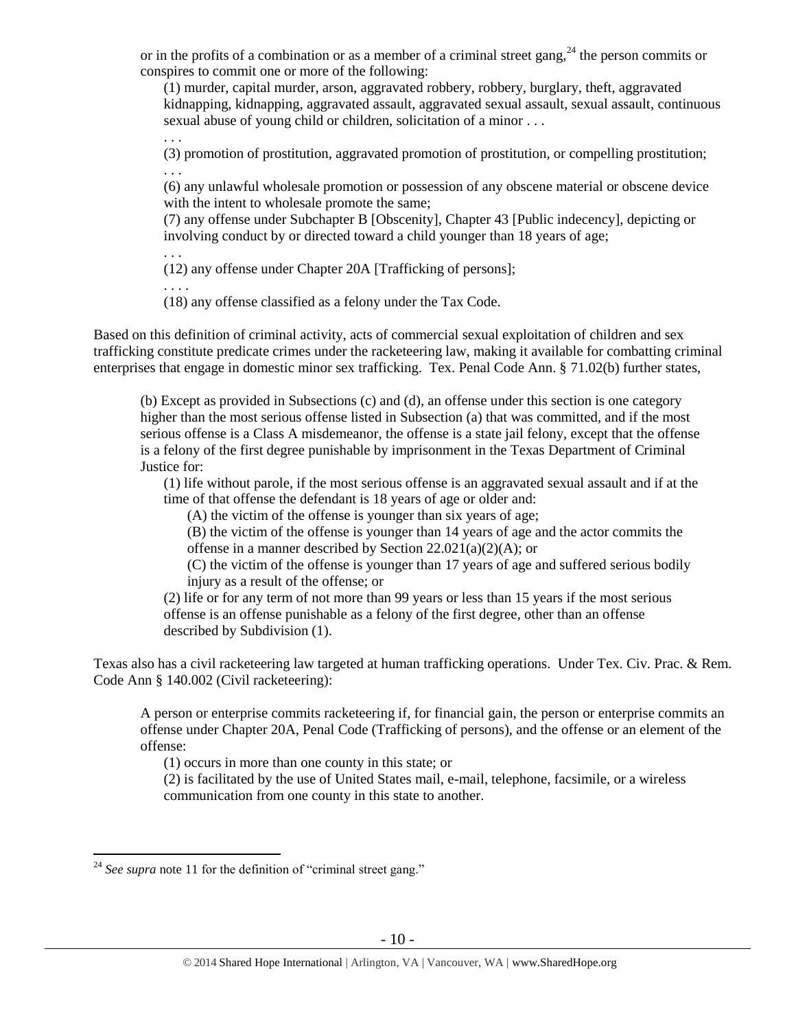or in the profits of a combination or as a member of a criminal street gang,[24] the person commits or conspires to commit one or more of the following:

> (1) murder, capital murder, arson, aggravated robbery, robbery, burglary, theft, aggravated kidnapping, kidnapping, aggravated assault, aggravated sexual assault, sexual assault, continuous sexual abuse of young child or children, solicitation of a minor . . .
>
> . . .
>
> (3) promotion of prostitution, aggravated promotion of prostitution, or compelling prostitution;
>
> . . .
>
> (6) any unlawful wholesale promotion or possession of any obscene material or obscene device with the intent to wholesale promote the same;
>
> (7) any offense under Subchapter B [Obscenity], Chapter 43 [Public indecency], depicting or involving conduct by or directed toward a child younger than 18 years of age;
>
> . . .
>
> (12) any offense under Chapter 20A [Trafficking of persons];
>
> . . . .
>
> (18) any offense classified as a felony under the Tax Code.

Based on this definition of criminal activity, acts of commercial sexual exploitation of children and sex trafficking constitute predicate crimes under the racketeering law, making it available for combatting criminal enterprises that engage in domestic minor sex trafficking. Tex. Penal Code Ann. § 71.02(b) further states,

> (b) Except as provided in Subsections (c) and (d), an offense under this section is one category higher than the most serious offense listed in Subsection (a) that was committed, and if the most serious offense is a Class A misdemeanor, the offense is a state jail felony, except that the offense is a felony of the first degree punishable by imprisonment in the Texas Department of Criminal Justice for:
>
> (1) life without parole, if the most serious offense is an aggravated sexual assault and if at the time of that offense the defendant is 18 years of age or older and:
>
> (A) the victim of the offense is younger than six years of age;
>
> (B) the victim of the offense is younger than 14 years of age and the actor commits the offense in a manner described by Section 22.021(a)(2)(A); or
>
> (C) the victim of the offense is younger than 17 years of age and suffered serious bodily injury as a result of the offense; or
>
> (2) life or for any term of not more than 99 years or less than 15 years if the most serious offense is an offense punishable as a felony of the first degree, other than an offense described by Subdivision (1).

Texas also has a civil racketeering law targeted at human trafficking operations. Under Tex. Civ. Prac. & Rem. Code Ann § 140.002 (Civil racketeering):

> A person or enterprise commits racketeering if, for financial gain, the person or enterprise commits an offense under Chapter 20A, Penal Code (Trafficking of persons), and the offense or an element of the offense:
>
> (1) occurs in more than one county in this state; or
>
> (2) is facilitated by the use of United States mail, e-mail, telephone, facsimile, or a wireless communication from one county in this state to another.

---

[24] *See supra* note 11 for the definition of "criminal street gang."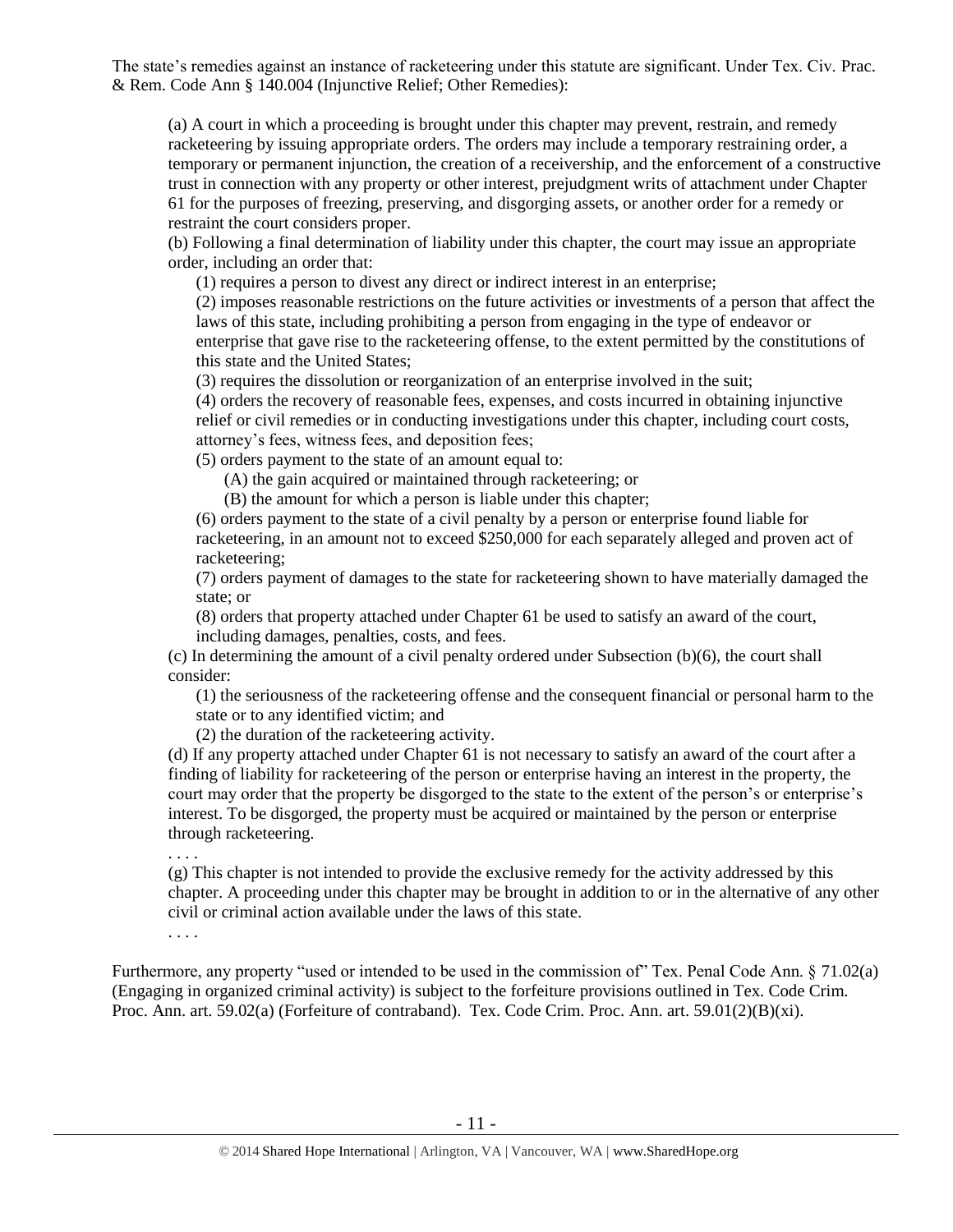The state's remedies against an instance of racketeering under this statute are significant. Under Tex. Civ. Prac. & Rem. Code Ann § 140.004 (Injunctive Relief; Other Remedies):

> (a) A court in which a proceeding is brought under this chapter may prevent, restrain, and remedy racketeering by issuing appropriate orders. The orders may include a temporary restraining order, a temporary or permanent injunction, the creation of a receivership, and the enforcement of a constructive trust in connection with any property or other interest, prejudgment writs of attachment under Chapter 61 for the purposes of freezing, preserving, and disgorging assets, or another order for a remedy or restraint the court considers proper.
>
> (b) Following a final determination of liability under this chapter, the court may issue an appropriate order, including an order that:
>
> (1) requires a person to divest any direct or indirect interest in an enterprise;
>
> (2) imposes reasonable restrictions on the future activities or investments of a person that affect the laws of this state, including prohibiting a person from engaging in the type of endeavor or enterprise that gave rise to the racketeering offense, to the extent permitted by the constitutions of this state and the United States;
>
> (3) requires the dissolution or reorganization of an enterprise involved in the suit;
>
> (4) orders the recovery of reasonable fees, expenses, and costs incurred in obtaining injunctive relief or civil remedies or in conducting investigations under this chapter, including court costs, attorney's fees, witness fees, and deposition fees;
>
> (5) orders payment to the state of an amount equal to:
>
> (A) the gain acquired or maintained through racketeering; or
>
> (B) the amount for which a person is liable under this chapter;
>
> (6) orders payment to the state of a civil penalty by a person or enterprise found liable for racketeering, in an amount not to exceed $250,000 for each separately alleged and proven act of racketeering;
>
> (7) orders payment of damages to the state for racketeering shown to have materially damaged the state; or
>
> (8) orders that property attached under Chapter 61 be used to satisfy an award of the court, including damages, penalties, costs, and fees.
>
> (c) In determining the amount of a civil penalty ordered under Subsection (b)(6), the court shall consider:
>
> (1) the seriousness of the racketeering offense and the consequent financial or personal harm to the state or to any identified victim; and
>
> (2) the duration of the racketeering activity.
>
> (d) If any property attached under Chapter 61 is not necessary to satisfy an award of the court after a finding of liability for racketeering of the person or enterprise having an interest in the property, the court may order that the property be disgorged to the state to the extent of the person's or enterprise's interest. To be disgorged, the property must be acquired or maintained by the person or enterprise through racketeering.
>
> . . . .
>
> (g) This chapter is not intended to provide the exclusive remedy for the activity addressed by this chapter. A proceeding under this chapter may be brought in addition to or in the alternative of any other civil or criminal action available under the laws of this state.
>
> . . . .

Furthermore, any property "used or intended to be used in the commission of" Tex. Penal Code Ann. § 71.02(a) (Engaging in organized criminal activity) is subject to the forfeiture provisions outlined in Tex. Code Crim. Proc. Ann. art. 59.02(a) (Forfeiture of contraband). Tex. Code Crim. Proc. Ann. art. 59.01(2)(B)(xi).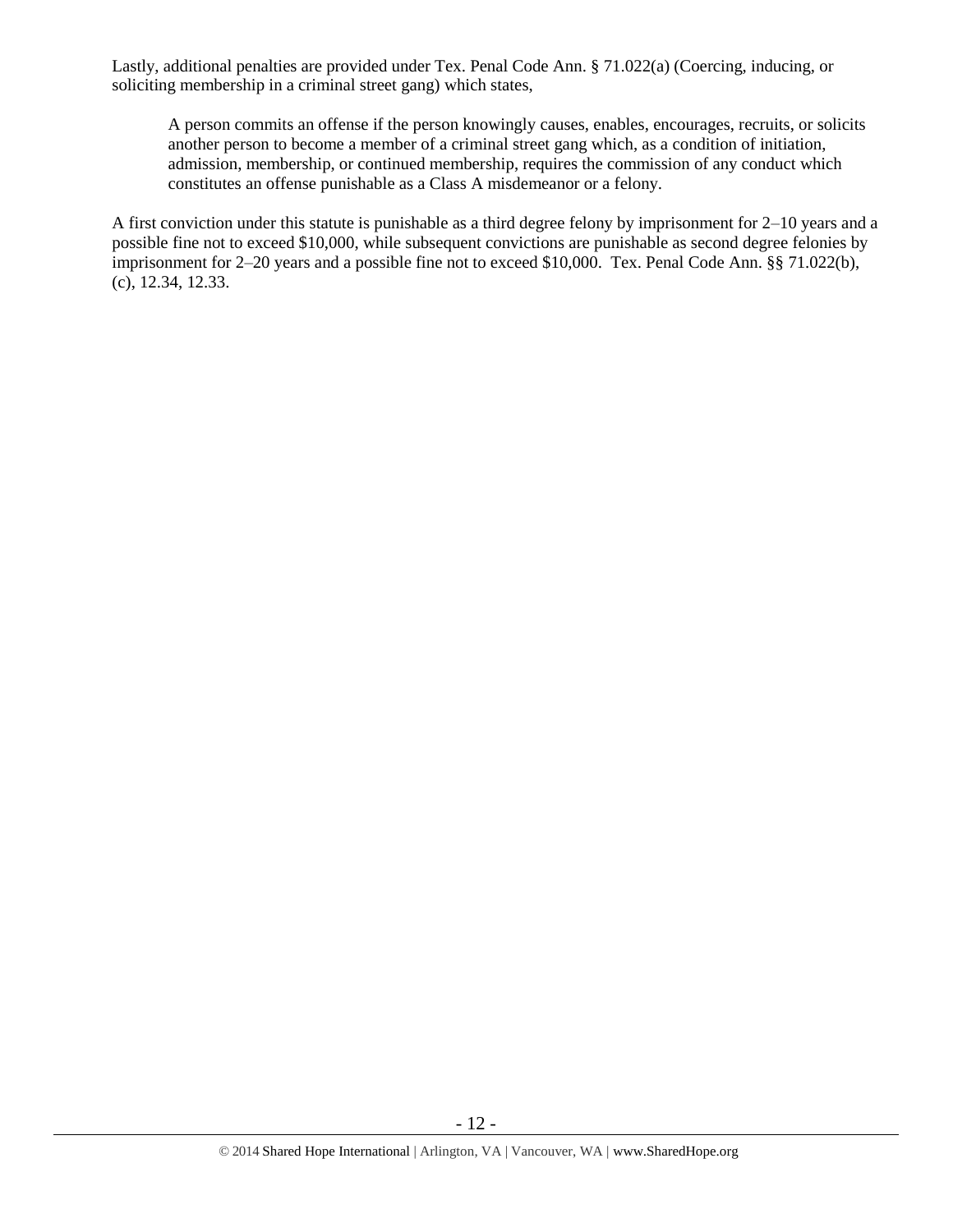Lastly, additional penalties are provided under Tex. Penal Code Ann. § 71.022(a) (Coercing, inducing, or soliciting membership in a criminal street gang) which states,

> A person commits an offense if the person knowingly causes, enables, encourages, recruits, or solicits another person to become a member of a criminal street gang which, as a condition of initiation, admission, membership, or continued membership, requires the commission of any conduct which constitutes an offense punishable as a Class A misdemeanor or a felony.

A first conviction under this statute is punishable as a third degree felony by imprisonment for 2–10 years and a possible fine not to exceed $10,000, while subsequent convictions are punishable as second degree felonies by imprisonment for 2–20 years and a possible fine not to exceed $10,000. Tex. Penal Code Ann. §§ 71.022(b), (c), 12.34, 12.33.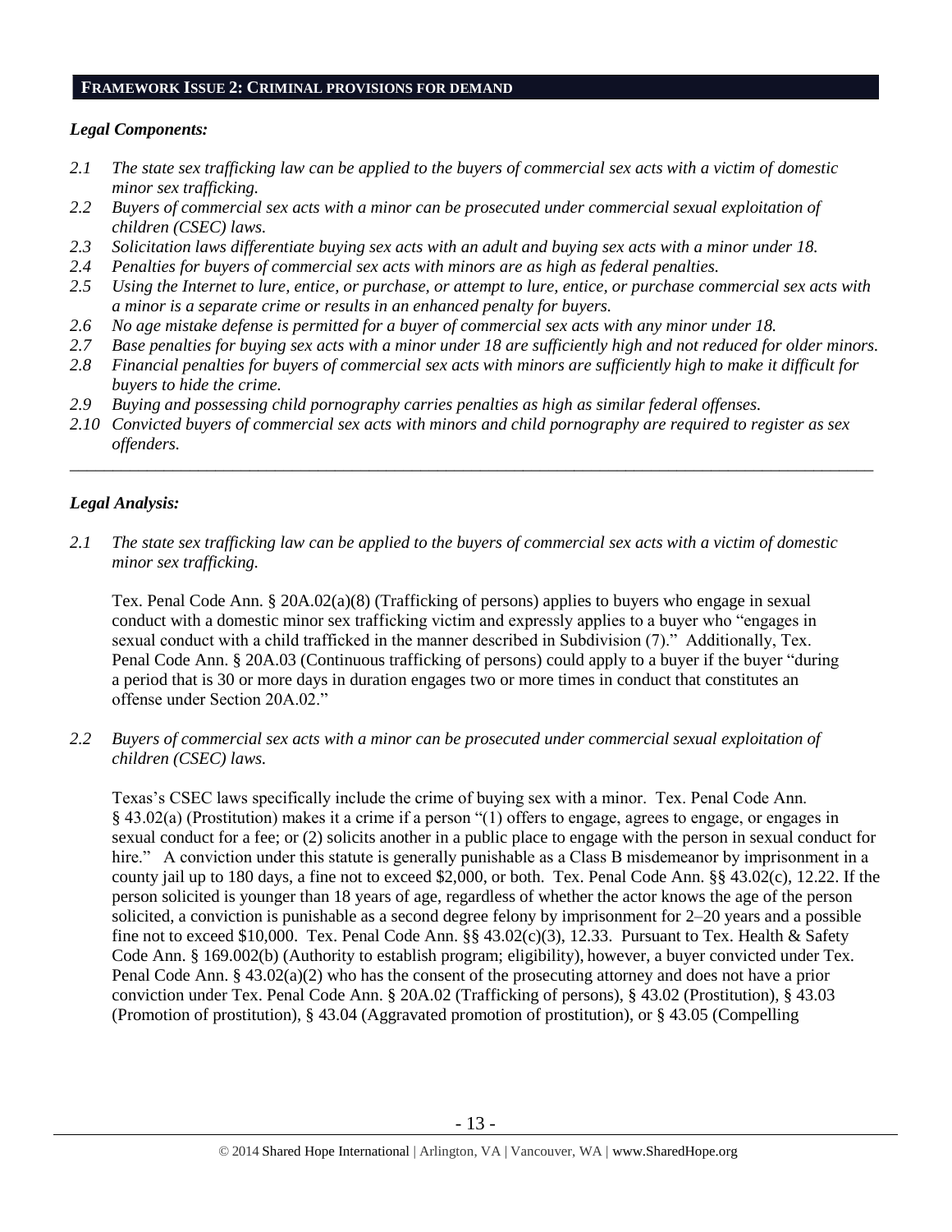## FRAMEWORK ISSUE 2: CRIMINAL PROVISIONS FOR DEMAND

### *Legal Components:*

*2.1 The state sex trafficking law can be applied to the buyers of commercial sex acts with a victim of domestic minor sex trafficking.*

*2.2 Buyers of commercial sex acts with a minor can be prosecuted under commercial sexual exploitation of children (CSEC) laws.*

*2.3 Solicitation laws differentiate buying sex acts with an adult and buying sex acts with a minor under 18.*

*2.4 Penalties for buyers of commercial sex acts with minors are as high as federal penalties.*

*2.5 Using the Internet to lure, entice, or purchase, or attempt to lure, entice, or purchase commercial sex acts with a minor is a separate crime or results in an enhanced penalty for buyers.*

*2.6 No age mistake defense is permitted for a buyer of commercial sex acts with any minor under 18.*

*2.7 Base penalties for buying sex acts with a minor under 18 are sufficiently high and not reduced for older minors.*

*2.8 Financial penalties for buyers of commercial sex acts with minors are sufficiently high to make it difficult for buyers to hide the crime.*

*2.9 Buying and possessing child pornography carries penalties as high as similar federal offenses.*

*2.10 Convicted buyers of commercial sex acts with minors and child pornography are required to register as sex offenders.*

---

### *Legal Analysis:*

*2.1 The state sex trafficking law can be applied to the buyers of commercial sex acts with a victim of domestic minor sex trafficking.*

Tex. Penal Code Ann. § 20A.02(a)(8) (Trafficking of persons) applies to buyers who engage in sexual conduct with a domestic minor sex trafficking victim and expressly applies to a buyer who "engages in sexual conduct with a child trafficked in the manner described in Subdivision (7)." Additionally, Tex. Penal Code Ann. § 20A.03 (Continuous trafficking of persons) could apply to a buyer if the buyer "during a period that is 30 or more days in duration engages two or more times in conduct that constitutes an offense under Section 20A.02."

*2.2 Buyers of commercial sex acts with a minor can be prosecuted under commercial sexual exploitation of children (CSEC) laws.*

Texas's CSEC laws specifically include the crime of buying sex with a minor. Tex. Penal Code Ann. § 43.02(a) (Prostitution) makes it a crime if a person "(1) offers to engage, agrees to engage, or engages in sexual conduct for a fee; or (2) solicits another in a public place to engage with the person in sexual conduct for hire." A conviction under this statute is generally punishable as a Class B misdemeanor by imprisonment in a county jail up to 180 days, a fine not to exceed $2,000, or both. Tex. Penal Code Ann. §§ 43.02(c), 12.22. If the person solicited is younger than 18 years of age, regardless of whether the actor knows the age of the person solicited, a conviction is punishable as a second degree felony by imprisonment for 2–20 years and a possible fine not to exceed $10,000. Tex. Penal Code Ann. §§ 43.02(c)(3), 12.33. Pursuant to Tex. Health & Safety Code Ann. § 169.002(b) (Authority to establish program; eligibility), however, a buyer convicted under Tex. Penal Code Ann. § 43.02(a)(2) who has the consent of the prosecuting attorney and does not have a prior conviction under Tex. Penal Code Ann. § 20A.02 (Trafficking of persons), § 43.02 (Prostitution), § 43.03 (Promotion of prostitution), § 43.04 (Aggravated promotion of prostitution), or § 43.05 (Compelling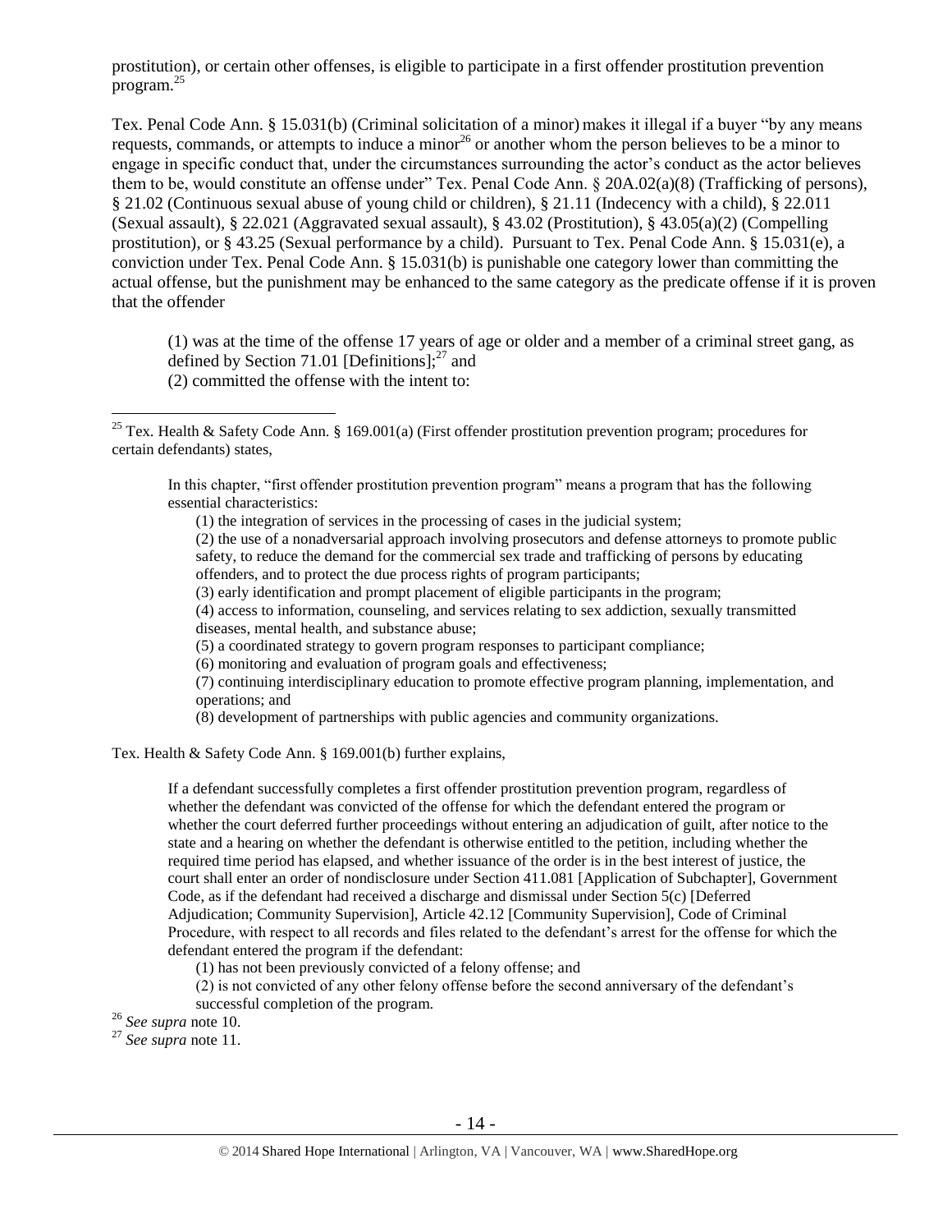prostitution), or certain other offenses, is eligible to participate in a first offender prostitution prevention program.[25]

Tex. Penal Code Ann. § 15.031(b) (Criminal solicitation of a minor) makes it illegal if a buyer "by any means requests, commands, or attempts to induce a minor[26] or another whom the person believes to be a minor to engage in specific conduct that, under the circumstances surrounding the actor's conduct as the actor believes them to be, would constitute an offense under" Tex. Penal Code Ann. § 20A.02(a)(8) (Trafficking of persons), § 21.02 (Continuous sexual abuse of young child or children), § 21.11 (Indecency with a child), § 22.011 (Sexual assault), § 22.021 (Aggravated sexual assault), § 43.02 (Prostitution), § 43.05(a)(2) (Compelling prostitution), or § 43.25 (Sexual performance by a child). Pursuant to Tex. Penal Code Ann. § 15.031(e), a conviction under Tex. Penal Code Ann. § 15.031(b) is punishable one category lower than committing the actual offense, but the punishment may be enhanced to the same category as the predicate offense if it is proven that the offender

> (1) was at the time of the offense 17 years of age or older and a member of a criminal street gang, as defined by Section 71.01 [Definitions];[27] and
> (2) committed the offense with the intent to:

---

[25] Tex. Health & Safety Code Ann. § 169.001(a) (First offender prostitution prevention program; procedures for certain defendants) states,

> In this chapter, "first offender prostitution prevention program" means a program that has the following essential characteristics:
> (1) the integration of services in the processing of cases in the judicial system;
> (2) the use of a nonadversarial approach involving prosecutors and defense attorneys to promote public safety, to reduce the demand for the commercial sex trade and trafficking of persons by educating offenders, and to protect the due process rights of program participants;
> (3) early identification and prompt placement of eligible participants in the program;
> (4) access to information, counseling, and services relating to sex addiction, sexually transmitted diseases, mental health, and substance abuse;
> (5) a coordinated strategy to govern program responses to participant compliance;
> (6) monitoring and evaluation of program goals and effectiveness;
> (7) continuing interdisciplinary education to promote effective program planning, implementation, and operations; and
> (8) development of partnerships with public agencies and community organizations.

Tex. Health & Safety Code Ann. § 169.001(b) further explains,

> If a defendant successfully completes a first offender prostitution prevention program, regardless of whether the defendant was convicted of the offense for which the defendant entered the program or whether the court deferred further proceedings without entering an adjudication of guilt, after notice to the state and a hearing on whether the defendant is otherwise entitled to the petition, including whether the required time period has elapsed, and whether issuance of the order is in the best interest of justice, the court shall enter an order of nondisclosure under Section 411.081 [Application of Subchapter], Government Code, as if the defendant had received a discharge and dismissal under Section 5(c) [Deferred Adjudication; Community Supervision], Article 42.12 [Community Supervision], Code of Criminal Procedure, with respect to all records and files related to the defendant's arrest for the offense for which the defendant entered the program if the defendant:
> (1) has not been previously convicted of a felony offense; and
> (2) is not convicted of any other felony offense before the second anniversary of the defendant's successful completion of the program.

[26] *See supra* note 10.

[27] *See supra* note 11.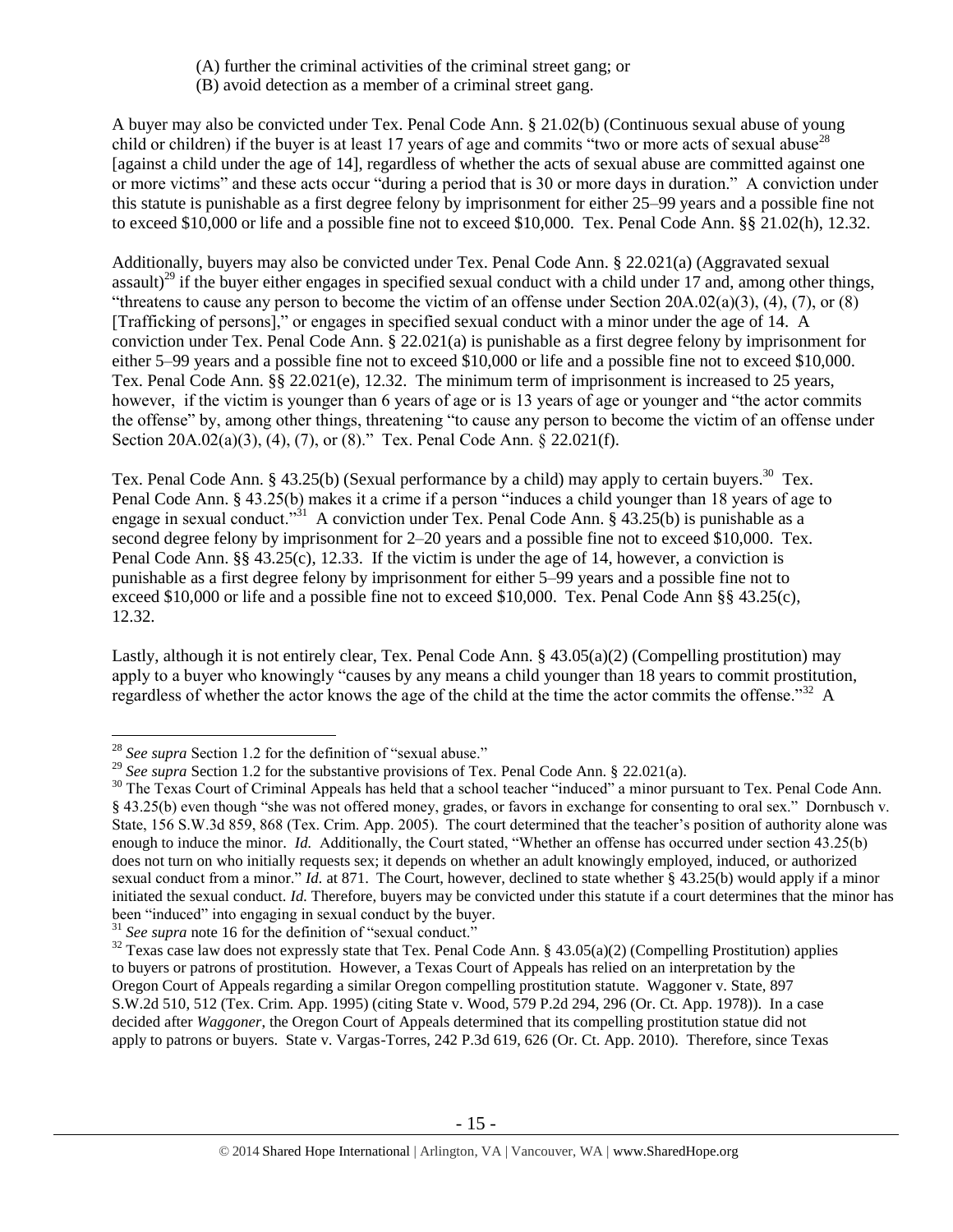(A) further the criminal activities of the criminal street gang; or
(B) avoid detection as a member of a criminal street gang.

A buyer may also be convicted under Tex. Penal Code Ann. § 21.02(b) (Continuous sexual abuse of young child or children) if the buyer is at least 17 years of age and commits "two or more acts of sexual abuse[28] [against a child under the age of 14], regardless of whether the acts of sexual abuse are committed against one or more victims" and these acts occur "during a period that is 30 or more days in duration." A conviction under this statute is punishable as a first degree felony by imprisonment for either 25–99 years and a possible fine not to exceed $10,000 or life and a possible fine not to exceed $10,000. Tex. Penal Code Ann. §§ 21.02(h), 12.32.

Additionally, buyers may also be convicted under Tex. Penal Code Ann. § 22.021(a) (Aggravated sexual assault)[29] if the buyer either engages in specified sexual conduct with a child under 17 and, among other things, "threatens to cause any person to become the victim of an offense under Section 20A.02(a)(3), (4), (7), or (8) [Trafficking of persons]," or engages in specified sexual conduct with a minor under the age of 14. A conviction under Tex. Penal Code Ann. § 22.021(a) is punishable as a first degree felony by imprisonment for either 5–99 years and a possible fine not to exceed $10,000 or life and a possible fine not to exceed $10,000. Tex. Penal Code Ann. §§ 22.021(e), 12.32. The minimum term of imprisonment is increased to 25 years, however, if the victim is younger than 6 years of age or is 13 years of age or younger and "the actor commits the offense" by, among other things, threatening "to cause any person to become the victim of an offense under Section 20A.02(a)(3), (4), (7), or (8)." Tex. Penal Code Ann. § 22.021(f).

Tex. Penal Code Ann. § 43.25(b) (Sexual performance by a child) may apply to certain buyers.[30] Tex. Penal Code Ann. § 43.25(b) makes it a crime if a person "induces a child younger than 18 years of age to engage in sexual conduct."[31] A conviction under Tex. Penal Code Ann. § 43.25(b) is punishable as a second degree felony by imprisonment for 2–20 years and a possible fine not to exceed $10,000. Tex. Penal Code Ann. §§ 43.25(c), 12.33. If the victim is under the age of 14, however, a conviction is punishable as a first degree felony by imprisonment for either 5–99 years and a possible fine not to exceed $10,000 or life and a possible fine not to exceed $10,000. Tex. Penal Code Ann §§ 43.25(c), 12.32.

Lastly, although it is not entirely clear, Tex. Penal Code Ann. § 43.05(a)(2) (Compelling prostitution) may apply to a buyer who knowingly "causes by any means a child younger than 18 years to commit prostitution, regardless of whether the actor knows the age of the child at the time the actor commits the offense."[32] A

---

[28] *See supra* Section 1.2 for the definition of "sexual abuse."

[29] *See supra* Section 1.2 for the substantive provisions of Tex. Penal Code Ann. § 22.021(a).

[30] The Texas Court of Criminal Appeals has held that a school teacher "induced" a minor pursuant to Tex. Penal Code Ann. § 43.25(b) even though "she was not offered money, grades, or favors in exchange for consenting to oral sex." Dornbusch v. State, 156 S.W.3d 859, 868 (Tex. Crim. App. 2005). The court determined that the teacher's position of authority alone was enough to induce the minor. *Id.* Additionally, the Court stated, "Whether an offense has occurred under section 43.25(b) does not turn on who initially requests sex; it depends on whether an adult knowingly employed, induced, or authorized sexual conduct from a minor." *Id.* at 871. The Court, however, declined to state whether § 43.25(b) would apply if a minor initiated the sexual conduct. *Id.* Therefore, buyers may be convicted under this statute if a court determines that the minor has been "induced" into engaging in sexual conduct by the buyer.

[31] *See supra* note 16 for the definition of "sexual conduct."

[32] Texas case law does not expressly state that Tex. Penal Code Ann. § 43.05(a)(2) (Compelling Prostitution) applies to buyers or patrons of prostitution. However, a Texas Court of Appeals has relied on an interpretation by the Oregon Court of Appeals regarding a similar Oregon compelling prostitution statute. Waggoner v. State, 897 S.W.2d 510, 512 (Tex. Crim. App. 1995) (citing State v. Wood, 579 P.2d 294, 296 (Or. Ct. App. 1978)). In a case decided after *Waggoner*, the Oregon Court of Appeals determined that its compelling prostitution statue did not apply to patrons or buyers. State v. Vargas-Torres, 242 P.3d 619, 626 (Or. Ct. App. 2010). Therefore, since Texas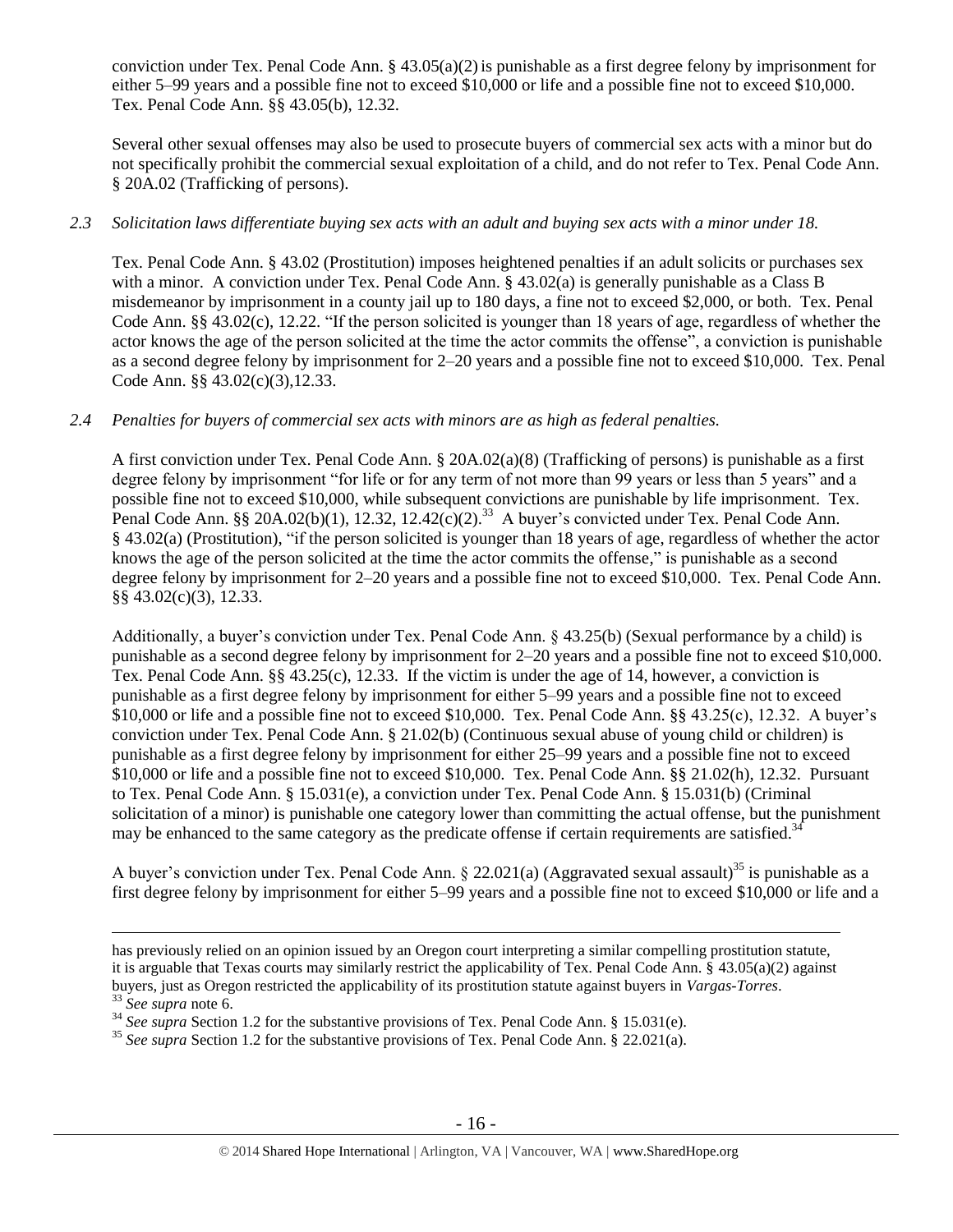conviction under Tex. Penal Code Ann. § 43.05(a)(2) is punishable as a first degree felony by imprisonment for either 5–99 years and a possible fine not to exceed $10,000 or life and a possible fine not to exceed $10,000. Tex. Penal Code Ann. §§ 43.05(b), 12.32.

Several other sexual offenses may also be used to prosecute buyers of commercial sex acts with a minor but do not specifically prohibit the commercial sexual exploitation of a child, and do not refer to Tex. Penal Code Ann. § 20A.02 (Trafficking of persons).

*2.3 Solicitation laws differentiate buying sex acts with an adult and buying sex acts with a minor under 18.*

Tex. Penal Code Ann. § 43.02 (Prostitution) imposes heightened penalties if an adult solicits or purchases sex with a minor. A conviction under Tex. Penal Code Ann. § 43.02(a) is generally punishable as a Class B misdemeanor by imprisonment in a county jail up to 180 days, a fine not to exceed $2,000, or both. Tex. Penal Code Ann. §§ 43.02(c), 12.22. "If the person solicited is younger than 18 years of age, regardless of whether the actor knows the age of the person solicited at the time the actor commits the offense", a conviction is punishable as a second degree felony by imprisonment for 2–20 years and a possible fine not to exceed $10,000. Tex. Penal Code Ann. §§ 43.02(c)(3),12.33.

*2.4 Penalties for buyers of commercial sex acts with minors are as high as federal penalties.*

A first conviction under Tex. Penal Code Ann. § 20A.02(a)(8) (Trafficking of persons) is punishable as a first degree felony by imprisonment "for life or for any term of not more than 99 years or less than 5 years" and a possible fine not to exceed $10,000, while subsequent convictions are punishable by life imprisonment. Tex. Penal Code Ann. §§ 20A.02(b)(1), 12.32, 12.42(c)(2).[33] A buyer's convicted under Tex. Penal Code Ann. § 43.02(a) (Prostitution), "if the person solicited is younger than 18 years of age, regardless of whether the actor knows the age of the person solicited at the time the actor commits the offense," is punishable as a second degree felony by imprisonment for 2–20 years and a possible fine not to exceed $10,000. Tex. Penal Code Ann. §§ 43.02(c)(3), 12.33.

Additionally, a buyer's conviction under Tex. Penal Code Ann. § 43.25(b) (Sexual performance by a child) is punishable as a second degree felony by imprisonment for 2–20 years and a possible fine not to exceed $10,000. Tex. Penal Code Ann. §§ 43.25(c), 12.33. If the victim is under the age of 14, however, a conviction is punishable as a first degree felony by imprisonment for either 5–99 years and a possible fine not to exceed $10,000 or life and a possible fine not to exceed $10,000. Tex. Penal Code Ann. §§ 43.25(c), 12.32. A buyer's conviction under Tex. Penal Code Ann. § 21.02(b) (Continuous sexual abuse of young child or children) is punishable as a first degree felony by imprisonment for either 25–99 years and a possible fine not to exceed $10,000 or life and a possible fine not to exceed $10,000. Tex. Penal Code Ann. §§ 21.02(h), 12.32. Pursuant to Tex. Penal Code Ann. § 15.031(e), a conviction under Tex. Penal Code Ann. § 15.031(b) (Criminal solicitation of a minor) is punishable one category lower than committing the actual offense, but the punishment may be enhanced to the same category as the predicate offense if certain requirements are satisfied.[34]

A buyer's conviction under Tex. Penal Code Ann. § 22.021(a) (Aggravated sexual assault)[35] is punishable as a first degree felony by imprisonment for either 5–99 years and a possible fine not to exceed $10,000 or life and a

---

has previously relied on an opinion issued by an Oregon court interpreting a similar compelling prostitution statute, it is arguable that Texas courts may similarly restrict the applicability of Tex. Penal Code Ann. § 43.05(a)(2) against buyers, just as Oregon restricted the applicability of its prostitution statute against buyers in *Vargas-Torres*.

[33] *See supra* note 6.

[34] *See supra* Section 1.2 for the substantive provisions of Tex. Penal Code Ann. § 15.031(e).

[35] *See supra* Section 1.2 for the substantive provisions of Tex. Penal Code Ann. § 22.021(a).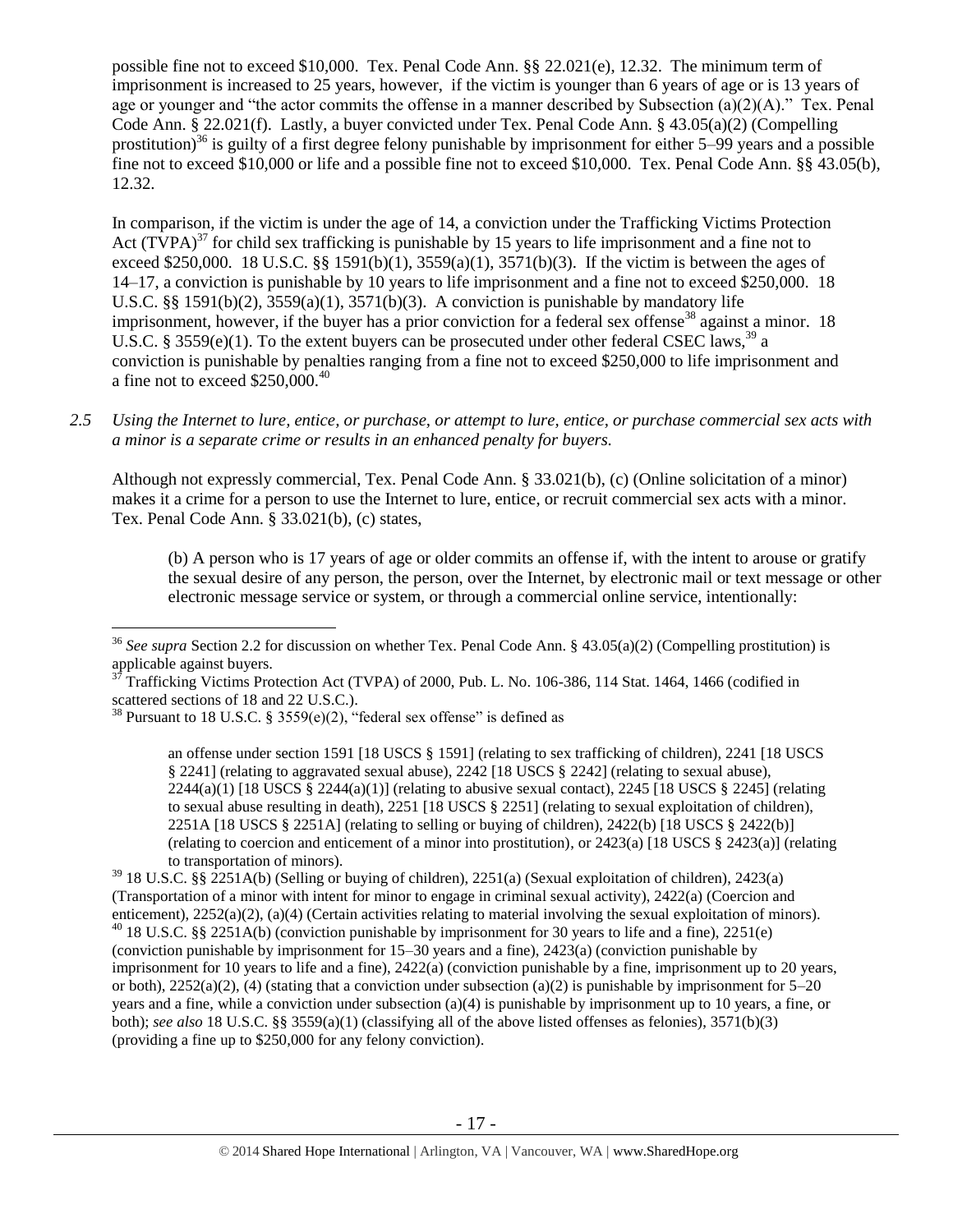possible fine not to exceed $10,000. Tex. Penal Code Ann. §§ 22.021(e), 12.32. The minimum term of imprisonment is increased to 25 years, however, if the victim is younger than 6 years of age or is 13 years of age or younger and "the actor commits the offense in a manner described by Subsection (a)(2)(A)." Tex. Penal Code Ann. § 22.021(f). Lastly, a buyer convicted under Tex. Penal Code Ann. § 43.05(a)(2) (Compelling prostitution)[36] is guilty of a first degree felony punishable by imprisonment for either 5–99 years and a possible fine not to exceed $10,000 or life and a possible fine not to exceed $10,000. Tex. Penal Code Ann. §§ 43.05(b), 12.32.

In comparison, if the victim is under the age of 14, a conviction under the Trafficking Victims Protection Act (TVPA)[37] for child sex trafficking is punishable by 15 years to life imprisonment and a fine not to exceed $250,000. 18 U.S.C. §§ 1591(b)(1), 3559(a)(1), 3571(b)(3). If the victim is between the ages of 14–17, a conviction is punishable by 10 years to life imprisonment and a fine not to exceed $250,000. 18 U.S.C. §§ 1591(b)(2), 3559(a)(1), 3571(b)(3). A conviction is punishable by mandatory life imprisonment, however, if the buyer has a prior conviction for a federal sex offense[38] against a minor. 18 U.S.C. § 3559(e)(1). To the extent buyers can be prosecuted under other federal CSEC laws,[39] a conviction is punishable by penalties ranging from a fine not to exceed $250,000 to life imprisonment and a fine not to exceed $250,000.[40]

*2.5 Using the Internet to lure, entice, or purchase, or attempt to lure, entice, or purchase commercial sex acts with a minor is a separate crime or results in an enhanced penalty for buyers.*

Although not expressly commercial, Tex. Penal Code Ann. § 33.021(b), (c) (Online solicitation of a minor) makes it a crime for a person to use the Internet to lure, entice, or recruit commercial sex acts with a minor. Tex. Penal Code Ann. § 33.021(b), (c) states,

> (b) A person who is 17 years of age or older commits an offense if, with the intent to arouse or gratify the sexual desire of any person, the person, over the Internet, by electronic mail or text message or other electronic message service or system, or through a commercial online service, intentionally:

---

[36] *See supra* Section 2.2 for discussion on whether Tex. Penal Code Ann. § 43.05(a)(2) (Compelling prostitution) is applicable against buyers.

[37] Trafficking Victims Protection Act (TVPA) of 2000, Pub. L. No. 106-386, 114 Stat. 1464, 1466 (codified in scattered sections of 18 and 22 U.S.C.).

[38] Pursuant to 18 U.S.C. § 3559(e)(2), "federal sex offense" is defined as

> an offense under section 1591 [18 USCS § 1591] (relating to sex trafficking of children), 2241 [18 USCS § 2241] (relating to aggravated sexual abuse), 2242 [18 USCS § 2242] (relating to sexual abuse), 2244(a)(1) [18 USCS § 2244(a)(1)] (relating to abusive sexual contact), 2245 [18 USCS § 2245] (relating to sexual abuse resulting in death), 2251 [18 USCS § 2251] (relating to sexual exploitation of children), 2251A [18 USCS § 2251A] (relating to selling or buying of children), 2422(b) [18 USCS § 2422(b)] (relating to coercion and enticement of a minor into prostitution), or 2423(a) [18 USCS § 2423(a)] (relating to transportation of minors).

[39] 18 U.S.C. §§ 2251A(b) (Selling or buying of children), 2251(a) (Sexual exploitation of children), 2423(a) (Transportation of a minor with intent for minor to engage in criminal sexual activity), 2422(a) (Coercion and enticement), 2252(a)(2), (a)(4) (Certain activities relating to material involving the sexual exploitation of minors).

[40] 18 U.S.C. §§ 2251A(b) (conviction punishable by imprisonment for 30 years to life and a fine), 2251(e) (conviction punishable by imprisonment for 15–30 years and a fine), 2423(a) (conviction punishable by imprisonment for 10 years to life and a fine), 2422(a) (conviction punishable by a fine, imprisonment up to 20 years, or both), 2252(a)(2), (4) (stating that a conviction under subsection (a)(2) is punishable by imprisonment for 5–20 years and a fine, while a conviction under subsection (a)(4) is punishable by imprisonment up to 10 years, a fine, or both); *see also* 18 U.S.C. §§ 3559(a)(1) (classifying all of the above listed offenses as felonies), 3571(b)(3) (providing a fine up to $250,000 for any felony conviction).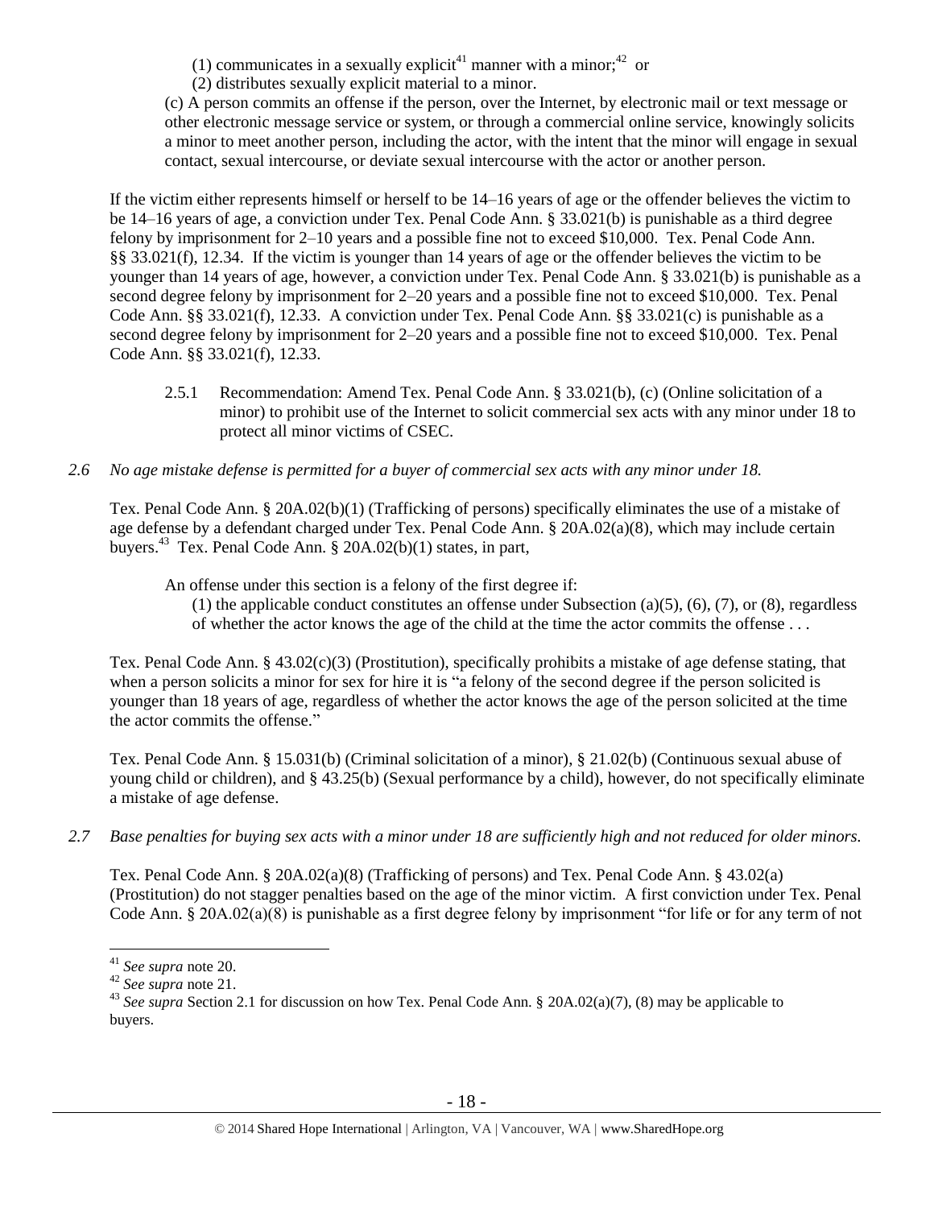(1) communicates in a sexually explicit[41] manner with a minor;[42] or
(2) distributes sexually explicit material to a minor.

(c) A person commits an offense if the person, over the Internet, by electronic mail or text message or other electronic message service or system, or through a commercial online service, knowingly solicits a minor to meet another person, including the actor, with the intent that the minor will engage in sexual contact, sexual intercourse, or deviate sexual intercourse with the actor or another person.

If the victim either represents himself or herself to be 14–16 years of age or the offender believes the victim to be 14–16 years of age, a conviction under Tex. Penal Code Ann. § 33.021(b) is punishable as a third degree felony by imprisonment for 2–10 years and a possible fine not to exceed $10,000. Tex. Penal Code Ann. §§ 33.021(f), 12.34. If the victim is younger than 14 years of age or the offender believes the victim to be younger than 14 years of age, however, a conviction under Tex. Penal Code Ann. § 33.021(b) is punishable as a second degree felony by imprisonment for 2–20 years and a possible fine not to exceed $10,000. Tex. Penal Code Ann. §§ 33.021(f), 12.33. A conviction under Tex. Penal Code Ann. §§ 33.021(c) is punishable as a second degree felony by imprisonment for 2–20 years and a possible fine not to exceed $10,000. Tex. Penal Code Ann. §§ 33.021(f), 12.33.

2.5.1 Recommendation: Amend Tex. Penal Code Ann. § 33.021(b), (c) (Online solicitation of a minor) to prohibit use of the Internet to solicit commercial sex acts with any minor under 18 to protect all minor victims of CSEC.

*2.6 No age mistake defense is permitted for a buyer of commercial sex acts with any minor under 18.*

Tex. Penal Code Ann. § 20A.02(b)(1) (Trafficking of persons) specifically eliminates the use of a mistake of age defense by a defendant charged under Tex. Penal Code Ann. § 20A.02(a)(8), which may include certain buyers.[43] Tex. Penal Code Ann. § 20A.02(b)(1) states, in part,

An offense under this section is a felony of the first degree if:
(1) the applicable conduct constitutes an offense under Subsection (a)(5), (6), (7), or (8), regardless of whether the actor knows the age of the child at the time the actor commits the offense . . .

Tex. Penal Code Ann. § 43.02(c)(3) (Prostitution), specifically prohibits a mistake of age defense stating, that when a person solicits a minor for sex for hire it is "a felony of the second degree if the person solicited is younger than 18 years of age, regardless of whether the actor knows the age of the person solicited at the time the actor commits the offense."

Tex. Penal Code Ann. § 15.031(b) (Criminal solicitation of a minor), § 21.02(b) (Continuous sexual abuse of young child or children), and § 43.25(b) (Sexual performance by a child), however, do not specifically eliminate a mistake of age defense.

*2.7 Base penalties for buying sex acts with a minor under 18 are sufficiently high and not reduced for older minors.*

Tex. Penal Code Ann. § 20A.02(a)(8) (Trafficking of persons) and Tex. Penal Code Ann. § 43.02(a) (Prostitution) do not stagger penalties based on the age of the minor victim. A first conviction under Tex. Penal Code Ann. § 20A.02(a)(8) is punishable as a first degree felony by imprisonment "for life or for any term of not

[41] *See supra* note 20.
[42] *See supra* note 21.
[43] *See supra* Section 2.1 for discussion on how Tex. Penal Code Ann. § 20A.02(a)(7), (8) may be applicable to buyers.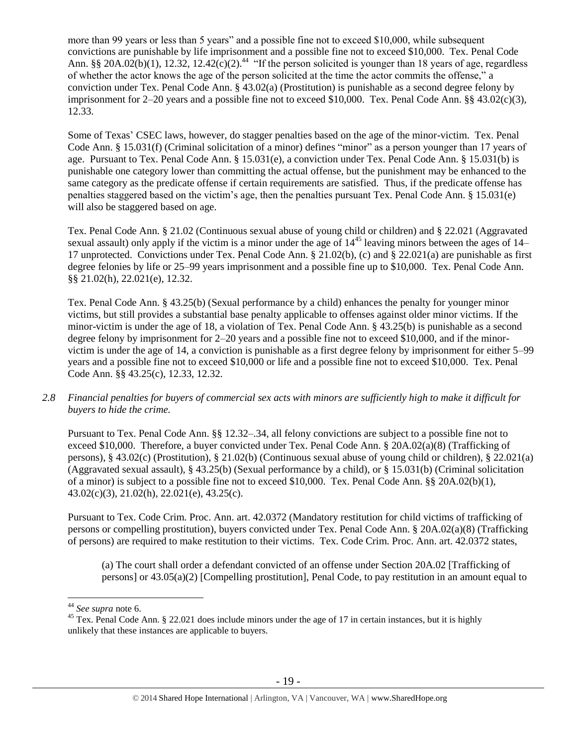more than 99 years or less than 5 years" and a possible fine not to exceed $10,000, while subsequent convictions are punishable by life imprisonment and a possible fine not to exceed $10,000. Tex. Penal Code Ann. §§ 20A.02(b)(1), 12.32, 12.42(c)(2).[44] "If the person solicited is younger than 18 years of age, regardless of whether the actor knows the age of the person solicited at the time the actor commits the offense," a conviction under Tex. Penal Code Ann. § 43.02(a) (Prostitution) is punishable as a second degree felony by imprisonment for 2–20 years and a possible fine not to exceed $10,000. Tex. Penal Code Ann. §§ 43.02(c)(3), 12.33.

Some of Texas' CSEC laws, however, do stagger penalties based on the age of the minor-victim. Tex. Penal Code Ann. § 15.031(f) (Criminal solicitation of a minor) defines "minor" as a person younger than 17 years of age. Pursuant to Tex. Penal Code Ann. § 15.031(e), a conviction under Tex. Penal Code Ann. § 15.031(b) is punishable one category lower than committing the actual offense, but the punishment may be enhanced to the same category as the predicate offense if certain requirements are satisfied. Thus, if the predicate offense has penalties staggered based on the victim's age, then the penalties pursuant Tex. Penal Code Ann. § 15.031(e) will also be staggered based on age.

Tex. Penal Code Ann. § 21.02 (Continuous sexual abuse of young child or children) and § 22.021 (Aggravated sexual assault) only apply if the victim is a minor under the age of 14[45] leaving minors between the ages of 14–17 unprotected. Convictions under Tex. Penal Code Ann. § 21.02(b), (c) and § 22.021(a) are punishable as first degree felonies by life or 25–99 years imprisonment and a possible fine up to $10,000. Tex. Penal Code Ann. §§ 21.02(h), 22.021(e), 12.32.

Tex. Penal Code Ann. § 43.25(b) (Sexual performance by a child) enhances the penalty for younger minor victims, but still provides a substantial base penalty applicable to offenses against older minor victims. If the minor-victim is under the age of 18, a violation of Tex. Penal Code Ann. § 43.25(b) is punishable as a second degree felony by imprisonment for 2–20 years and a possible fine not to exceed $10,000, and if the minor-victim is under the age of 14, a conviction is punishable as a first degree felony by imprisonment for either 5–99 years and a possible fine not to exceed $10,000 or life and a possible fine not to exceed $10,000. Tex. Penal Code Ann. §§ 43.25(c), 12.33, 12.32.

*2.8 Financial penalties for buyers of commercial sex acts with minors are sufficiently high to make it difficult for buyers to hide the crime.*

Pursuant to Tex. Penal Code Ann. §§ 12.32–.34, all felony convictions are subject to a possible fine not to exceed $10,000. Therefore, a buyer convicted under Tex. Penal Code Ann. § 20A.02(a)(8) (Trafficking of persons), § 43.02(c) (Prostitution), § 21.02(b) (Continuous sexual abuse of young child or children), § 22.021(a) (Aggravated sexual assault), § 43.25(b) (Sexual performance by a child), or § 15.031(b) (Criminal solicitation of a minor) is subject to a possible fine not to exceed $10,000. Tex. Penal Code Ann. §§ 20A.02(b)(1), 43.02(c)(3), 21.02(h), 22.021(e), 43.25(c).

Pursuant to Tex. Code Crim. Proc. Ann. art. 42.0372 (Mandatory restitution for child victims of trafficking of persons or compelling prostitution), buyers convicted under Tex. Penal Code Ann. § 20A.02(a)(8) (Trafficking of persons) are required to make restitution to their victims. Tex. Code Crim. Proc. Ann. art. 42.0372 states,

> (a) The court shall order a defendant convicted of an offense under Section 20A.02 [Trafficking of persons] or 43.05(a)(2) [Compelling prostitution], Penal Code, to pay restitution in an amount equal to

---

[44] *See supra* note 6.

[45] Tex. Penal Code Ann. § 22.021 does include minors under the age of 17 in certain instances, but it is highly unlikely that these instances are applicable to buyers.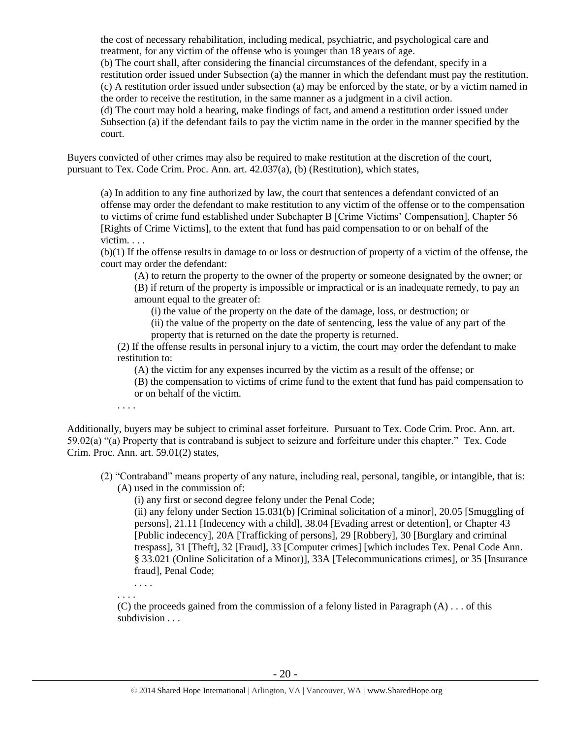the cost of necessary rehabilitation, including medical, psychiatric, and psychological care and treatment, for any victim of the offense who is younger than 18 years of age.
(b) The court shall, after considering the financial circumstances of the defendant, specify in a restitution order issued under Subsection (a) the manner in which the defendant must pay the restitution.
(c) A restitution order issued under subsection (a) may be enforced by the state, or by a victim named in the order to receive the restitution, in the same manner as a judgment in a civil action.
(d) The court may hold a hearing, make findings of fact, and amend a restitution order issued under Subsection (a) if the defendant fails to pay the victim name in the order in the manner specified by the court.

Buyers convicted of other crimes may also be required to make restitution at the discretion of the court, pursuant to Tex. Code Crim. Proc. Ann. art. 42.037(a), (b) (Restitution), which states,

> (a) In addition to any fine authorized by law, the court that sentences a defendant convicted of an offense may order the defendant to make restitution to any victim of the offense or to the compensation to victims of crime fund established under Subchapter B [Crime Victims' Compensation], Chapter 56 [Rights of Crime Victims], to the extent that fund has paid compensation to or on behalf of the victim. . . .
> (b)(1) If the offense results in damage to or loss or destruction of property of a victim of the offense, the court may order the defendant:
> (A) to return the property to the owner of the property or someone designated by the owner; or
> (B) if return of the property is impossible or impractical or is an inadequate remedy, to pay an amount equal to the greater of:
> (i) the value of the property on the date of the damage, loss, or destruction; or
> (ii) the value of the property on the date of sentencing, less the value of any part of the property that is returned on the date the property is returned.
> (2) If the offense results in personal injury to a victim, the court may order the defendant to make restitution to:
> (A) the victim for any expenses incurred by the victim as a result of the offense; or
> (B) the compensation to victims of crime fund to the extent that fund has paid compensation to or on behalf of the victim.
> . . . .

Additionally, buyers may be subject to criminal asset forfeiture. Pursuant to Tex. Code Crim. Proc. Ann. art. 59.02(a) "(a) Property that is contraband is subject to seizure and forfeiture under this chapter." Tex. Code Crim. Proc. Ann. art. 59.01(2) states,

> (2) "Contraband" means property of any nature, including real, personal, tangible, or intangible, that is:
> (A) used in the commission of:
> (i) any first or second degree felony under the Penal Code;
> (ii) any felony under Section 15.031(b) [Criminal solicitation of a minor], 20.05 [Smuggling of persons], 21.11 [Indecency with a child], 38.04 [Evading arrest or detention], or Chapter 43 [Public indecency], 20A [Trafficking of persons], 29 [Robbery], 30 [Burglary and criminal trespass], 31 [Theft], 32 [Fraud], 33 [Computer crimes] [which includes Tex. Penal Code Ann. § 33.021 (Online Solicitation of a Minor)], 33A [Telecommunications crimes], or 35 [Insurance fraud], Penal Code;
> . . . .
> . . . .
> (C) the proceeds gained from the commission of a felony listed in Paragraph (A) . . . of this subdivision . . .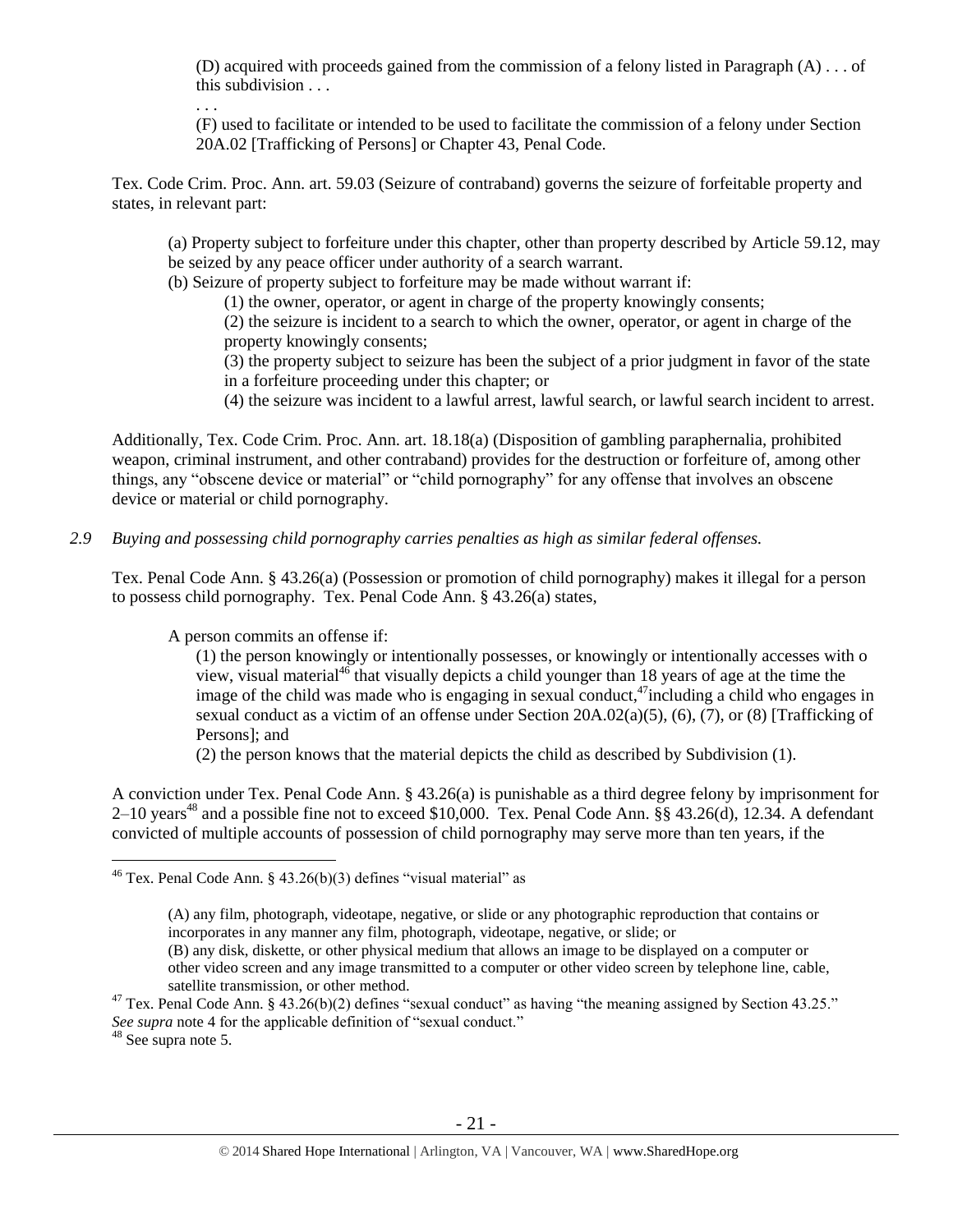(D) acquired with proceeds gained from the commission of a felony listed in Paragraph (A) . . . of this subdivision . . .

. . .

(F) used to facilitate or intended to be used to facilitate the commission of a felony under Section 20A.02 [Trafficking of Persons] or Chapter 43, Penal Code.

Tex. Code Crim. Proc. Ann. art. 59.03 (Seizure of contraband) governs the seizure of forfeitable property and states, in relevant part:

> (a) Property subject to forfeiture under this chapter, other than property described by Article 59.12, may be seized by any peace officer under authority of a search warrant.
>
> (b) Seizure of property subject to forfeiture may be made without warrant if:
>
> (1) the owner, operator, or agent in charge of the property knowingly consents;
>
> (2) the seizure is incident to a search to which the owner, operator, or agent in charge of the property knowingly consents;
>
> (3) the property subject to seizure has been the subject of a prior judgment in favor of the state in a forfeiture proceeding under this chapter; or
>
> (4) the seizure was incident to a lawful arrest, lawful search, or lawful search incident to arrest.

Additionally, Tex. Code Crim. Proc. Ann. art. 18.18(a) (Disposition of gambling paraphernalia, prohibited weapon, criminal instrument, and other contraband) provides for the destruction or forfeiture of, among other things, any "obscene device or material" or "child pornography" for any offense that involves an obscene device or material or child pornography.

*2.9 Buying and possessing child pornography carries penalties as high as similar federal offenses.*

Tex. Penal Code Ann. § 43.26(a) (Possession or promotion of child pornography) makes it illegal for a person to possess child pornography. Tex. Penal Code Ann. § 43.26(a) states,

> A person commits an offense if:
>
> (1) the person knowingly or intentionally possesses, or knowingly or intentionally accesses with o view, visual material[46] that visually depicts a child younger than 18 years of age at the time the image of the child was made who is engaging in sexual conduct,[47]including a child who engages in sexual conduct as a victim of an offense under Section 20A.02(a)(5), (6), (7), or (8) [Trafficking of Persons]; and
>
> (2) the person knows that the material depicts the child as described by Subdivision (1).

A conviction under Tex. Penal Code Ann. § 43.26(a) is punishable as a third degree felony by imprisonment for 2–10 years[48] and a possible fine not to exceed $10,000. Tex. Penal Code Ann. §§ 43.26(d), 12.34. A defendant convicted of multiple accounts of possession of child pornography may serve more than ten years, if the

---

[46] Tex. Penal Code Ann. § 43.26(b)(3) defines "visual material" as

> (A) any film, photograph, videotape, negative, or slide or any photographic reproduction that contains or incorporates in any manner any film, photograph, videotape, negative, or slide; or
>
> (B) any disk, diskette, or other physical medium that allows an image to be displayed on a computer or other video screen and any image transmitted to a computer or other video screen by telephone line, cable, satellite transmission, or other method.

[47] Tex. Penal Code Ann. § 43.26(b)(2) defines "sexual conduct" as having "the meaning assigned by Section 43.25." *See supra* note 4 for the applicable definition of "sexual conduct."

[48] See supra note 5.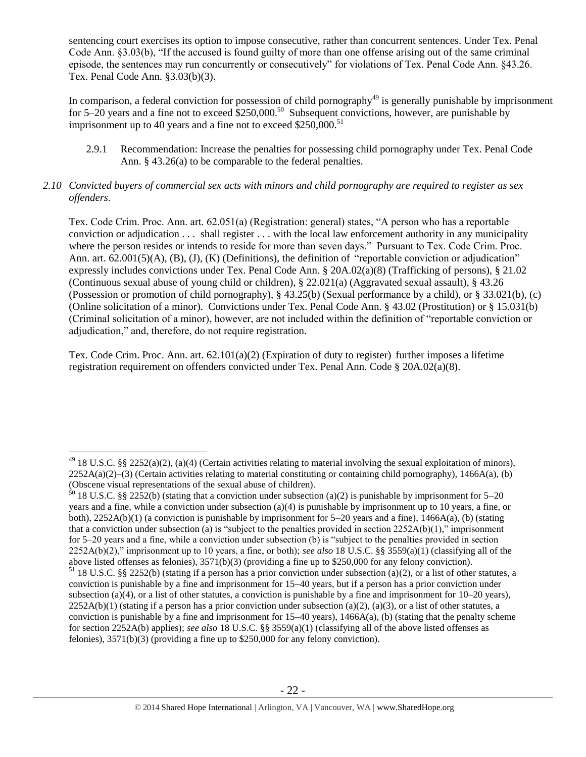sentencing court exercises its option to impose consecutive, rather than concurrent sentences. Under Tex. Penal Code Ann. §3.03(b), "If the accused is found guilty of more than one offense arising out of the same criminal episode, the sentences may run concurrently or consecutively" for violations of Tex. Penal Code Ann. §43.26. Tex. Penal Code Ann. §3.03(b)(3).

In comparison, a federal conviction for possession of child pornography[49] is generally punishable by imprisonment for 5–20 years and a fine not to exceed $250,000.[50] Subsequent convictions, however, are punishable by imprisonment up to 40 years and a fine not to exceed $250,000.[51]

2.9.1 Recommendation: Increase the penalties for possessing child pornography under Tex. Penal Code Ann. § 43.26(a) to be comparable to the federal penalties.

*2.10 Convicted buyers of commercial sex acts with minors and child pornography are required to register as sex offenders.*

Tex. Code Crim. Proc. Ann. art. 62.051(a) (Registration: general) states, "A person who has a reportable conviction or adjudication . . . shall register . . . with the local law enforcement authority in any municipality where the person resides or intends to reside for more than seven days." Pursuant to Tex. Code Crim. Proc. Ann. art. 62.001(5)(A), (B), (J), (K) (Definitions), the definition of "reportable conviction or adjudication" expressly includes convictions under Tex. Penal Code Ann. § 20A.02(a)(8) (Trafficking of persons), § 21.02 (Continuous sexual abuse of young child or children), § 22.021(a) (Aggravated sexual assault), § 43.26 (Possession or promotion of child pornography), § 43.25(b) (Sexual performance by a child), or § 33.021(b), (c) (Online solicitation of a minor). Convictions under Tex. Penal Code Ann. § 43.02 (Prostitution) or § 15.031(b) (Criminal solicitation of a minor), however, are not included within the definition of "reportable conviction or adjudication," and, therefore, do not require registration.

Tex. Code Crim. Proc. Ann. art. 62.101(a)(2) (Expiration of duty to register) further imposes a lifetime registration requirement on offenders convicted under Tex. Penal Ann. Code § 20A.02(a)(8).

---

[49] 18 U.S.C. §§ 2252(a)(2), (a)(4) (Certain activities relating to material involving the sexual exploitation of minors), 2252A(a)(2)–(3) (Certain activities relating to material constituting or containing child pornography), 1466A(a), (b) (Obscene visual representations of the sexual abuse of children).

[50] 18 U.S.C. §§ 2252(b) (stating that a conviction under subsection (a)(2) is punishable by imprisonment for 5–20 years and a fine, while a conviction under subsection (a)(4) is punishable by imprisonment up to 10 years, a fine, or both), 2252A(b)(1) (a conviction is punishable by imprisonment for 5–20 years and a fine), 1466A(a), (b) (stating that a conviction under subsection (a) is "subject to the penalties provided in section 2252A(b)(1)," imprisonment for 5–20 years and a fine, while a conviction under subsection (b) is "subject to the penalties provided in section 2252A(b)(2)," imprisonment up to 10 years, a fine, or both); *see also* 18 U.S.C. §§ 3559(a)(1) (classifying all of the above listed offenses as felonies), 3571(b)(3) (providing a fine up to $250,000 for any felony conviction).

[51] 18 U.S.C. §§ 2252(b) (stating if a person has a prior conviction under subsection (a)(2), or a list of other statutes, a conviction is punishable by a fine and imprisonment for 15–40 years, but if a person has a prior conviction under subsection (a)(4), or a list of other statutes, a conviction is punishable by a fine and imprisonment for 10–20 years), 2252A(b)(1) (stating if a person has a prior conviction under subsection (a)(2), (a)(3), or a list of other statutes, a conviction is punishable by a fine and imprisonment for 15–40 years), 1466A(a), (b) (stating that the penalty scheme for section 2252A(b) applies); *see also* 18 U.S.C. §§ 3559(a)(1) (classifying all of the above listed offenses as felonies), 3571(b)(3) (providing a fine up to $250,000 for any felony conviction).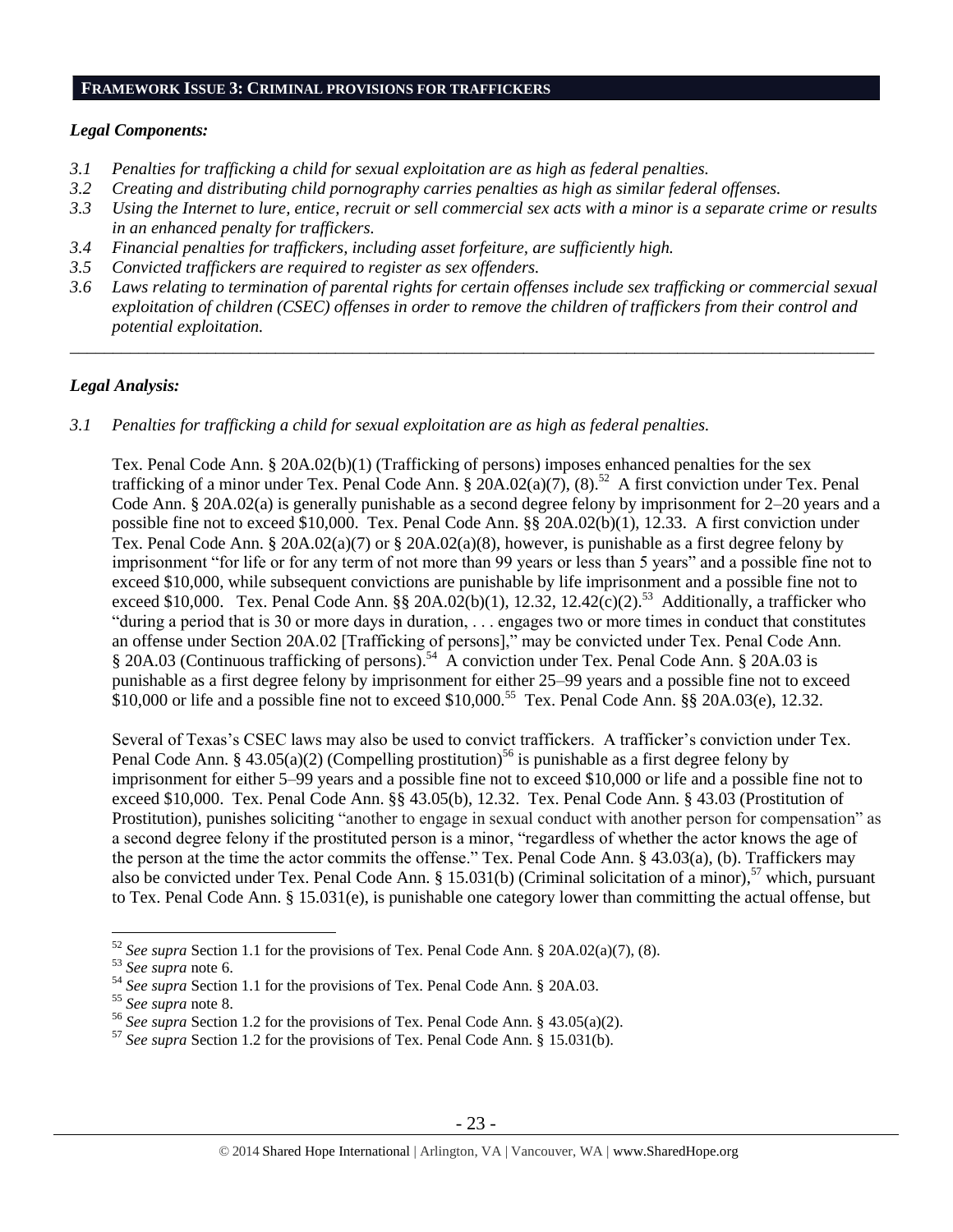**FRAMEWORK ISSUE 3: CRIMINAL PROVISIONS FOR TRAFFICKERS**

***Legal Components:***

- *3.1 Penalties for trafficking a child for sexual exploitation are as high as federal penalties.*
- *3.2 Creating and distributing child pornography carries penalties as high as similar federal offenses.*
- *3.3 Using the Internet to lure, entice, recruit or sell commercial sex acts with a minor is a separate crime or results in an enhanced penalty for traffickers.*
- *3.4 Financial penalties for traffickers, including asset forfeiture, are sufficiently high.*
- *3.5 Convicted traffickers are required to register as sex offenders.*
- *3.6 Laws relating to termination of parental rights for certain offenses include sex trafficking or commercial sexual exploitation of children (CSEC) offenses in order to remove the children of traffickers from their control and potential exploitation.*

---

***Legal Analysis:***

*3.1 Penalties for trafficking a child for sexual exploitation are as high as federal penalties.*

Tex. Penal Code Ann. § 20A.02(b)(1) (Trafficking of persons) imposes enhanced penalties for the sex trafficking of a minor under Tex. Penal Code Ann. § 20A.02(a)(7), (8).[52] A first conviction under Tex. Penal Code Ann. § 20A.02(a) is generally punishable as a second degree felony by imprisonment for 2–20 years and a possible fine not to exceed $10,000. Tex. Penal Code Ann. §§ 20A.02(b)(1), 12.33. A first conviction under Tex. Penal Code Ann. § 20A.02(a)(7) or § 20A.02(a)(8), however, is punishable as a first degree felony by imprisonment "for life or for any term of not more than 99 years or less than 5 years" and a possible fine not to exceed $10,000, while subsequent convictions are punishable by life imprisonment and a possible fine not to exceed $10,000. Tex. Penal Code Ann. §§ 20A.02(b)(1), 12.32, 12.42(c)(2).[53] Additionally, a trafficker who "during a period that is 30 or more days in duration, . . . engages two or more times in conduct that constitutes an offense under Section 20A.02 [Trafficking of persons]," may be convicted under Tex. Penal Code Ann. § 20A.03 (Continuous trafficking of persons).[54] A conviction under Tex. Penal Code Ann. § 20A.03 is punishable as a first degree felony by imprisonment for either 25–99 years and a possible fine not to exceed $10,000 or life and a possible fine not to exceed $10,000.[55] Tex. Penal Code Ann. §§ 20A.03(e), 12.32.

Several of Texas's CSEC laws may also be used to convict traffickers. A trafficker's conviction under Tex. Penal Code Ann. § 43.05(a)(2) (Compelling prostitution)[56] is punishable as a first degree felony by imprisonment for either 5–99 years and a possible fine not to exceed $10,000 or life and a possible fine not to exceed $10,000. Tex. Penal Code Ann. §§ 43.05(b), 12.32. Tex. Penal Code Ann. § 43.03 (Prostitution of Prostitution), punishes soliciting "another to engage in sexual conduct with another person for compensation" as a second degree felony if the prostituted person is a minor, "regardless of whether the actor knows the age of the person at the time the actor commits the offense." Tex. Penal Code Ann. § 43.03(a), (b). Traffickers may also be convicted under Tex. Penal Code Ann. § 15.031(b) (Criminal solicitation of a minor),[57] which, pursuant to Tex. Penal Code Ann. § 15.031(e), is punishable one category lower than committing the actual offense, but

---

[52] *See supra* Section 1.1 for the provisions of Tex. Penal Code Ann. § 20A.02(a)(7), (8).

[53] *See supra* note 6.

[54] *See supra* Section 1.1 for the provisions of Tex. Penal Code Ann. § 20A.03.

[55] *See supra* note 8.

[56] *See supra* Section 1.2 for the provisions of Tex. Penal Code Ann. § 43.05(a)(2).

[57] *See supra* Section 1.2 for the provisions of Tex. Penal Code Ann. § 15.031(b).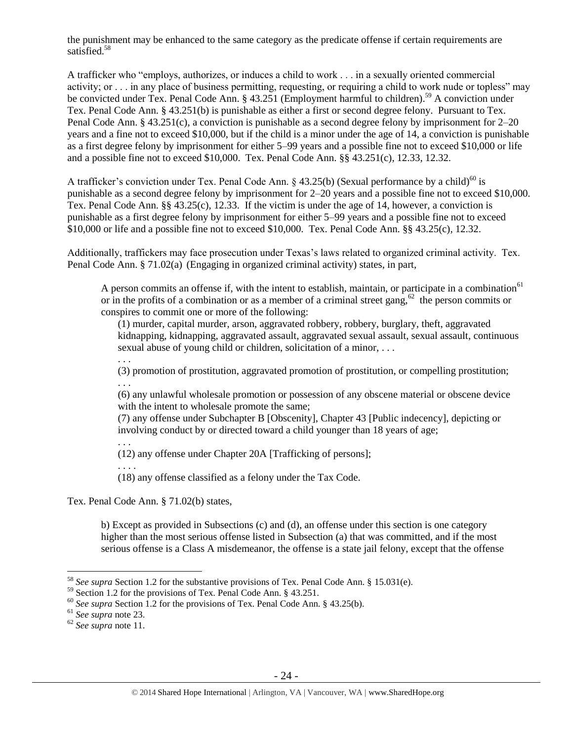the punishment may be enhanced to the same category as the predicate offense if certain requirements are satisfied.[58]

A trafficker who "employs, authorizes, or induces a child to work . . . in a sexually oriented commercial activity; or . . . in any place of business permitting, requesting, or requiring a child to work nude or topless" may be convicted under Tex. Penal Code Ann. § 43.251 (Employment harmful to children).[59] A conviction under Tex. Penal Code Ann. § 43.251(b) is punishable as either a first or second degree felony. Pursuant to Tex. Penal Code Ann. § 43.251(c), a conviction is punishable as a second degree felony by imprisonment for 2–20 years and a fine not to exceed $10,000, but if the child is a minor under the age of 14, a conviction is punishable as a first degree felony by imprisonment for either 5–99 years and a possible fine not to exceed $10,000 or life and a possible fine not to exceed $10,000. Tex. Penal Code Ann. §§ 43.251(c), 12.33, 12.32.

A trafficker's conviction under Tex. Penal Code Ann. § 43.25(b) (Sexual performance by a child)[60] is punishable as a second degree felony by imprisonment for 2–20 years and a possible fine not to exceed $10,000. Tex. Penal Code Ann. §§ 43.25(c), 12.33. If the victim is under the age of 14, however, a conviction is punishable as a first degree felony by imprisonment for either 5–99 years and a possible fine not to exceed $10,000 or life and a possible fine not to exceed $10,000. Tex. Penal Code Ann. §§ 43.25(c), 12.32.

Additionally, traffickers may face prosecution under Texas's laws related to organized criminal activity. Tex. Penal Code Ann. § 71.02(a) (Engaging in organized criminal activity) states, in part,

> A person commits an offense if, with the intent to establish, maintain, or participate in a combination[61] or in the profits of a combination or as a member of a criminal street gang,[62] the person commits or conspires to commit one or more of the following:
>
> (1) murder, capital murder, arson, aggravated robbery, robbery, burglary, theft, aggravated kidnapping, kidnapping, aggravated assault, aggravated sexual assault, sexual assault, continuous sexual abuse of young child or children, solicitation of a minor, . . .
>
> . . .
>
> (3) promotion of prostitution, aggravated promotion of prostitution, or compelling prostitution;
>
> . . .
>
> (6) any unlawful wholesale promotion or possession of any obscene material or obscene device with the intent to wholesale promote the same;
>
> (7) any offense under Subchapter B [Obscenity], Chapter 43 [Public indecency], depicting or involving conduct by or directed toward a child younger than 18 years of age;
>
> . . .
>
> (12) any offense under Chapter 20A [Trafficking of persons];
>
> . . . .
>
> (18) any offense classified as a felony under the Tax Code.

Tex. Penal Code Ann. § 71.02(b) states,

> b) Except as provided in Subsections (c) and (d), an offense under this section is one category higher than the most serious offense listed in Subsection (a) that was committed, and if the most serious offense is a Class A misdemeanor, the offense is a state jail felony, except that the offense

---

[58] *See supra* Section 1.2 for the substantive provisions of Tex. Penal Code Ann. § 15.031(e).

[59] Section 1.2 for the provisions of Tex. Penal Code Ann. § 43.251.

[60] *See supra* Section 1.2 for the provisions of Tex. Penal Code Ann. § 43.25(b).

[61] *See supra* note 23.

[62] *See supra* note 11.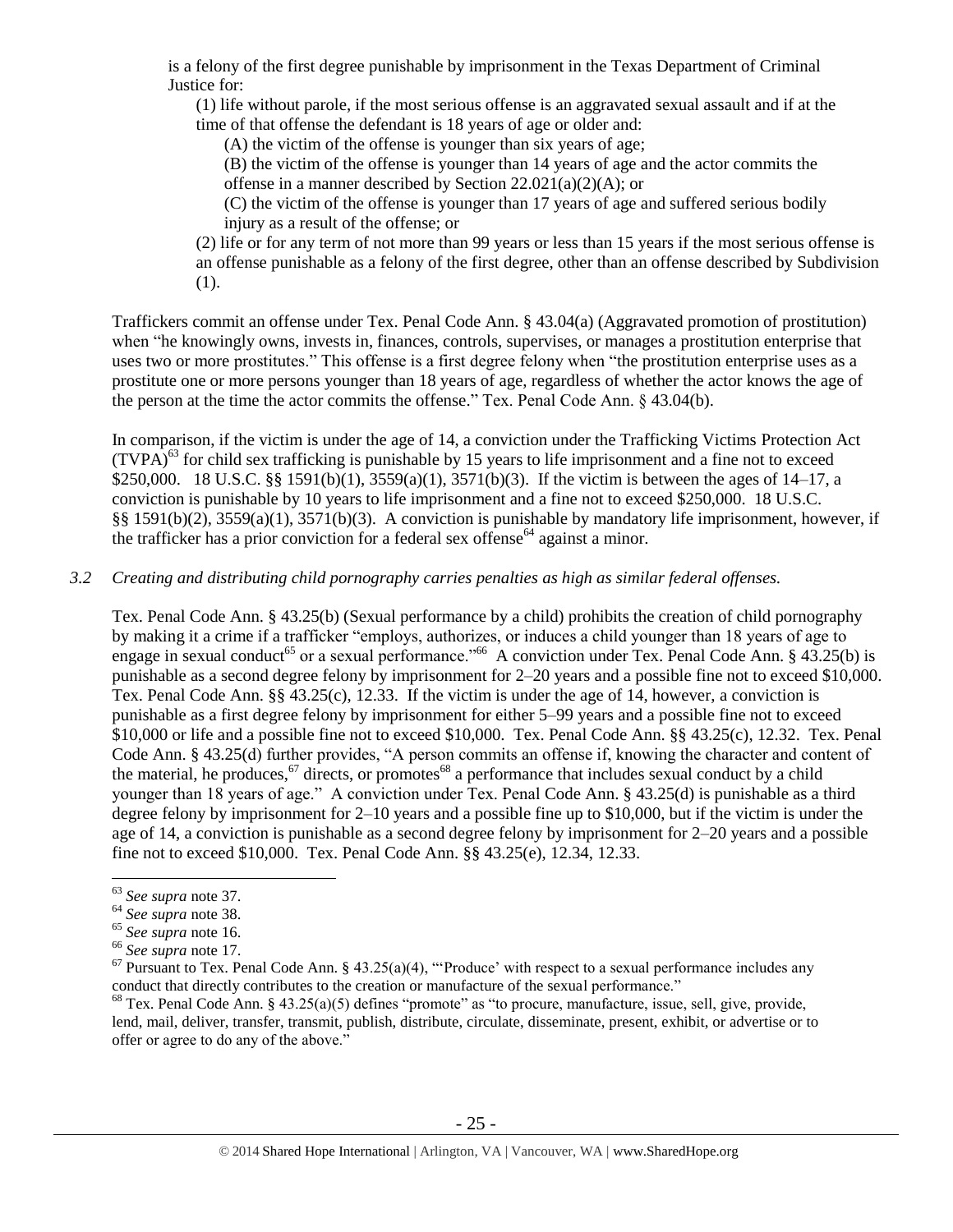is a felony of the first degree punishable by imprisonment in the Texas Department of Criminal Justice for:

> (1) life without parole, if the most serious offense is an aggravated sexual assault and if at the time of that offense the defendant is 18 years of age or older and:
>
> > (A) the victim of the offense is younger than six years of age;
> >
> > (B) the victim of the offense is younger than 14 years of age and the actor commits the offense in a manner described by Section 22.021(a)(2)(A); or
> >
> > (C) the victim of the offense is younger than 17 years of age and suffered serious bodily injury as a result of the offense; or
>
> (2) life or for any term of not more than 99 years or less than 15 years if the most serious offense is an offense punishable as a felony of the first degree, other than an offense described by Subdivision (1).

Traffickers commit an offense under Tex. Penal Code Ann. § 43.04(a) (Aggravated promotion of prostitution) when "he knowingly owns, invests in, finances, controls, supervises, or manages a prostitution enterprise that uses two or more prostitutes." This offense is a first degree felony when "the prostitution enterprise uses as a prostitute one or more persons younger than 18 years of age, regardless of whether the actor knows the age of the person at the time the actor commits the offense." Tex. Penal Code Ann. § 43.04(b).

In comparison, if the victim is under the age of 14, a conviction under the Trafficking Victims Protection Act (TVPA)[63] for child sex trafficking is punishable by 15 years to life imprisonment and a fine not to exceed $250,000. 18 U.S.C. §§ 1591(b)(1), 3559(a)(1), 3571(b)(3). If the victim is between the ages of 14–17, a conviction is punishable by 10 years to life imprisonment and a fine not to exceed $250,000. 18 U.S.C. §§ 1591(b)(2), 3559(a)(1), 3571(b)(3). A conviction is punishable by mandatory life imprisonment, however, if the trafficker has a prior conviction for a federal sex offense[64] against a minor.

### *3.2 Creating and distributing child pornography carries penalties as high as similar federal offenses.*

Tex. Penal Code Ann. § 43.25(b) (Sexual performance by a child) prohibits the creation of child pornography by making it a crime if a trafficker "employs, authorizes, or induces a child younger than 18 years of age to engage in sexual conduct[65] or a sexual performance."[66] A conviction under Tex. Penal Code Ann. § 43.25(b) is punishable as a second degree felony by imprisonment for 2–20 years and a possible fine not to exceed $10,000. Tex. Penal Code Ann. §§ 43.25(c), 12.33. If the victim is under the age of 14, however, a conviction is punishable as a first degree felony by imprisonment for either 5–99 years and a possible fine not to exceed $10,000 or life and a possible fine not to exceed $10,000. Tex. Penal Code Ann. §§ 43.25(c), 12.32. Tex. Penal Code Ann. § 43.25(d) further provides, "A person commits an offense if, knowing the character and content of the material, he produces,[67] directs, or promotes[68] a performance that includes sexual conduct by a child younger than 18 years of age." A conviction under Tex. Penal Code Ann. § 43.25(d) is punishable as a third degree felony by imprisonment for 2–10 years and a possible fine up to $10,000, but if the victim is under the age of 14, a conviction is punishable as a second degree felony by imprisonment for 2–20 years and a possible fine not to exceed $10,000. Tex. Penal Code Ann. §§ 43.25(e), 12.34, 12.33.

---

[63] *See supra* note 37.

[64] *See supra* note 38.

[65] *See supra* note 16.

[66] *See supra* note 17.

[67] Pursuant to Tex. Penal Code Ann. § 43.25(a)(4), "'Produce' with respect to a sexual performance includes any conduct that directly contributes to the creation or manufacture of the sexual performance."

[68] Tex. Penal Code Ann. § 43.25(a)(5) defines "promote" as "to procure, manufacture, issue, sell, give, provide, lend, mail, deliver, transfer, transmit, publish, distribute, circulate, disseminate, present, exhibit, or advertise or to offer or agree to do any of the above."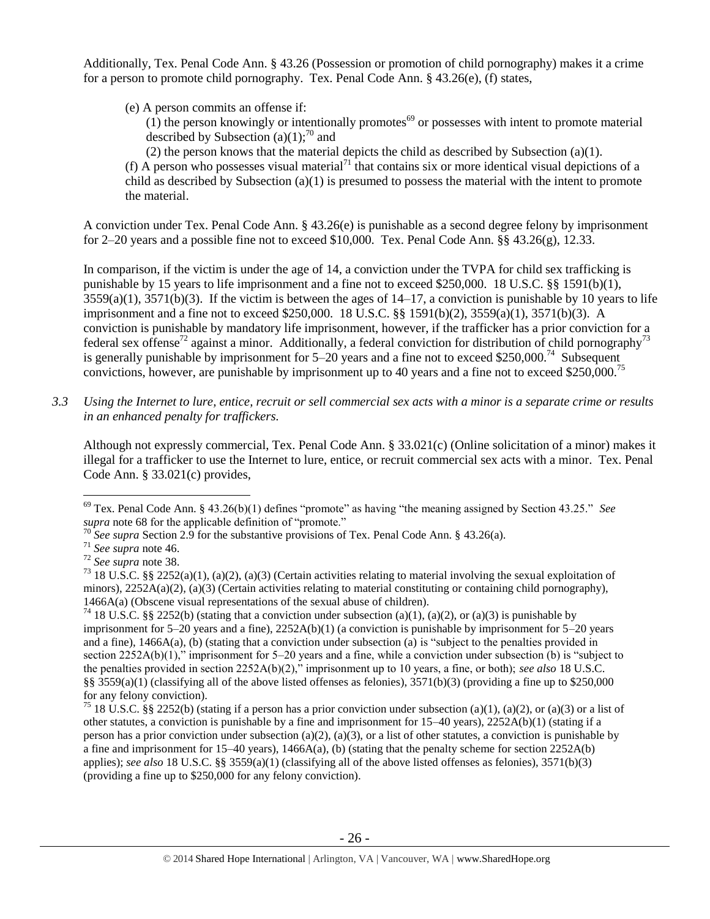Additionally, Tex. Penal Code Ann. § 43.26 (Possession or promotion of child pornography) makes it a crime for a person to promote child pornography. Tex. Penal Code Ann. § 43.26(e), (f) states,

> (e) A person commits an offense if:
>
> > (1) the person knowingly or intentionally promotes[69] or possesses with intent to promote material described by Subsection (a)(1);[70] and
> >
> > (2) the person knows that the material depicts the child as described by Subsection (a)(1).
>
> (f) A person who possesses visual material[71] that contains six or more identical visual depictions of a child as described by Subsection (a)(1) is presumed to possess the material with the intent to promote the material.

A conviction under Tex. Penal Code Ann. § 43.26(e) is punishable as a second degree felony by imprisonment for 2–20 years and a possible fine not to exceed $10,000. Tex. Penal Code Ann. §§ 43.26(g), 12.33.

In comparison, if the victim is under the age of 14, a conviction under the TVPA for child sex trafficking is punishable by 15 years to life imprisonment and a fine not to exceed $250,000. 18 U.S.C. §§ 1591(b)(1), 3559(a)(1), 3571(b)(3). If the victim is between the ages of 14–17, a conviction is punishable by 10 years to life imprisonment and a fine not to exceed $250,000. 18 U.S.C. §§ 1591(b)(2), 3559(a)(1), 3571(b)(3). A conviction is punishable by mandatory life imprisonment, however, if the trafficker has a prior conviction for a federal sex offense[72] against a minor. Additionally, a federal conviction for distribution of child pornography[73] is generally punishable by imprisonment for 5–20 years and a fine not to exceed $250,000.[74] Subsequent convictions, however, are punishable by imprisonment up to 40 years and a fine not to exceed $250,000.[75]

*3.3 Using the Internet to lure, entice, recruit or sell commercial sex acts with a minor is a separate crime or results in an enhanced penalty for traffickers.*

Although not expressly commercial, Tex. Penal Code Ann. § 33.021(c) (Online solicitation of a minor) makes it illegal for a trafficker to use the Internet to lure, entice, or recruit commercial sex acts with a minor. Tex. Penal Code Ann. § 33.021(c) provides,

---

[69] Tex. Penal Code Ann. § 43.26(b)(1) defines "promote" as having "the meaning assigned by Section 43.25." *See supra* note 68 for the applicable definition of "promote."

[70] *See supra* Section 2.9 for the substantive provisions of Tex. Penal Code Ann. § 43.26(a).

[71] *See supra* note 46.

[72] *See supra* note 38.

[73] 18 U.S.C. §§ 2252(a)(1), (a)(2), (a)(3) (Certain activities relating to material involving the sexual exploitation of minors), 2252A(a)(2), (a)(3) (Certain activities relating to material constituting or containing child pornography), 1466A(a) (Obscene visual representations of the sexual abuse of children).

[74] 18 U.S.C. §§ 2252(b) (stating that a conviction under subsection (a)(1), (a)(2), or (a)(3) is punishable by imprisonment for 5–20 years and a fine), 2252A(b)(1) (a conviction is punishable by imprisonment for 5–20 years and a fine), 1466A(a), (b) (stating that a conviction under subsection (a) is "subject to the penalties provided in section 2252A(b)(1)," imprisonment for 5–20 years and a fine, while a conviction under subsection (b) is "subject to the penalties provided in section 2252A(b)(2)," imprisonment up to 10 years, a fine, or both); *see also* 18 U.S.C. §§ 3559(a)(1) (classifying all of the above listed offenses as felonies), 3571(b)(3) (providing a fine up to $250,000 for any felony conviction).

[75] 18 U.S.C. §§ 2252(b) (stating if a person has a prior conviction under subsection (a)(1), (a)(2), or (a)(3) or a list of other statutes, a conviction is punishable by a fine and imprisonment for 15–40 years), 2252A(b)(1) (stating if a person has a prior conviction under subsection (a)(2), (a)(3), or a list of other statutes, a conviction is punishable by a fine and imprisonment for 15–40 years), 1466A(a), (b) (stating that the penalty scheme for section 2252A(b) applies); *see also* 18 U.S.C. §§ 3559(a)(1) (classifying all of the above listed offenses as felonies), 3571(b)(3) (providing a fine up to $250,000 for any felony conviction).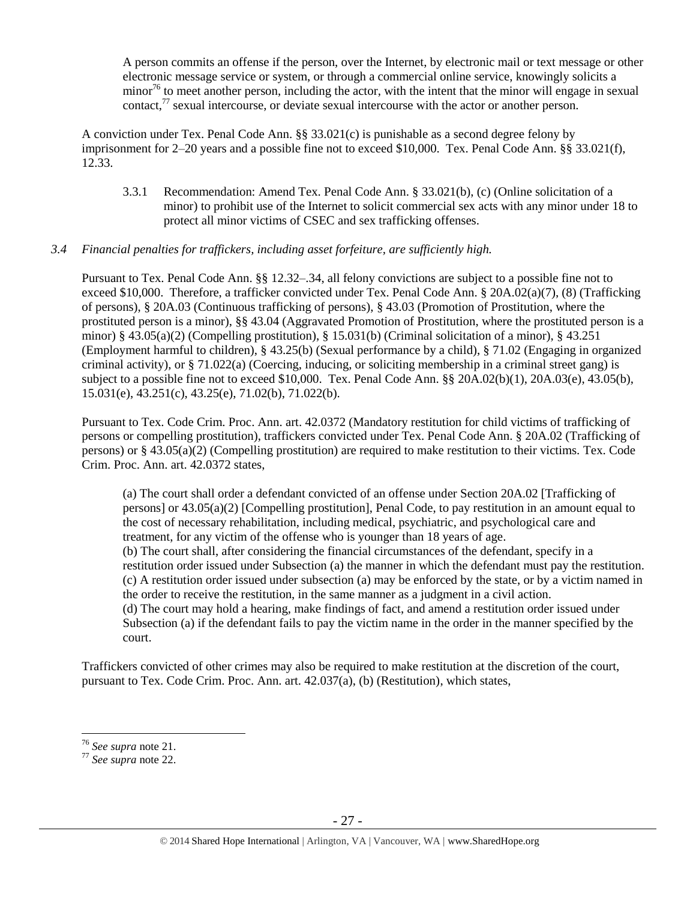> A person commits an offense if the person, over the Internet, by electronic mail or text message or other electronic message service or system, or through a commercial online service, knowingly solicits a minor[76] to meet another person, including the actor, with the intent that the minor will engage in sexual contact,[77] sexual intercourse, or deviate sexual intercourse with the actor or another person.

A conviction under Tex. Penal Code Ann. §§ 33.021(c) is punishable as a second degree felony by imprisonment for 2–20 years and a possible fine not to exceed $10,000. Tex. Penal Code Ann. §§ 33.021(f), 12.33.

> 3.3.1 Recommendation: Amend Tex. Penal Code Ann. § 33.021(b), (c) (Online solicitation of a minor) to prohibit use of the Internet to solicit commercial sex acts with any minor under 18 to protect all minor victims of CSEC and sex trafficking offenses.

*3.4 Financial penalties for traffickers, including asset forfeiture, are sufficiently high.*

Pursuant to Tex. Penal Code Ann. §§ 12.32–.34, all felony convictions are subject to a possible fine not to exceed $10,000. Therefore, a trafficker convicted under Tex. Penal Code Ann. § 20A.02(a)(7), (8) (Trafficking of persons), § 20A.03 (Continuous trafficking of persons), § 43.03 (Promotion of Prostitution, where the prostituted person is a minor), §§ 43.04 (Aggravated Promotion of Prostitution, where the prostituted person is a minor) § 43.05(a)(2) (Compelling prostitution), § 15.031(b) (Criminal solicitation of a minor), § 43.251 (Employment harmful to children), § 43.25(b) (Sexual performance by a child), § 71.02 (Engaging in organized criminal activity), or § 71.022(a) (Coercing, inducing, or soliciting membership in a criminal street gang) is subject to a possible fine not to exceed $10,000. Tex. Penal Code Ann. §§ 20A.02(b)(1), 20A.03(e), 43.05(b), 15.031(e), 43.251(c), 43.25(e), 71.02(b), 71.022(b).

Pursuant to Tex. Code Crim. Proc. Ann. art. 42.0372 (Mandatory restitution for child victims of trafficking of persons or compelling prostitution), traffickers convicted under Tex. Penal Code Ann. § 20A.02 (Trafficking of persons) or § 43.05(a)(2) (Compelling prostitution) are required to make restitution to their victims. Tex. Code Crim. Proc. Ann. art. 42.0372 states,

> (a) The court shall order a defendant convicted of an offense under Section 20A.02 [Trafficking of persons] or 43.05(a)(2) [Compelling prostitution], Penal Code, to pay restitution in an amount equal to the cost of necessary rehabilitation, including medical, psychiatric, and psychological care and treatment, for any victim of the offense who is younger than 18 years of age.
> (b) The court shall, after considering the financial circumstances of the defendant, specify in a restitution order issued under Subsection (a) the manner in which the defendant must pay the restitution.
> (c) A restitution order issued under subsection (a) may be enforced by the state, or by a victim named in the order to receive the restitution, in the same manner as a judgment in a civil action.
> (d) The court may hold a hearing, make findings of fact, and amend a restitution order issued under Subsection (a) if the defendant fails to pay the victim name in the order in the manner specified by the court.

Traffickers convicted of other crimes may also be required to make restitution at the discretion of the court, pursuant to Tex. Code Crim. Proc. Ann. art. 42.037(a), (b) (Restitution), which states,

---

[76] *See supra* note 21.
[77] *See supra* note 22.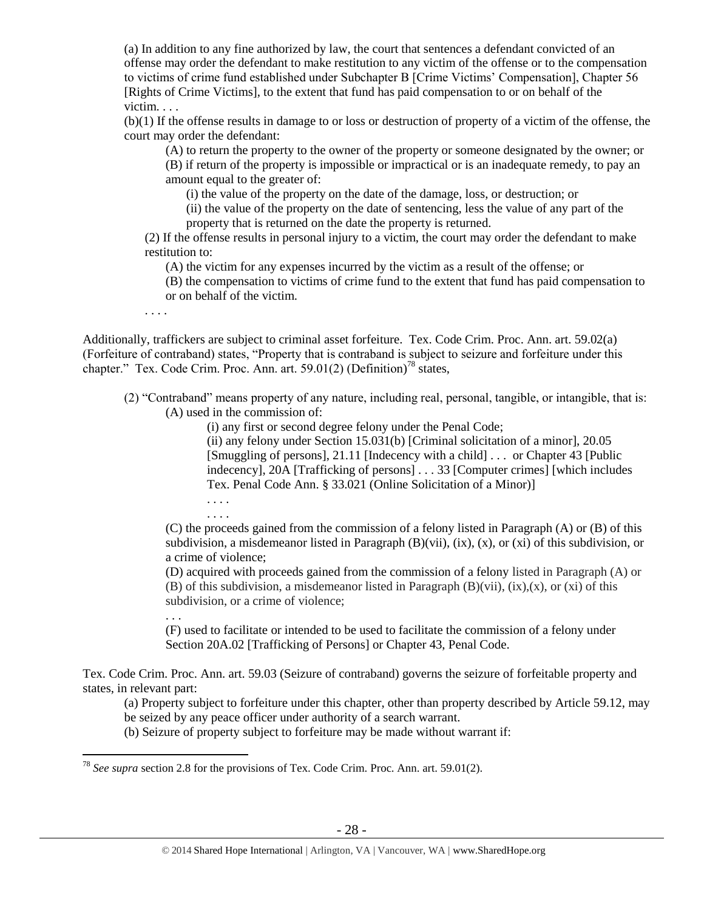(a) In addition to any fine authorized by law, the court that sentences a defendant convicted of an offense may order the defendant to make restitution to any victim of the offense or to the compensation to victims of crime fund established under Subchapter B [Crime Victims' Compensation], Chapter 56 [Rights of Crime Victims], to the extent that fund has paid compensation to or on behalf of the victim. . . .

(b)(1) If the offense results in damage to or loss or destruction of property of a victim of the offense, the court may order the defendant:

> (A) to return the property to the owner of the property or someone designated by the owner; or
>
> (B) if return of the property is impossible or impractical or is an inadequate remedy, to pay an amount equal to the greater of:
>
> > (i) the value of the property on the date of the damage, loss, or destruction; or
> >
> > (ii) the value of the property on the date of sentencing, less the value of any part of the property that is returned on the date the property is returned.

(2) If the offense results in personal injury to a victim, the court may order the defendant to make restitution to:

> (A) the victim for any expenses incurred by the victim as a result of the offense; or
>
> (B) the compensation to victims of crime fund to the extent that fund has paid compensation to or on behalf of the victim.

. . . .

Additionally, traffickers are subject to criminal asset forfeiture. Tex. Code Crim. Proc. Ann. art. 59.02(a) (Forfeiture of contraband) states, "Property that is contraband is subject to seizure and forfeiture under this chapter." Tex. Code Crim. Proc. Ann. art. 59.01(2) (Definition)[78] states,

(2) "Contraband" means property of any nature, including real, personal, tangible, or intangible, that is:

> (A) used in the commission of:
>
> > (i) any first or second degree felony under the Penal Code;
> >
> > (ii) any felony under Section 15.031(b) [Criminal solicitation of a minor], 20.05 [Smuggling of persons], 21.11 [Indecency with a child] . . . or Chapter 43 [Public indecency], 20A [Trafficking of persons] . . . 33 [Computer crimes] [which includes Tex. Penal Code Ann. § 33.021 (Online Solicitation of a Minor)]
> >
> > . . . .
> >
> > . . . .
>
> (C) the proceeds gained from the commission of a felony listed in Paragraph (A) or (B) of this subdivision, a misdemeanor listed in Paragraph (B)(vii), (ix), (x), or (xi) of this subdivision, or a crime of violence;
>
> (D) acquired with proceeds gained from the commission of a felony listed in Paragraph (A) or (B) of this subdivision, a misdemeanor listed in Paragraph (B)(vii), (ix),(x), or (xi) of this subdivision, or a crime of violence;
>
> . . .
>
> (F) used to facilitate or intended to be used to facilitate the commission of a felony under Section 20A.02 [Trafficking of Persons] or Chapter 43, Penal Code.

Tex. Code Crim. Proc. Ann. art. 59.03 (Seizure of contraband) governs the seizure of forfeitable property and states, in relevant part:

> (a) Property subject to forfeiture under this chapter, other than property described by Article 59.12, may be seized by any peace officer under authority of a search warrant.
>
> (b) Seizure of property subject to forfeiture may be made without warrant if:

---

[78] *See supra* section 2.8 for the provisions of Tex. Code Crim. Proc. Ann. art. 59.01(2).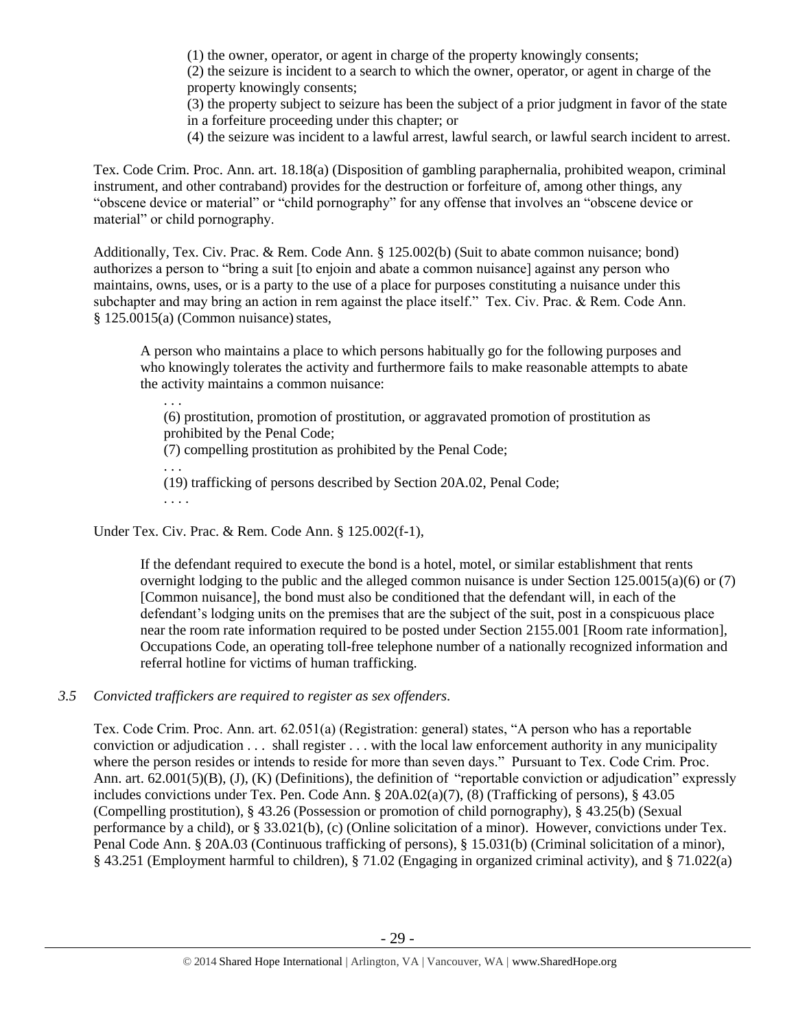(1) the owner, operator, or agent in charge of the property knowingly consents;
(2) the seizure is incident to a search to which the owner, operator, or agent in charge of the property knowingly consents;
(3) the property subject to seizure has been the subject of a prior judgment in favor of the state in a forfeiture proceeding under this chapter; or
(4) the seizure was incident to a lawful arrest, lawful search, or lawful search incident to arrest.

Tex. Code Crim. Proc. Ann. art. 18.18(a) (Disposition of gambling paraphernalia, prohibited weapon, criminal instrument, and other contraband) provides for the destruction or forfeiture of, among other things, any "obscene device or material" or "child pornography" for any offense that involves an "obscene device or material" or child pornography.

Additionally, Tex. Civ. Prac. & Rem. Code Ann. § 125.002(b) (Suit to abate common nuisance; bond) authorizes a person to "bring a suit [to enjoin and abate a common nuisance] against any person who maintains, owns, uses, or is a party to the use of a place for purposes constituting a nuisance under this subchapter and may bring an action in rem against the place itself." Tex. Civ. Prac. & Rem. Code Ann. § 125.0015(a) (Common nuisance) states,

> A person who maintains a place to which persons habitually go for the following purposes and who knowingly tolerates the activity and furthermore fails to make reasonable attempts to abate the activity maintains a common nuisance:
>
> . . .
> (6) prostitution, promotion of prostitution, or aggravated promotion of prostitution as prohibited by the Penal Code;
> (7) compelling prostitution as prohibited by the Penal Code;
> . . .
> (19) trafficking of persons described by Section 20A.02, Penal Code;
> . . . .

Under Tex. Civ. Prac. & Rem. Code Ann. § 125.002(f-1),

> If the defendant required to execute the bond is a hotel, motel, or similar establishment that rents overnight lodging to the public and the alleged common nuisance is under Section 125.0015(a)(6) or (7) [Common nuisance], the bond must also be conditioned that the defendant will, in each of the defendant's lodging units on the premises that are the subject of the suit, post in a conspicuous place near the room rate information required to be posted under Section 2155.001 [Room rate information], Occupations Code, an operating toll-free telephone number of a nationally recognized information and referral hotline for victims of human trafficking.

*3.5 Convicted traffickers are required to register as sex offenders.*

Tex. Code Crim. Proc. Ann. art. 62.051(a) (Registration: general) states, "A person who has a reportable conviction or adjudication . . . shall register . . . with the local law enforcement authority in any municipality where the person resides or intends to reside for more than seven days." Pursuant to Tex. Code Crim. Proc. Ann. art. 62.001(5)(B), (J), (K) (Definitions), the definition of "reportable conviction or adjudication" expressly includes convictions under Tex. Pen. Code Ann. § 20A.02(a)(7), (8) (Trafficking of persons), § 43.05 (Compelling prostitution), § 43.26 (Possession or promotion of child pornography), § 43.25(b) (Sexual performance by a child), or § 33.021(b), (c) (Online solicitation of a minor). However, convictions under Tex. Penal Code Ann. § 20A.03 (Continuous trafficking of persons), § 15.031(b) (Criminal solicitation of a minor), § 43.251 (Employment harmful to children), § 71.02 (Engaging in organized criminal activity), and § 71.022(a)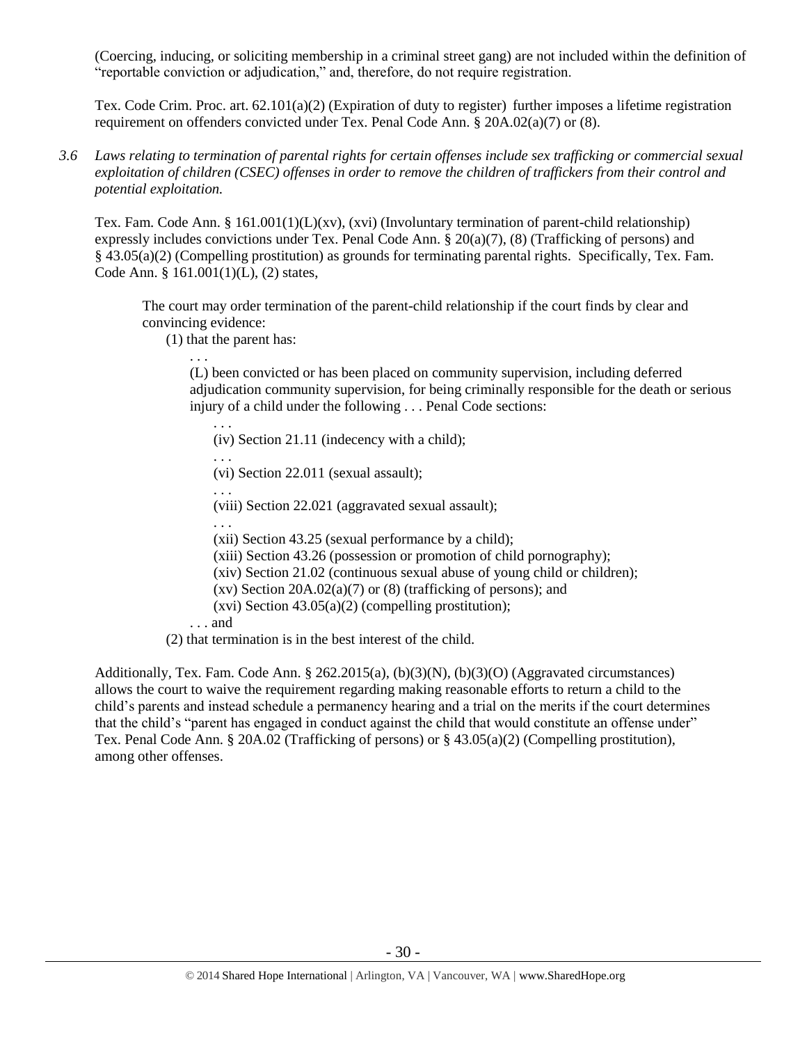(Coercing, inducing, or soliciting membership in a criminal street gang) are not included within the definition of "reportable conviction or adjudication," and, therefore, do not require registration.

Tex. Code Crim. Proc. art. 62.101(a)(2) (Expiration of duty to register) further imposes a lifetime registration requirement on offenders convicted under Tex. Penal Code Ann. § 20A.02(a)(7) or (8).

*3.6 Laws relating to termination of parental rights for certain offenses include sex trafficking or commercial sexual exploitation of children (CSEC) offenses in order to remove the children of traffickers from their control and potential exploitation.*

Tex. Fam. Code Ann. § 161.001(1)(L)(xv), (xvi) (Involuntary termination of parent-child relationship) expressly includes convictions under Tex. Penal Code Ann. § 20(a)(7), (8) (Trafficking of persons) and § 43.05(a)(2) (Compelling prostitution) as grounds for terminating parental rights. Specifically, Tex. Fam. Code Ann. § 161.001(1)(L), (2) states,

> The court may order termination of the parent-child relationship if the court finds by clear and convincing evidence:
>
> (1) that the parent has:
>
> . . .
>
> (L) been convicted or has been placed on community supervision, including deferred adjudication community supervision, for being criminally responsible for the death or serious injury of a child under the following . . . Penal Code sections:
>
> . . .
>
> (iv) Section 21.11 (indecency with a child);
>
> . . .
>
> (vi) Section 22.011 (sexual assault);
>
> . . .
>
> (viii) Section 22.021 (aggravated sexual assault);
>
> . . .
>
> (xii) Section 43.25 (sexual performance by a child);
>
> (xiii) Section 43.26 (possession or promotion of child pornography);
>
> (xiv) Section 21.02 (continuous sexual abuse of young child or children);
>
> (xv) Section 20A.02(a)(7) or (8) (trafficking of persons); and
>
> (xvi) Section 43.05(a)(2) (compelling prostitution);
>
> . . . and
>
> (2) that termination is in the best interest of the child.

Additionally, Tex. Fam. Code Ann. § 262.2015(a), (b)(3)(N), (b)(3)(O) (Aggravated circumstances) allows the court to waive the requirement regarding making reasonable efforts to return a child to the child's parents and instead schedule a permanency hearing and a trial on the merits if the court determines that the child's "parent has engaged in conduct against the child that would constitute an offense under" Tex. Penal Code Ann. § 20A.02 (Trafficking of persons) or § 43.05(a)(2) (Compelling prostitution), among other offenses.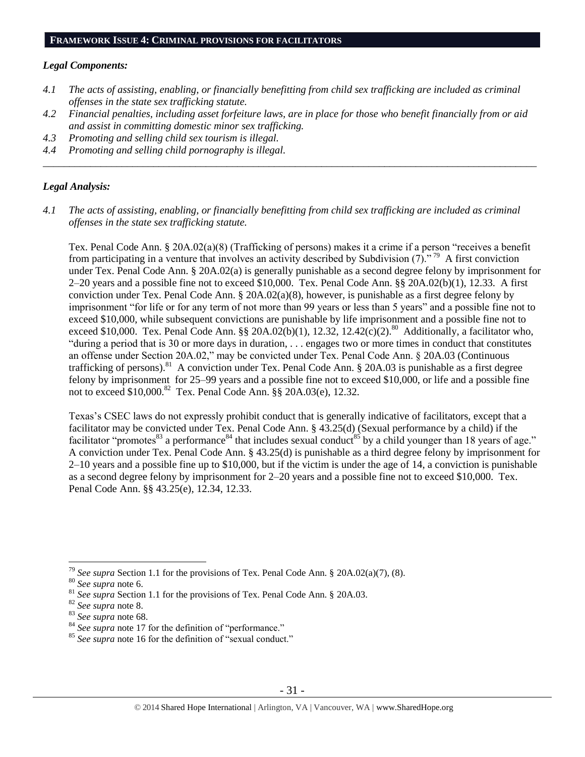## FRAMEWORK ISSUE 4: CRIMINAL PROVISIONS FOR FACILITATORS

### *Legal Components:*

*4.1 The acts of assisting, enabling, or financially benefitting from child sex trafficking are included as criminal offenses in the state sex trafficking statute.*

*4.2 Financial penalties, including asset forfeiture laws, are in place for those who benefit financially from or aid and assist in committing domestic minor sex trafficking.*

*4.3 Promoting and selling child sex tourism is illegal.*

*4.4 Promoting and selling child pornography is illegal.*

---

### *Legal Analysis:*

*4.1 The acts of assisting, enabling, or financially benefitting from child sex trafficking are included as criminal offenses in the state sex trafficking statute.*

Tex. Penal Code Ann. § 20A.02(a)(8) (Trafficking of persons) makes it a crime if a person "receives a benefit from participating in a venture that involves an activity described by Subdivision (7)." [79] A first conviction under Tex. Penal Code Ann. § 20A.02(a) is generally punishable as a second degree felony by imprisonment for 2–20 years and a possible fine not to exceed $10,000. Tex. Penal Code Ann. §§ 20A.02(b)(1), 12.33. A first conviction under Tex. Penal Code Ann. § 20A.02(a)(8), however, is punishable as a first degree felony by imprisonment "for life or for any term of not more than 99 years or less than 5 years" and a possible fine not to exceed $10,000, while subsequent convictions are punishable by life imprisonment and a possible fine not to exceed $10,000. Tex. Penal Code Ann. §§ 20A.02(b)(1), 12.32, 12.42(c)(2).[80] Additionally, a facilitator who, "during a period that is 30 or more days in duration, . . . engages two or more times in conduct that constitutes an offense under Section 20A.02," may be convicted under Tex. Penal Code Ann. § 20A.03 (Continuous trafficking of persons).[81] A conviction under Tex. Penal Code Ann. § 20A.03 is punishable as a first degree felony by imprisonment for 25–99 years and a possible fine not to exceed $10,000, or life and a possible fine not to exceed $10,000.[82] Tex. Penal Code Ann. §§ 20A.03(e), 12.32.

Texas's CSEC laws do not expressly prohibit conduct that is generally indicative of facilitators, except that a facilitator may be convicted under Tex. Penal Code Ann. § 43.25(d) (Sexual performance by a child) if the facilitator "promotes[83] a performance[84] that includes sexual conduct[85] by a child younger than 18 years of age." A conviction under Tex. Penal Code Ann. § 43.25(d) is punishable as a third degree felony by imprisonment for 2–10 years and a possible fine up to $10,000, but if the victim is under the age of 14, a conviction is punishable as a second degree felony by imprisonment for 2–20 years and a possible fine not to exceed $10,000. Tex. Penal Code Ann. §§ 43.25(e), 12.34, 12.33.

---

[79] *See supra* Section 1.1 for the provisions of Tex. Penal Code Ann. § 20A.02(a)(7), (8).

[80] *See supra* note 6.

[81] *See supra* Section 1.1 for the provisions of Tex. Penal Code Ann. § 20A.03.

[82] *See supra* note 8.

[83] *See supra* note 68.

[84] *See supra* note 17 for the definition of "performance."

[85] *See supra* note 16 for the definition of "sexual conduct."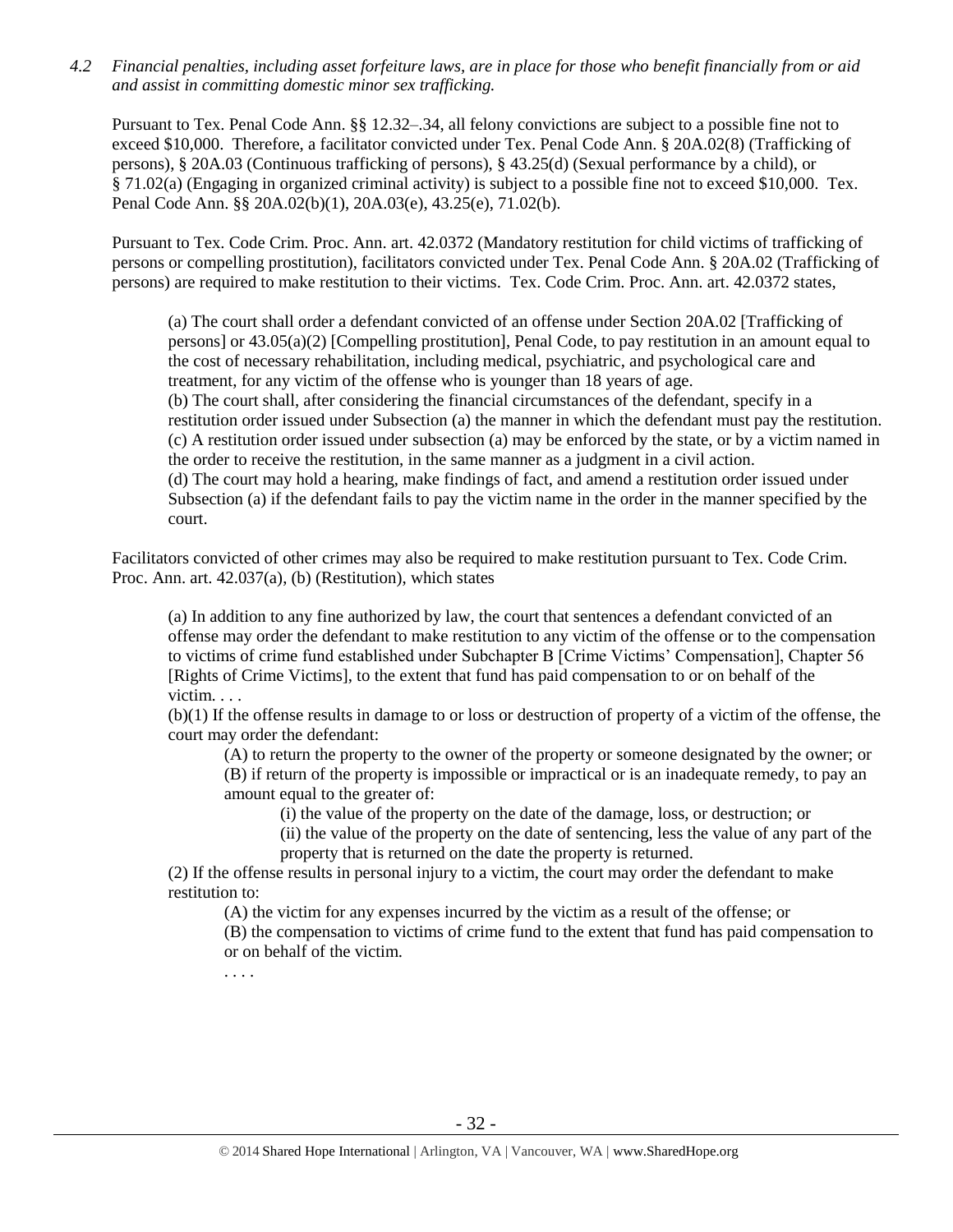*4.2 Financial penalties, including asset forfeiture laws, are in place for those who benefit financially from or aid and assist in committing domestic minor sex trafficking.*

Pursuant to Tex. Penal Code Ann. §§ 12.32–.34, all felony convictions are subject to a possible fine not to exceed $10,000. Therefore, a facilitator convicted under Tex. Penal Code Ann. § 20A.02(8) (Trafficking of persons), § 20A.03 (Continuous trafficking of persons), § 43.25(d) (Sexual performance by a child), or § 71.02(a) (Engaging in organized criminal activity) is subject to a possible fine not to exceed $10,000. Tex. Penal Code Ann. §§ 20A.02(b)(1), 20A.03(e), 43.25(e), 71.02(b).

Pursuant to Tex. Code Crim. Proc. Ann. art. 42.0372 (Mandatory restitution for child victims of trafficking of persons or compelling prostitution), facilitators convicted under Tex. Penal Code Ann. § 20A.02 (Trafficking of persons) are required to make restitution to their victims. Tex. Code Crim. Proc. Ann. art. 42.0372 states,

> (a) The court shall order a defendant convicted of an offense under Section 20A.02 [Trafficking of persons] or 43.05(a)(2) [Compelling prostitution], Penal Code, to pay restitution in an amount equal to the cost of necessary rehabilitation, including medical, psychiatric, and psychological care and treatment, for any victim of the offense who is younger than 18 years of age.
> (b) The court shall, after considering the financial circumstances of the defendant, specify in a restitution order issued under Subsection (a) the manner in which the defendant must pay the restitution.
> (c) A restitution order issued under subsection (a) may be enforced by the state, or by a victim named in the order to receive the restitution, in the same manner as a judgment in a civil action.
> (d) The court may hold a hearing, make findings of fact, and amend a restitution order issued under Subsection (a) if the defendant fails to pay the victim name in the order in the manner specified by the court.

Facilitators convicted of other crimes may also be required to make restitution pursuant to Tex. Code Crim. Proc. Ann. art. 42.037(a), (b) (Restitution), which states

> (a) In addition to any fine authorized by law, the court that sentences a defendant convicted of an offense may order the defendant to make restitution to any victim of the offense or to the compensation to victims of crime fund established under Subchapter B [Crime Victims' Compensation], Chapter 56 [Rights of Crime Victims], to the extent that fund has paid compensation to or on behalf of the victim. . . .
> (b)(1) If the offense results in damage to or loss or destruction of property of a victim of the offense, the court may order the defendant:
>
> > (A) to return the property to the owner of the property or someone designated by the owner; or
> > (B) if return of the property is impossible or impractical or is an inadequate remedy, to pay an amount equal to the greater of:
> >
> > > (i) the value of the property on the date of the damage, loss, or destruction; or
> > > (ii) the value of the property on the date of sentencing, less the value of any part of the property that is returned on the date the property is returned.
>
> (2) If the offense results in personal injury to a victim, the court may order the defendant to make restitution to:
>
> > (A) the victim for any expenses incurred by the victim as a result of the offense; or
> > (B) the compensation to victims of crime fund to the extent that fund has paid compensation to or on behalf of the victim.
> >
> > . . . .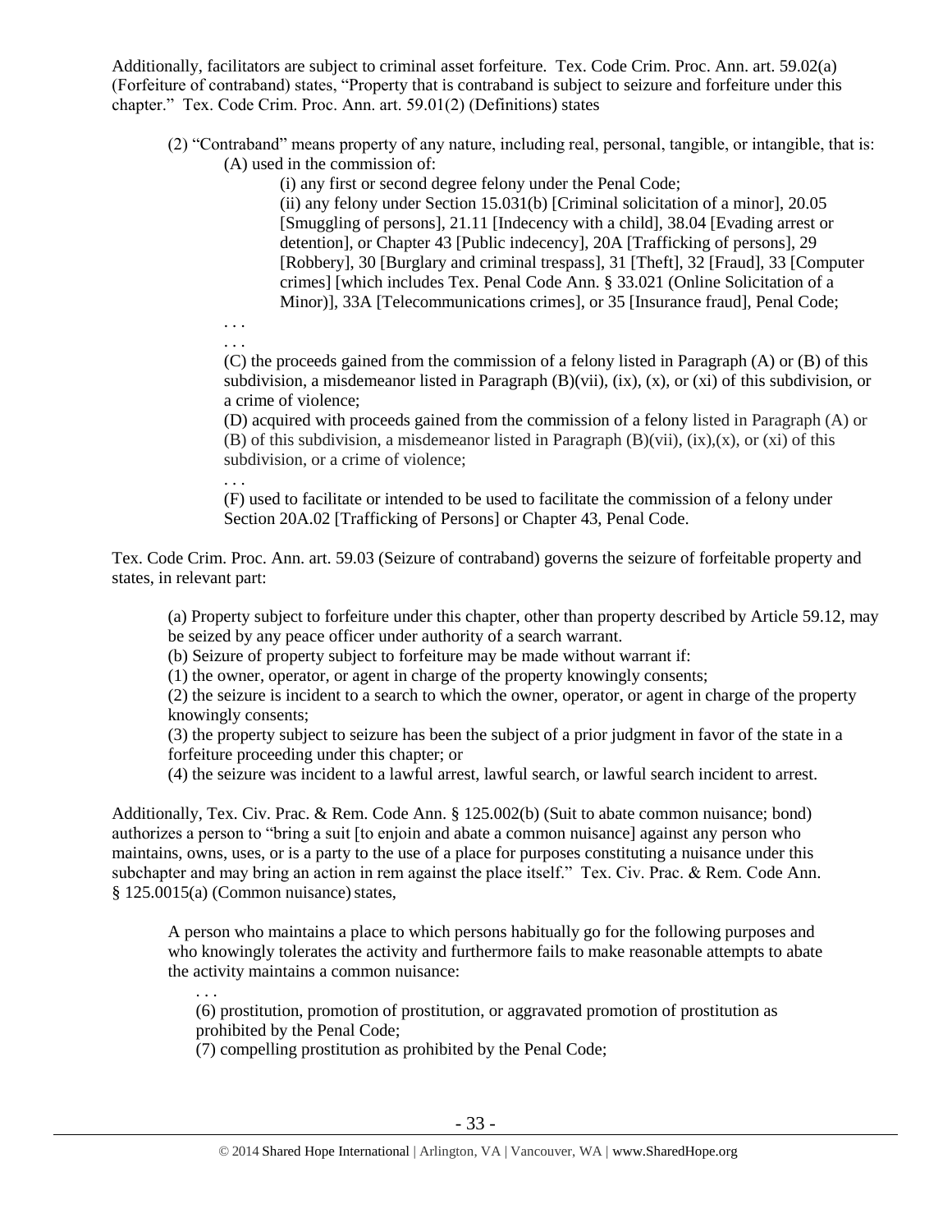Additionally, facilitators are subject to criminal asset forfeiture. Tex. Code Crim. Proc. Ann. art. 59.02(a) (Forfeiture of contraband) states, "Property that is contraband is subject to seizure and forfeiture under this chapter." Tex. Code Crim. Proc. Ann. art. 59.01(2) (Definitions) states

> (2) "Contraband" means property of any nature, including real, personal, tangible, or intangible, that is:
>
> > (A) used in the commission of:
> >
> > > (i) any first or second degree felony under the Penal Code;
> > >
> > > (ii) any felony under Section 15.031(b) [Criminal solicitation of a minor], 20.05 [Smuggling of persons], 21.11 [Indecency with a child], 38.04 [Evading arrest or detention], or Chapter 43 [Public indecency], 20A [Trafficking of persons], 29 [Robbery], 30 [Burglary and criminal trespass], 31 [Theft], 32 [Fraud], 33 [Computer crimes] [which includes Tex. Penal Code Ann. § 33.021 (Online Solicitation of a Minor)], 33A [Telecommunications crimes], or 35 [Insurance fraud], Penal Code;
> >
> > . . .
> >
> > . . .
> >
> > (C) the proceeds gained from the commission of a felony listed in Paragraph (A) or (B) of this subdivision, a misdemeanor listed in Paragraph (B)(vii), (ix), (x), or (xi) of this subdivision, or a crime of violence;
> >
> > (D) acquired with proceeds gained from the commission of a felony listed in Paragraph (A) or (B) of this subdivision, a misdemeanor listed in Paragraph (B)(vii), (ix),(x), or (xi) of this subdivision, or a crime of violence;
> >
> > . . .
> >
> > (F) used to facilitate or intended to be used to facilitate the commission of a felony under Section 20A.02 [Trafficking of Persons] or Chapter 43, Penal Code.

Tex. Code Crim. Proc. Ann. art. 59.03 (Seizure of contraband) governs the seizure of forfeitable property and states, in relevant part:

> (a) Property subject to forfeiture under this chapter, other than property described by Article 59.12, may be seized by any peace officer under authority of a search warrant.
>
> (b) Seizure of property subject to forfeiture may be made without warrant if:
>
> (1) the owner, operator, or agent in charge of the property knowingly consents;
>
> (2) the seizure is incident to a search to which the owner, operator, or agent in charge of the property knowingly consents;
>
> (3) the property subject to seizure has been the subject of a prior judgment in favor of the state in a forfeiture proceeding under this chapter; or
>
> (4) the seizure was incident to a lawful arrest, lawful search, or lawful search incident to arrest.

Additionally, Tex. Civ. Prac. & Rem. Code Ann. § 125.002(b) (Suit to abate common nuisance; bond) authorizes a person to "bring a suit [to enjoin and abate a common nuisance] against any person who maintains, owns, uses, or is a party to the use of a place for purposes constituting a nuisance under this subchapter and may bring an action in rem against the place itself." Tex. Civ. Prac. & Rem. Code Ann. § 125.0015(a) (Common nuisance) states,

> A person who maintains a place to which persons habitually go for the following purposes and who knowingly tolerates the activity and furthermore fails to make reasonable attempts to abate the activity maintains a common nuisance:
>
> > . . .
> >
> > (6) prostitution, promotion of prostitution, or aggravated promotion of prostitution as prohibited by the Penal Code;
> >
> > (7) compelling prostitution as prohibited by the Penal Code;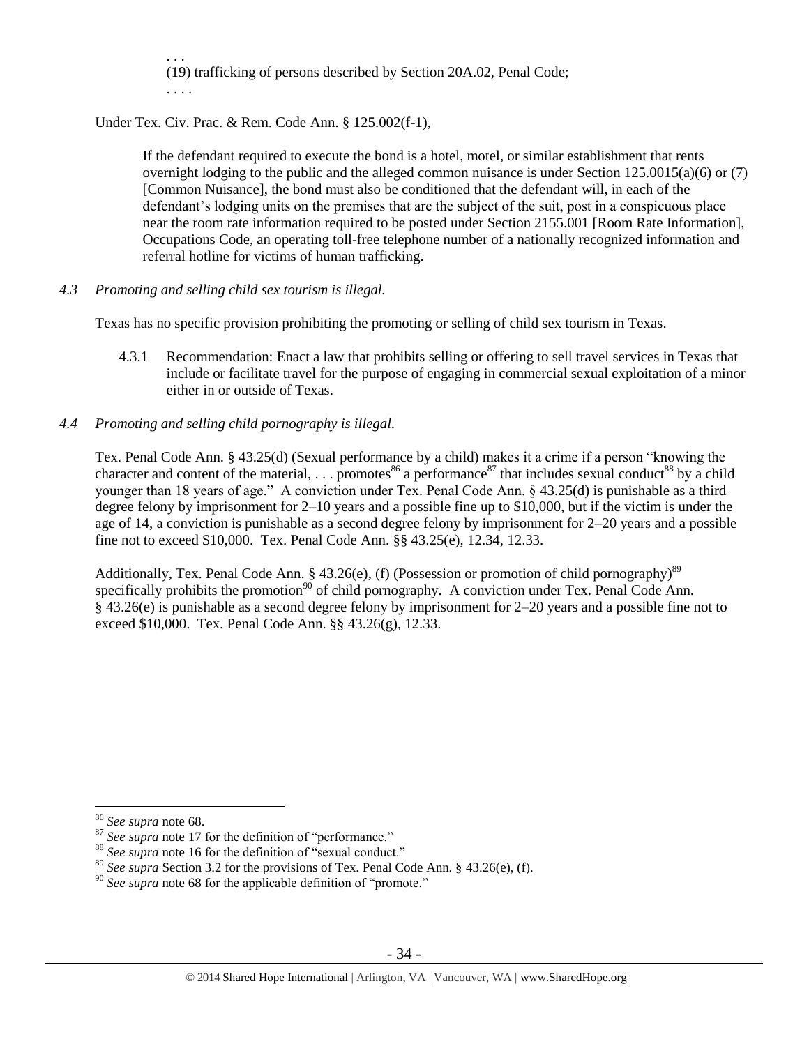> . . .
> (19) trafficking of persons described by Section 20A.02, Penal Code;
> . . . .

Under Tex. Civ. Prac. & Rem. Code Ann. § 125.002(f-1),

> If the defendant required to execute the bond is a hotel, motel, or similar establishment that rents overnight lodging to the public and the alleged common nuisance is under Section 125.0015(a)(6) or (7) [Common Nuisance], the bond must also be conditioned that the defendant will, in each of the defendant's lodging units on the premises that are the subject of the suit, post in a conspicuous place near the room rate information required to be posted under Section 2155.001 [Room Rate Information], Occupations Code, an operating toll-free telephone number of a nationally recognized information and referral hotline for victims of human trafficking.

*4.3 Promoting and selling child sex tourism is illegal.*

Texas has no specific provision prohibiting the promoting or selling of child sex tourism in Texas.

4.3.1 Recommendation: Enact a law that prohibits selling or offering to sell travel services in Texas that include or facilitate travel for the purpose of engaging in commercial sexual exploitation of a minor either in or outside of Texas.

*4.4 Promoting and selling child pornography is illegal.*

Tex. Penal Code Ann. § 43.25(d) (Sexual performance by a child) makes it a crime if a person "knowing the character and content of the material, . . . promotes[86] a performance[87] that includes sexual conduct[88] by a child younger than 18 years of age." A conviction under Tex. Penal Code Ann. § 43.25(d) is punishable as a third degree felony by imprisonment for 2–10 years and a possible fine up to $10,000, but if the victim is under the age of 14, a conviction is punishable as a second degree felony by imprisonment for 2–20 years and a possible fine not to exceed $10,000. Tex. Penal Code Ann. §§ 43.25(e), 12.34, 12.33.

Additionally, Tex. Penal Code Ann. § 43.26(e), (f) (Possession or promotion of child pornography)[89] specifically prohibits the promotion[90] of child pornography. A conviction under Tex. Penal Code Ann. § 43.26(e) is punishable as a second degree felony by imprisonment for 2–20 years and a possible fine not to exceed $10,000. Tex. Penal Code Ann. §§ 43.26(g), 12.33.

---

[86] *See supra* note 68.

[87] *See supra* note 17 for the definition of "performance."

[88] *See supra* note 16 for the definition of "sexual conduct."

[89] *See supra* Section 3.2 for the provisions of Tex. Penal Code Ann. § 43.26(e), (f).

[90] *See supra* note 68 for the applicable definition of "promote."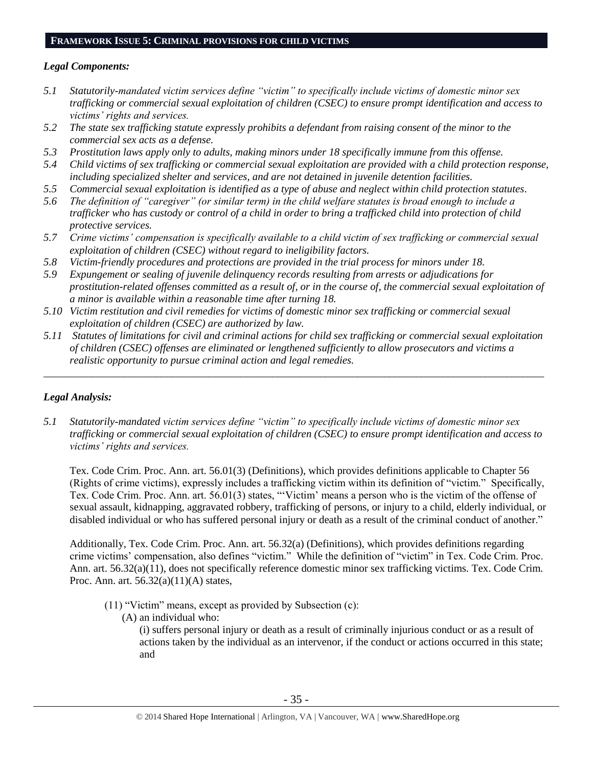## FRAMEWORK ISSUE 5: CRIMINAL PROVISIONS FOR CHILD VICTIMS

### *Legal Components:*

*5.1 Statutorily-mandated victim services define "victim" to specifically include victims of domestic minor sex trafficking or commercial sexual exploitation of children (CSEC) to ensure prompt identification and access to victims' rights and services.*

*5.2 The state sex trafficking statute expressly prohibits a defendant from raising consent of the minor to the commercial sex acts as a defense.*

*5.3 Prostitution laws apply only to adults, making minors under 18 specifically immune from this offense.*

*5.4 Child victims of sex trafficking or commercial sexual exploitation are provided with a child protection response, including specialized shelter and services, and are not detained in juvenile detention facilities.*

*5.5 Commercial sexual exploitation is identified as a type of abuse and neglect within child protection statutes.*

*5.6 The definition of "caregiver" (or similar term) in the child welfare statutes is broad enough to include a trafficker who has custody or control of a child in order to bring a trafficked child into protection of child protective services.*

*5.7 Crime victims' compensation is specifically available to a child victim of sex trafficking or commercial sexual exploitation of children (CSEC) without regard to ineligibility factors.*

*5.8 Victim-friendly procedures and protections are provided in the trial process for minors under 18.*

*5.9 Expungement or sealing of juvenile delinquency records resulting from arrests or adjudications for prostitution-related offenses committed as a result of, or in the course of, the commercial sexual exploitation of a minor is available within a reasonable time after turning 18.*

*5.10 Victim restitution and civil remedies for victims of domestic minor sex trafficking or commercial sexual exploitation of children (CSEC) are authorized by law.*

*5.11 Statutes of limitations for civil and criminal actions for child sex trafficking or commercial sexual exploitation of children (CSEC) offenses are eliminated or lengthened sufficiently to allow prosecutors and victims a realistic opportunity to pursue criminal action and legal remedies.*

---

### *Legal Analysis:*

*5.1 Statutorily-mandated victim services define "victim" to specifically include victims of domestic minor sex trafficking or commercial sexual exploitation of children (CSEC) to ensure prompt identification and access to victims' rights and services.*

Tex. Code Crim. Proc. Ann. art. 56.01(3) (Definitions), which provides definitions applicable to Chapter 56 (Rights of crime victims), expressly includes a trafficking victim within its definition of "victim." Specifically, Tex. Code Crim. Proc. Ann. art. 56.01(3) states, "'Victim' means a person who is the victim of the offense of sexual assault, kidnapping, aggravated robbery, trafficking of persons, or injury to a child, elderly individual, or disabled individual or who has suffered personal injury or death as a result of the criminal conduct of another."

Additionally, Tex. Code Crim. Proc. Ann. art. 56.32(a) (Definitions), which provides definitions regarding crime victims' compensation, also defines "victim." While the definition of "victim" in Tex. Code Crim. Proc. Ann. art. 56.32(a)(11), does not specifically reference domestic minor sex trafficking victims. Tex. Code Crim. Proc. Ann. art. 56.32(a)(11)(A) states,

> (11) "Victim" means, except as provided by Subsection (c):
>
> (A) an individual who:
>
> (i) suffers personal injury or death as a result of criminally injurious conduct or as a result of actions taken by the individual as an intervenor, if the conduct or actions occurred in this state; and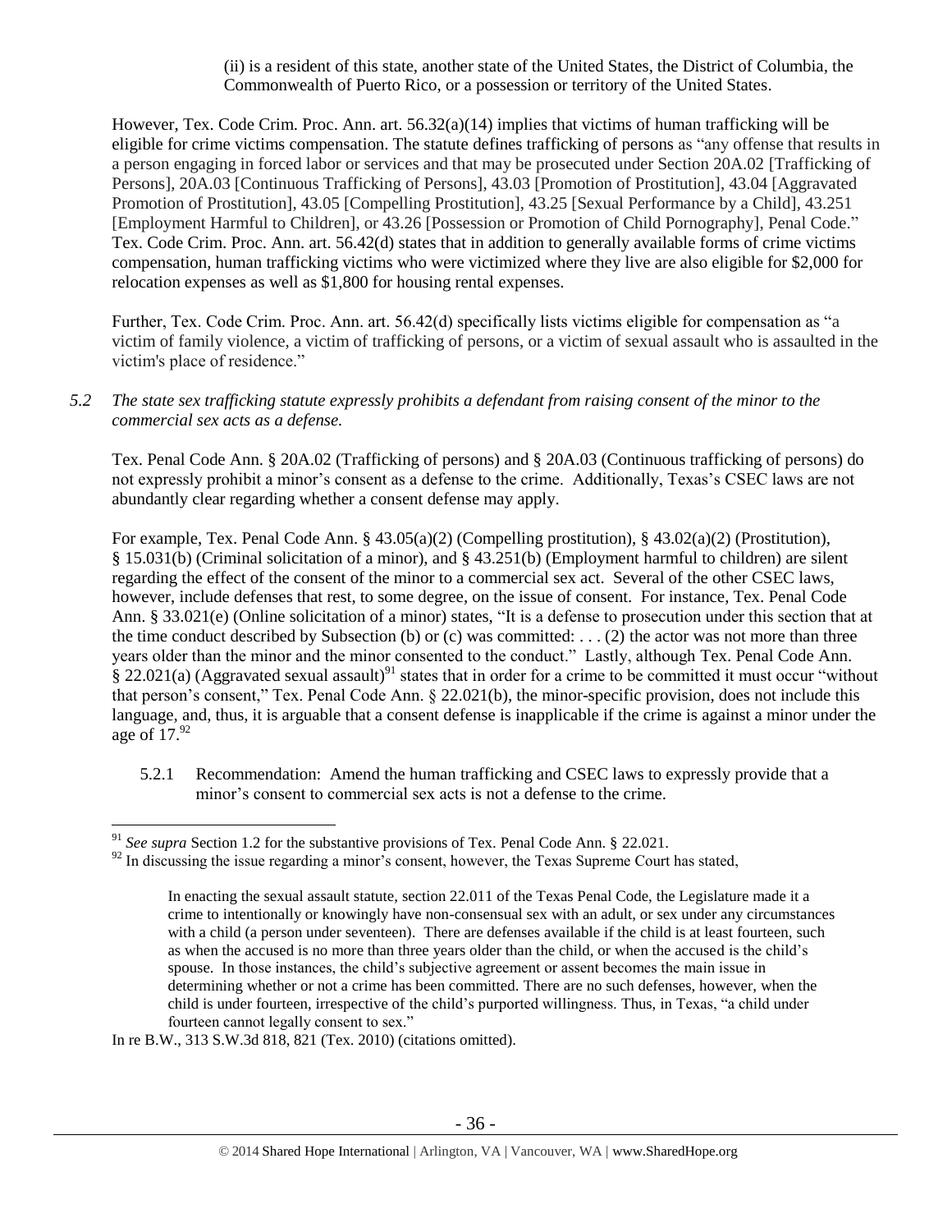(ii) is a resident of this state, another state of the United States, the District of Columbia, the Commonwealth of Puerto Rico, or a possession or territory of the United States.

However, Tex. Code Crim. Proc. Ann. art. 56.32(a)(14) implies that victims of human trafficking will be eligible for crime victims compensation. The statute defines trafficking of persons as "any offense that results in a person engaging in forced labor or services and that may be prosecuted under Section 20A.02 [Trafficking of Persons], 20A.03 [Continuous Trafficking of Persons], 43.03 [Promotion of Prostitution], 43.04 [Aggravated Promotion of Prostitution], 43.05 [Compelling Prostitution], 43.25 [Sexual Performance by a Child], 43.251 [Employment Harmful to Children], or 43.26 [Possession or Promotion of Child Pornography], Penal Code." Tex. Code Crim. Proc. Ann. art. 56.42(d) states that in addition to generally available forms of crime victims compensation, human trafficking victims who were victimized where they live are also eligible for $2,000 for relocation expenses as well as $1,800 for housing rental expenses.

Further, Tex. Code Crim. Proc. Ann. art. 56.42(d) specifically lists victims eligible for compensation as "a victim of family violence, a victim of trafficking of persons, or a victim of sexual assault who is assaulted in the victim's place of residence."

*5.2 The state sex trafficking statute expressly prohibits a defendant from raising consent of the minor to the commercial sex acts as a defense.*

Tex. Penal Code Ann. § 20A.02 (Trafficking of persons) and § 20A.03 (Continuous trafficking of persons) do not expressly prohibit a minor's consent as a defense to the crime. Additionally, Texas's CSEC laws are not abundantly clear regarding whether a consent defense may apply.

For example, Tex. Penal Code Ann. § 43.05(a)(2) (Compelling prostitution), § 43.02(a)(2) (Prostitution), § 15.031(b) (Criminal solicitation of a minor), and § 43.251(b) (Employment harmful to children) are silent regarding the effect of the consent of the minor to a commercial sex act. Several of the other CSEC laws, however, include defenses that rest, to some degree, on the issue of consent. For instance, Tex. Penal Code Ann. § 33.021(e) (Online solicitation of a minor) states, "It is a defense to prosecution under this section that at the time conduct described by Subsection (b) or (c) was committed: . . . (2) the actor was not more than three years older than the minor and the minor consented to the conduct." Lastly, although Tex. Penal Code Ann. § 22.021(a) (Aggravated sexual assault)[91] states that in order for a crime to be committed it must occur "without that person's consent," Tex. Penal Code Ann. § 22.021(b), the minor-specific provision, does not include this language, and, thus, it is arguable that a consent defense is inapplicable if the crime is against a minor under the age of 17.[92]

5.2.1 Recommendation: Amend the human trafficking and CSEC laws to expressly provide that a minor's consent to commercial sex acts is not a defense to the crime.

---

[91] *See supra* Section 1.2 for the substantive provisions of Tex. Penal Code Ann. § 22.021.

[92] In discussing the issue regarding a minor's consent, however, the Texas Supreme Court has stated,

> In enacting the sexual assault statute, section 22.011 of the Texas Penal Code, the Legislature made it a crime to intentionally or knowingly have non-consensual sex with an adult, or sex under any circumstances with a child (a person under seventeen). There are defenses available if the child is at least fourteen, such as when the accused is no more than three years older than the child, or when the accused is the child's spouse. In those instances, the child's subjective agreement or assent becomes the main issue in determining whether or not a crime has been committed. There are no such defenses, however, when the child is under fourteen, irrespective of the child's purported willingness. Thus, in Texas, "a child under fourteen cannot legally consent to sex."

In re B.W., 313 S.W.3d 818, 821 (Tex. 2010) (citations omitted).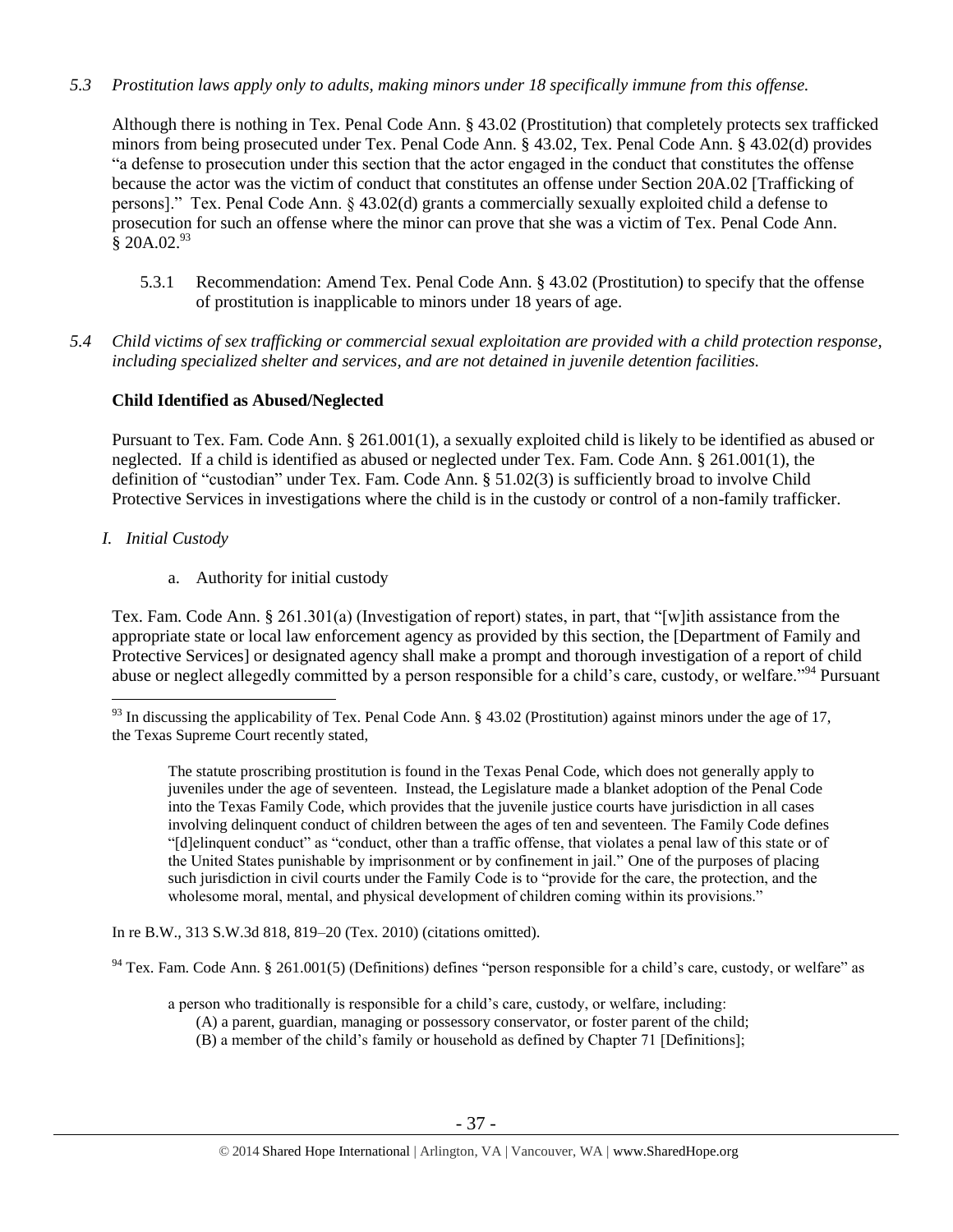*5.3 Prostitution laws apply only to adults, making minors under 18 specifically immune from this offense.*

Although there is nothing in Tex. Penal Code Ann. § 43.02 (Prostitution) that completely protects sex trafficked minors from being prosecuted under Tex. Penal Code Ann. § 43.02, Tex. Penal Code Ann. § 43.02(d) provides "a defense to prosecution under this section that the actor engaged in the conduct that constitutes the offense because the actor was the victim of conduct that constitutes an offense under Section 20A.02 [Trafficking of persons]." Tex. Penal Code Ann. § 43.02(d) grants a commercially sexually exploited child a defense to prosecution for such an offense where the minor can prove that she was a victim of Tex. Penal Code Ann. § 20A.02.[93]

5.3.1 Recommendation: Amend Tex. Penal Code Ann. § 43.02 (Prostitution) to specify that the offense of prostitution is inapplicable to minors under 18 years of age.

*5.4 Child victims of sex trafficking or commercial sexual exploitation are provided with a child protection response, including specialized shelter and services, and are not detained in juvenile detention facilities.*

**Child Identified as Abused/Neglected**

Pursuant to Tex. Fam. Code Ann. § 261.001(1), a sexually exploited child is likely to be identified as abused or neglected. If a child is identified as abused or neglected under Tex. Fam. Code Ann. § 261.001(1), the definition of "custodian" under Tex. Fam. Code Ann. § 51.02(3) is sufficiently broad to involve Child Protective Services in investigations where the child is in the custody or control of a non-family trafficker.

*I. Initial Custody*

a. Authority for initial custody

Tex. Fam. Code Ann. § 261.301(a) (Investigation of report) states, in part, that "[w]ith assistance from the appropriate state or local law enforcement agency as provided by this section, the [Department of Family and Protective Services] or designated agency shall make a prompt and thorough investigation of a report of child abuse or neglect allegedly committed by a person responsible for a child's care, custody, or welfare."[94] Pursuant

---

[93] In discussing the applicability of Tex. Penal Code Ann. § 43.02 (Prostitution) against minors under the age of 17, the Texas Supreme Court recently stated,

> The statute proscribing prostitution is found in the Texas Penal Code, which does not generally apply to juveniles under the age of seventeen. Instead, the Legislature made a blanket adoption of the Penal Code into the Texas Family Code, which provides that the juvenile justice courts have jurisdiction in all cases involving delinquent conduct of children between the ages of ten and seventeen. The Family Code defines "[d]elinquent conduct" as "conduct, other than a traffic offense, that violates a penal law of this state or of the United States punishable by imprisonment or by confinement in jail." One of the purposes of placing such jurisdiction in civil courts under the Family Code is to "provide for the care, the protection, and the wholesome moral, mental, and physical development of children coming within its provisions."

In re B.W., 313 S.W.3d 818, 819–20 (Tex. 2010) (citations omitted).

[94] Tex. Fam. Code Ann. § 261.001(5) (Definitions) defines "person responsible for a child's care, custody, or welfare" as

> a person who traditionally is responsible for a child's care, custody, or welfare, including:
> (A) a parent, guardian, managing or possessory conservator, or foster parent of the child;
> (B) a member of the child's family or household as defined by Chapter 71 [Definitions];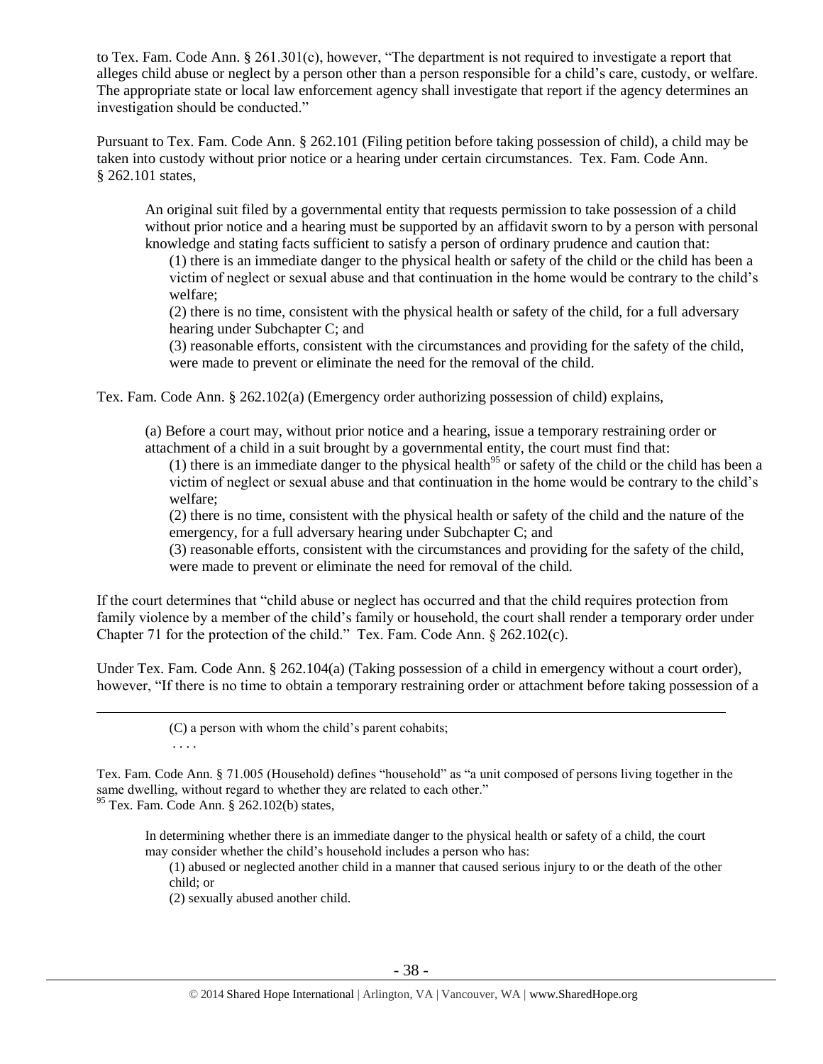to Tex. Fam. Code Ann. § 261.301(c), however, "The department is not required to investigate a report that alleges child abuse or neglect by a person other than a person responsible for a child's care, custody, or welfare. The appropriate state or local law enforcement agency shall investigate that report if the agency determines an investigation should be conducted."

Pursuant to Tex. Fam. Code Ann. § 262.101 (Filing petition before taking possession of child), a child may be taken into custody without prior notice or a hearing under certain circumstances. Tex. Fam. Code Ann. § 262.101 states,

> An original suit filed by a governmental entity that requests permission to take possession of a child without prior notice and a hearing must be supported by an affidavit sworn to by a person with personal knowledge and stating facts sufficient to satisfy a person of ordinary prudence and caution that:
>
> (1) there is an immediate danger to the physical health or safety of the child or the child has been a victim of neglect or sexual abuse and that continuation in the home would be contrary to the child's welfare;
>
> (2) there is no time, consistent with the physical health or safety of the child, for a full adversary hearing under Subchapter C; and
>
> (3) reasonable efforts, consistent with the circumstances and providing for the safety of the child, were made to prevent or eliminate the need for the removal of the child.

Tex. Fam. Code Ann. § 262.102(a) (Emergency order authorizing possession of child) explains,

> (a) Before a court may, without prior notice and a hearing, issue a temporary restraining order or attachment of a child in a suit brought by a governmental entity, the court must find that:
>
> (1) there is an immediate danger to the physical health[95] or safety of the child or the child has been a victim of neglect or sexual abuse and that continuation in the home would be contrary to the child's welfare;
>
> (2) there is no time, consistent with the physical health or safety of the child and the nature of the emergency, for a full adversary hearing under Subchapter C; and
>
> (3) reasonable efforts, consistent with the circumstances and providing for the safety of the child, were made to prevent or eliminate the need for removal of the child.

If the court determines that "child abuse or neglect has occurred and that the child requires protection from family violence by a member of the child's family or household, the court shall render a temporary order under Chapter 71 for the protection of the child." Tex. Fam. Code Ann. § 262.102(c).

Under Tex. Fam. Code Ann. § 262.104(a) (Taking possession of a child in emergency without a court order), however, "If there is no time to obtain a temporary restraining order or attachment before taking possession of a

---

> (C) a person with whom the child's parent cohabits;
>
> . . . .

Tex. Fam. Code Ann. § 71.005 (Household) defines "household" as "a unit composed of persons living together in the same dwelling, without regard to whether they are related to each other."

[95] Tex. Fam. Code Ann. § 262.102(b) states,

> In determining whether there is an immediate danger to the physical health or safety of a child, the court may consider whether the child's household includes a person who has:
>
> (1) abused or neglected another child in a manner that caused serious injury to or the death of the other child; or
>
> (2) sexually abused another child.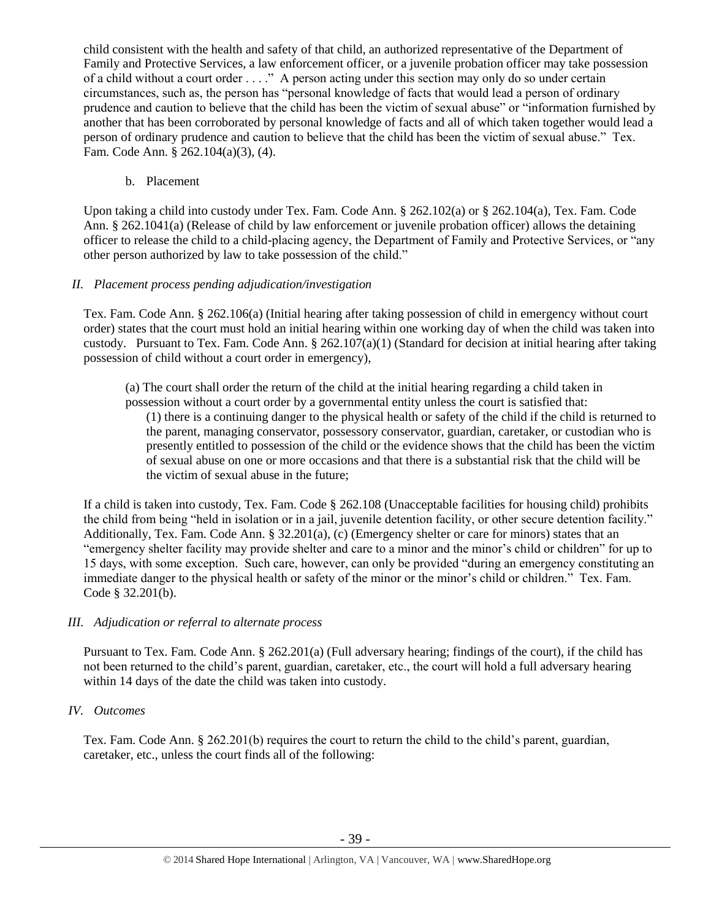child consistent with the health and safety of that child, an authorized representative of the Department of Family and Protective Services, a law enforcement officer, or a juvenile probation officer may take possession of a child without a court order . . . ." A person acting under this section may only do so under certain circumstances, such as, the person has "personal knowledge of facts that would lead a person of ordinary prudence and caution to believe that the child has been the victim of sexual abuse" or "information furnished by another that has been corroborated by personal knowledge of facts and all of which taken together would lead a person of ordinary prudence and caution to believe that the child has been the victim of sexual abuse." Tex. Fam. Code Ann. § 262.104(a)(3), (4).

b. Placement

Upon taking a child into custody under Tex. Fam. Code Ann. § 262.102(a) or § 262.104(a), Tex. Fam. Code Ann. § 262.1041(a) (Release of child by law enforcement or juvenile probation officer) allows the detaining officer to release the child to a child-placing agency, the Department of Family and Protective Services, or "any other person authorized by law to take possession of the child."

*II. Placement process pending adjudication/investigation*

Tex. Fam. Code Ann. § 262.106(a) (Initial hearing after taking possession of child in emergency without court order) states that the court must hold an initial hearing within one working day of when the child was taken into custody. Pursuant to Tex. Fam. Code Ann. § 262.107(a)(1) (Standard for decision at initial hearing after taking possession of child without a court order in emergency),

> (a) The court shall order the return of the child at the initial hearing regarding a child taken in possession without a court order by a governmental entity unless the court is satisfied that:
>
> (1) there is a continuing danger to the physical health or safety of the child if the child is returned to the parent, managing conservator, possessory conservator, guardian, caretaker, or custodian who is presently entitled to possession of the child or the evidence shows that the child has been the victim of sexual abuse on one or more occasions and that there is a substantial risk that the child will be the victim of sexual abuse in the future;

If a child is taken into custody, Tex. Fam. Code § 262.108 (Unacceptable facilities for housing child) prohibits the child from being "held in isolation or in a jail, juvenile detention facility, or other secure detention facility." Additionally, Tex. Fam. Code Ann. § 32.201(a), (c) (Emergency shelter or care for minors) states that an "emergency shelter facility may provide shelter and care to a minor and the minor's child or children" for up to 15 days, with some exception. Such care, however, can only be provided "during an emergency constituting an immediate danger to the physical health or safety of the minor or the minor's child or children." Tex. Fam. Code § 32.201(b).

*III. Adjudication or referral to alternate process*

Pursuant to Tex. Fam. Code Ann. § 262.201(a) (Full adversary hearing; findings of the court), if the child has not been returned to the child's parent, guardian, caretaker, etc., the court will hold a full adversary hearing within 14 days of the date the child was taken into custody.

*IV. Outcomes*

Tex. Fam. Code Ann. § 262.201(b) requires the court to return the child to the child's parent, guardian, caretaker, etc., unless the court finds all of the following: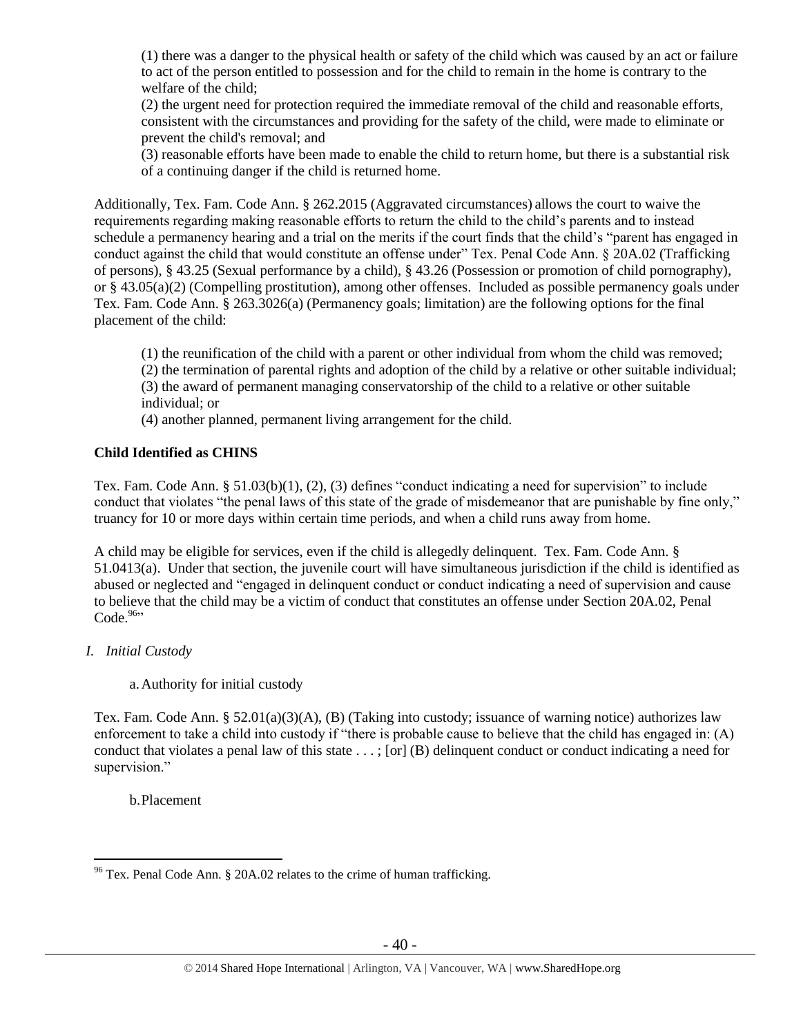(1) there was a danger to the physical health or safety of the child which was caused by an act or failure to act of the person entitled to possession and for the child to remain in the home is contrary to the welfare of the child;

(2) the urgent need for protection required the immediate removal of the child and reasonable efforts, consistent with the circumstances and providing for the safety of the child, were made to eliminate or prevent the child's removal; and

(3) reasonable efforts have been made to enable the child to return home, but there is a substantial risk of a continuing danger if the child is returned home.

Additionally, Tex. Fam. Code Ann. § 262.2015 (Aggravated circumstances) allows the court to waive the requirements regarding making reasonable efforts to return the child to the child's parents and to instead schedule a permanency hearing and a trial on the merits if the court finds that the child's "parent has engaged in conduct against the child that would constitute an offense under" Tex. Penal Code Ann. § 20A.02 (Trafficking of persons), § 43.25 (Sexual performance by a child), § 43.26 (Possession or promotion of child pornography), or § 43.05(a)(2) (Compelling prostitution), among other offenses. Included as possible permanency goals under Tex. Fam. Code Ann. § 263.3026(a) (Permanency goals; limitation) are the following options for the final placement of the child:

(1) the reunification of the child with a parent or other individual from whom the child was removed;
(2) the termination of parental rights and adoption of the child by a relative or other suitable individual;
(3) the award of permanent managing conservatorship of the child to a relative or other suitable individual; or
(4) another planned, permanent living arrangement for the child.

**Child Identified as CHINS**

Tex. Fam. Code Ann. § 51.03(b)(1), (2), (3) defines "conduct indicating a need for supervision" to include conduct that violates "the penal laws of this state of the grade of misdemeanor that are punishable by fine only," truancy for 10 or more days within certain time periods, and when a child runs away from home.

A child may be eligible for services, even if the child is allegedly delinquent. Tex. Fam. Code Ann. § 51.0413(a). Under that section, the juvenile court will have simultaneous jurisdiction if the child is identified as abused or neglected and "engaged in delinquent conduct or conduct indicating a need of supervision and cause to believe that the child may be a victim of conduct that constitutes an offense under Section 20A.02, Penal Code.[96]"

*I. Initial Custody*

a. Authority for initial custody

Tex. Fam. Code Ann. § 52.01(a)(3)(A), (B) (Taking into custody; issuance of warning notice) authorizes law enforcement to take a child into custody if "there is probable cause to believe that the child has engaged in: (A) conduct that violates a penal law of this state . . . ; [or] (B) delinquent conduct or conduct indicating a need for supervision."

b. Placement

---

[96] Tex. Penal Code Ann. § 20A.02 relates to the crime of human trafficking.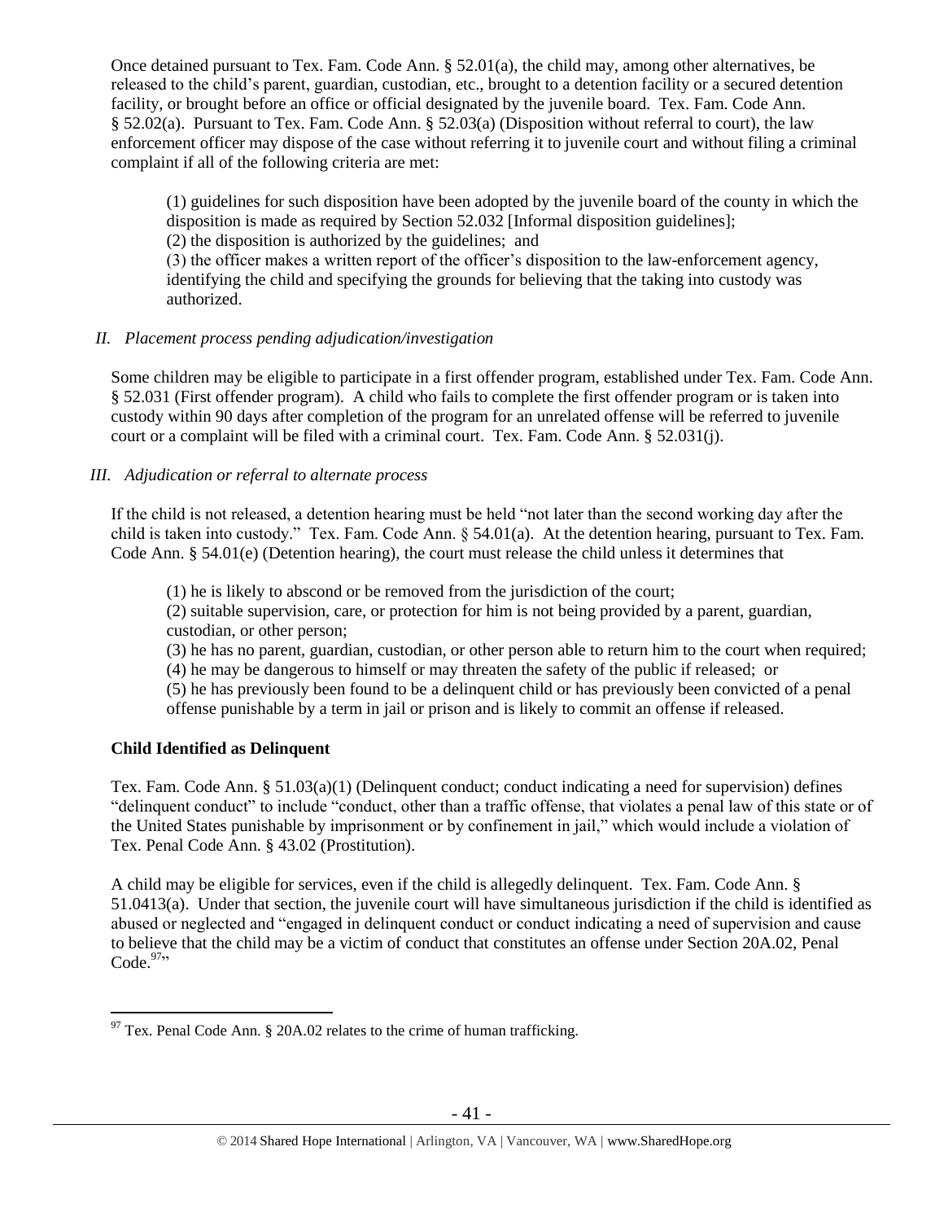Once detained pursuant to Tex. Fam. Code Ann. § 52.01(a), the child may, among other alternatives, be released to the child's parent, guardian, custodian, etc., brought to a detention facility or a secured detention facility, or brought before an office or official designated by the juvenile board. Tex. Fam. Code Ann. § 52.02(a). Pursuant to Tex. Fam. Code Ann. § 52.03(a) (Disposition without referral to court), the law enforcement officer may dispose of the case without referring it to juvenile court and without filing a criminal complaint if all of the following criteria are met:

> (1) guidelines for such disposition have been adopted by the juvenile board of the county in which the disposition is made as required by Section 52.032 [Informal disposition guidelines];
> (2) the disposition is authorized by the guidelines; and
> (3) the officer makes a written report of the officer's disposition to the law-enforcement agency, identifying the child and specifying the grounds for believing that the taking into custody was authorized.

*II. Placement process pending adjudication/investigation*

Some children may be eligible to participate in a first offender program, established under Tex. Fam. Code Ann. § 52.031 (First offender program). A child who fails to complete the first offender program or is taken into custody within 90 days after completion of the program for an unrelated offense will be referred to juvenile court or a complaint will be filed with a criminal court. Tex. Fam. Code Ann. § 52.031(j).

*III. Adjudication or referral to alternate process*

If the child is not released, a detention hearing must be held "not later than the second working day after the child is taken into custody." Tex. Fam. Code Ann. § 54.01(a). At the detention hearing, pursuant to Tex. Fam. Code Ann. § 54.01(e) (Detention hearing), the court must release the child unless it determines that

> (1) he is likely to abscond or be removed from the jurisdiction of the court;
> (2) suitable supervision, care, or protection for him is not being provided by a parent, guardian, custodian, or other person;
> (3) he has no parent, guardian, custodian, or other person able to return him to the court when required;
> (4) he may be dangerous to himself or may threaten the safety of the public if released; or
> (5) he has previously been found to be a delinquent child or has previously been convicted of a penal offense punishable by a term in jail or prison and is likely to commit an offense if released.

**Child Identified as Delinquent**

Tex. Fam. Code Ann. § 51.03(a)(1) (Delinquent conduct; conduct indicating a need for supervision) defines "delinquent conduct" to include "conduct, other than a traffic offense, that violates a penal law of this state or of the United States punishable by imprisonment or by confinement in jail," which would include a violation of Tex. Penal Code Ann. § 43.02 (Prostitution).

A child may be eligible for services, even if the child is allegedly delinquent. Tex. Fam. Code Ann. § 51.0413(a). Under that section, the juvenile court will have simultaneous jurisdiction if the child is identified as abused or neglected and "engaged in delinquent conduct or conduct indicating a need of supervision and cause to believe that the child may be a victim of conduct that constitutes an offense under Section 20A.02, Penal Code.[97]"

[97] Tex. Penal Code Ann. § 20A.02 relates to the crime of human trafficking.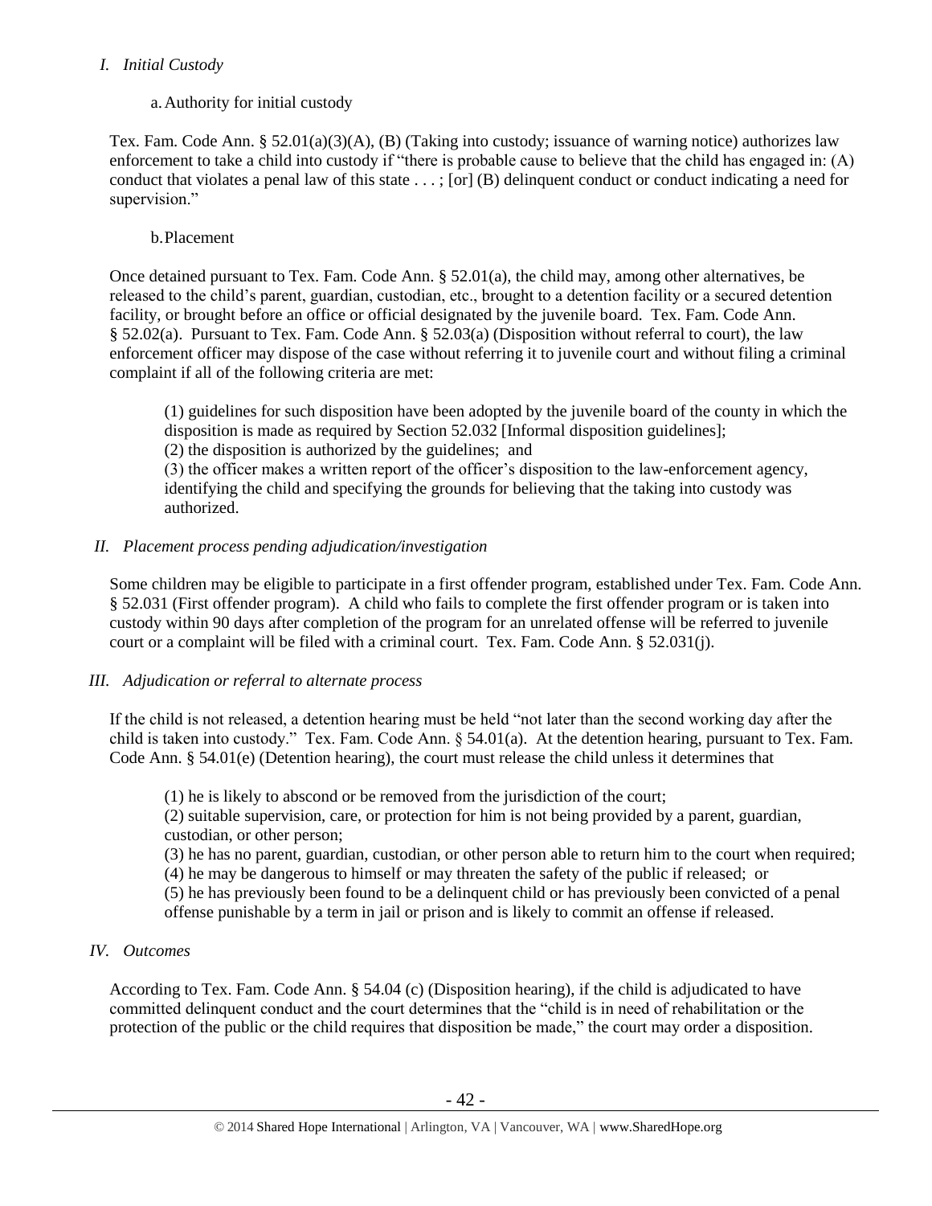*I. Initial Custody*

a. Authority for initial custody

Tex. Fam. Code Ann. § 52.01(a)(3)(A), (B) (Taking into custody; issuance of warning notice) authorizes law enforcement to take a child into custody if "there is probable cause to believe that the child has engaged in: (A) conduct that violates a penal law of this state . . . ; [or] (B) delinquent conduct or conduct indicating a need for supervision."

b. Placement

Once detained pursuant to Tex. Fam. Code Ann. § 52.01(a), the child may, among other alternatives, be released to the child's parent, guardian, custodian, etc., brought to a detention facility or a secured detention facility, or brought before an office or official designated by the juvenile board. Tex. Fam. Code Ann. § 52.02(a). Pursuant to Tex. Fam. Code Ann. § 52.03(a) (Disposition without referral to court), the law enforcement officer may dispose of the case without referring it to juvenile court and without filing a criminal complaint if all of the following criteria are met:

> (1) guidelines for such disposition have been adopted by the juvenile board of the county in which the disposition is made as required by Section 52.032 [Informal disposition guidelines];
> (2) the disposition is authorized by the guidelines; and
> (3) the officer makes a written report of the officer's disposition to the law-enforcement agency, identifying the child and specifying the grounds for believing that the taking into custody was authorized.

*II. Placement process pending adjudication/investigation*

Some children may be eligible to participate in a first offender program, established under Tex. Fam. Code Ann. § 52.031 (First offender program). A child who fails to complete the first offender program or is taken into custody within 90 days after completion of the program for an unrelated offense will be referred to juvenile court or a complaint will be filed with a criminal court. Tex. Fam. Code Ann. § 52.031(j).

*III. Adjudication or referral to alternate process*

If the child is not released, a detention hearing must be held "not later than the second working day after the child is taken into custody." Tex. Fam. Code Ann. § 54.01(a). At the detention hearing, pursuant to Tex. Fam. Code Ann. § 54.01(e) (Detention hearing), the court must release the child unless it determines that

> (1) he is likely to abscond or be removed from the jurisdiction of the court;
> (2) suitable supervision, care, or protection for him is not being provided by a parent, guardian, custodian, or other person;
> (3) he has no parent, guardian, custodian, or other person able to return him to the court when required;
> (4) he may be dangerous to himself or may threaten the safety of the public if released; or
> (5) he has previously been found to be a delinquent child or has previously been convicted of a penal offense punishable by a term in jail or prison and is likely to commit an offense if released.

*IV. Outcomes*

According to Tex. Fam. Code Ann. § 54.04 (c) (Disposition hearing), if the child is adjudicated to have committed delinquent conduct and the court determines that the "child is in need of rehabilitation or the protection of the public or the child requires that disposition be made," the court may order a disposition.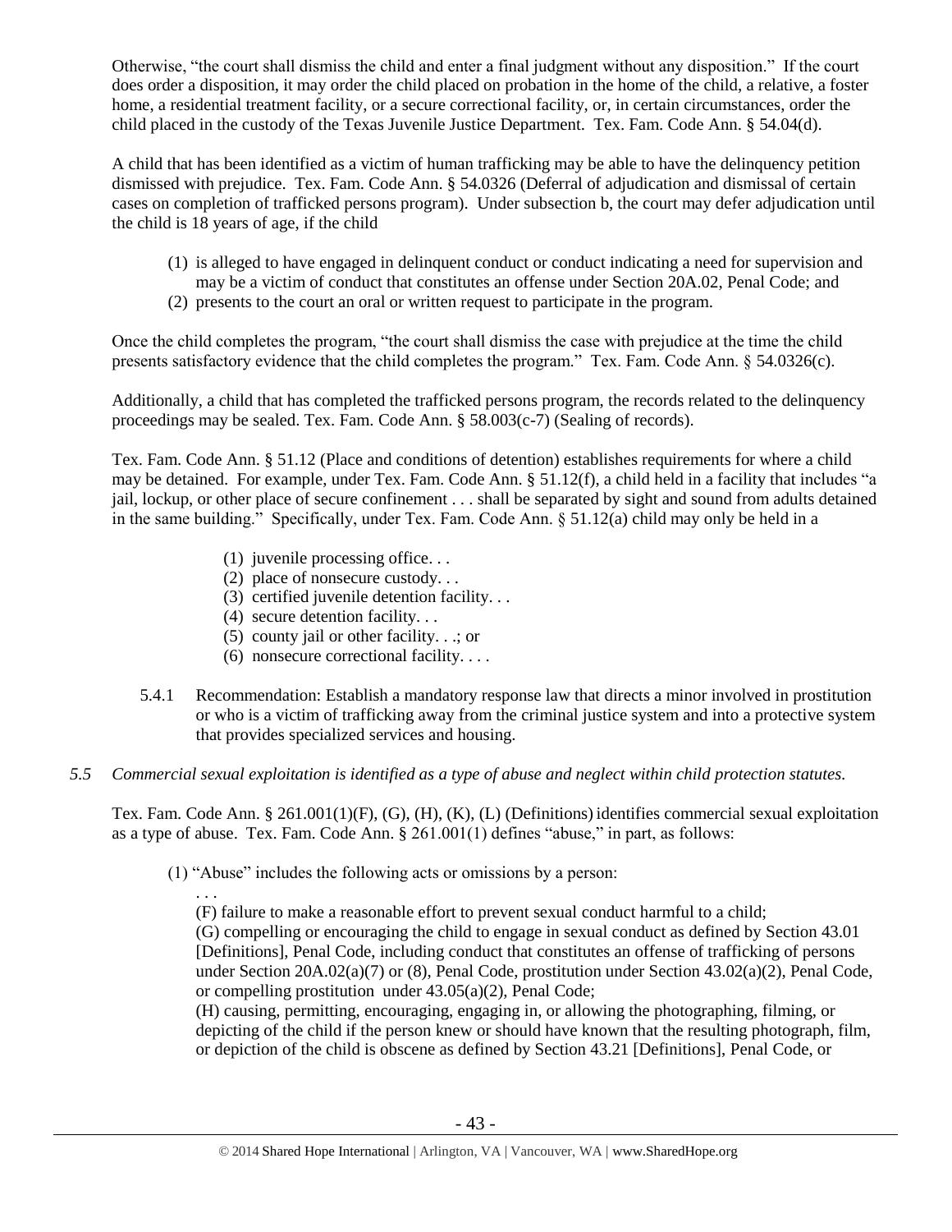Otherwise, "the court shall dismiss the child and enter a final judgment without any disposition." If the court does order a disposition, it may order the child placed on probation in the home of the child, a relative, a foster home, a residential treatment facility, or a secure correctional facility, or, in certain circumstances, order the child placed in the custody of the Texas Juvenile Justice Department. Tex. Fam. Code Ann. § 54.04(d).

A child that has been identified as a victim of human trafficking may be able to have the delinquency petition dismissed with prejudice. Tex. Fam. Code Ann. § 54.0326 (Deferral of adjudication and dismissal of certain cases on completion of trafficked persons program). Under subsection b, the court may defer adjudication until the child is 18 years of age, if the child

(1) is alleged to have engaged in delinquent conduct or conduct indicating a need for supervision and may be a victim of conduct that constitutes an offense under Section 20A.02, Penal Code; and
(2) presents to the court an oral or written request to participate in the program.

Once the child completes the program, "the court shall dismiss the case with prejudice at the time the child presents satisfactory evidence that the child completes the program." Tex. Fam. Code Ann. § 54.0326(c).

Additionally, a child that has completed the trafficked persons program, the records related to the delinquency proceedings may be sealed. Tex. Fam. Code Ann. § 58.003(c-7) (Sealing of records).

Tex. Fam. Code Ann. § 51.12 (Place and conditions of detention) establishes requirements for where a child may be detained. For example, under Tex. Fam. Code Ann. § 51.12(f), a child held in a facility that includes "a jail, lockup, or other place of secure confinement . . . shall be separated by sight and sound from adults detained in the same building." Specifically, under Tex. Fam. Code Ann. § 51.12(a) child may only be held in a

(1) juvenile processing office. . .
(2) place of nonsecure custody. . .
(3) certified juvenile detention facility. . .
(4) secure detention facility. . .
(5) county jail or other facility. . .; or
(6) nonsecure correctional facility. . . .

5.4.1 Recommendation: Establish a mandatory response law that directs a minor involved in prostitution or who is a victim of trafficking away from the criminal justice system and into a protective system that provides specialized services and housing.

*5.5 Commercial sexual exploitation is identified as a type of abuse and neglect within child protection statutes.*

Tex. Fam. Code Ann. § 261.001(1)(F), (G), (H), (K), (L) (Definitions) identifies commercial sexual exploitation as a type of abuse. Tex. Fam. Code Ann. § 261.001(1) defines "abuse," in part, as follows:

(1) "Abuse" includes the following acts or omissions by a person:

. . .
(F) failure to make a reasonable effort to prevent sexual conduct harmful to a child;
(G) compelling or encouraging the child to engage in sexual conduct as defined by Section 43.01 [Definitions], Penal Code, including conduct that constitutes an offense of trafficking of persons under Section 20A.02(a)(7) or (8), Penal Code, prostitution under Section 43.02(a)(2), Penal Code, or compelling prostitution under 43.05(a)(2), Penal Code;
(H) causing, permitting, encouraging, engaging in, or allowing the photographing, filming, or depicting of the child if the person knew or should have known that the resulting photograph, film, or depiction of the child is obscene as defined by Section 43.21 [Definitions], Penal Code, or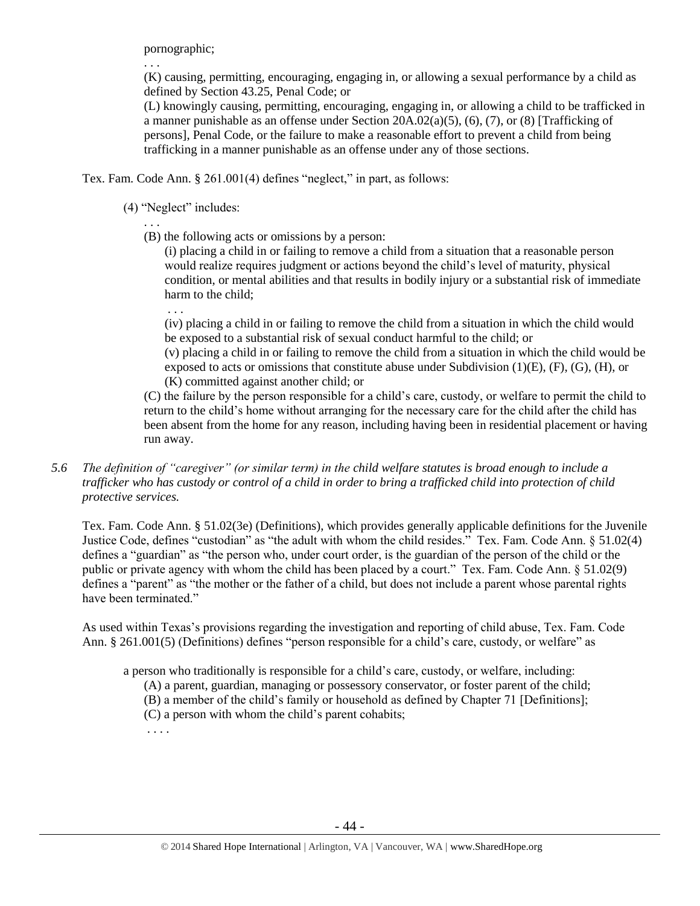pornographic;

. . .

(K) causing, permitting, encouraging, engaging in, or allowing a sexual performance by a child as defined by Section 43.25, Penal Code; or

(L) knowingly causing, permitting, encouraging, engaging in, or allowing a child to be trafficked in a manner punishable as an offense under Section 20A.02(a)(5), (6), (7), or (8) [Trafficking of persons], Penal Code, or the failure to make a reasonable effort to prevent a child from being trafficking in a manner punishable as an offense under any of those sections.

Tex. Fam. Code Ann. § 261.001(4) defines "neglect," in part, as follows:

(4) "Neglect" includes:

. . .

(B) the following acts or omissions by a person:

(i) placing a child in or failing to remove a child from a situation that a reasonable person would realize requires judgment or actions beyond the child's level of maturity, physical condition, or mental abilities and that results in bodily injury or a substantial risk of immediate harm to the child;

. . .

(iv) placing a child in or failing to remove the child from a situation in which the child would be exposed to a substantial risk of sexual conduct harmful to the child; or

(v) placing a child in or failing to remove the child from a situation in which the child would be exposed to acts or omissions that constitute abuse under Subdivision (1)(E), (F), (G), (H), or (K) committed against another child; or

(C) the failure by the person responsible for a child's care, custody, or welfare to permit the child to return to the child's home without arranging for the necessary care for the child after the child has been absent from the home for any reason, including having been in residential placement or having run away.

*5.6 The definition of "caregiver" (or similar term) in the child welfare statutes is broad enough to include a trafficker who has custody or control of a child in order to bring a trafficked child into protection of child protective services.*

Tex. Fam. Code Ann. § 51.02(3e) (Definitions), which provides generally applicable definitions for the Juvenile Justice Code, defines "custodian" as "the adult with whom the child resides." Tex. Fam. Code Ann. § 51.02(4) defines a "guardian" as "the person who, under court order, is the guardian of the person of the child or the public or private agency with whom the child has been placed by a court." Tex. Fam. Code Ann. § 51.02(9) defines a "parent" as "the mother or the father of a child, but does not include a parent whose parental rights have been terminated."

As used within Texas's provisions regarding the investigation and reporting of child abuse, Tex. Fam. Code Ann. § 261.001(5) (Definitions) defines "person responsible for a child's care, custody, or welfare" as

a person who traditionally is responsible for a child's care, custody, or welfare, including:

(A) a parent, guardian, managing or possessory conservator, or foster parent of the child;

(B) a member of the child's family or household as defined by Chapter 71 [Definitions];

(C) a person with whom the child's parent cohabits;

. . . .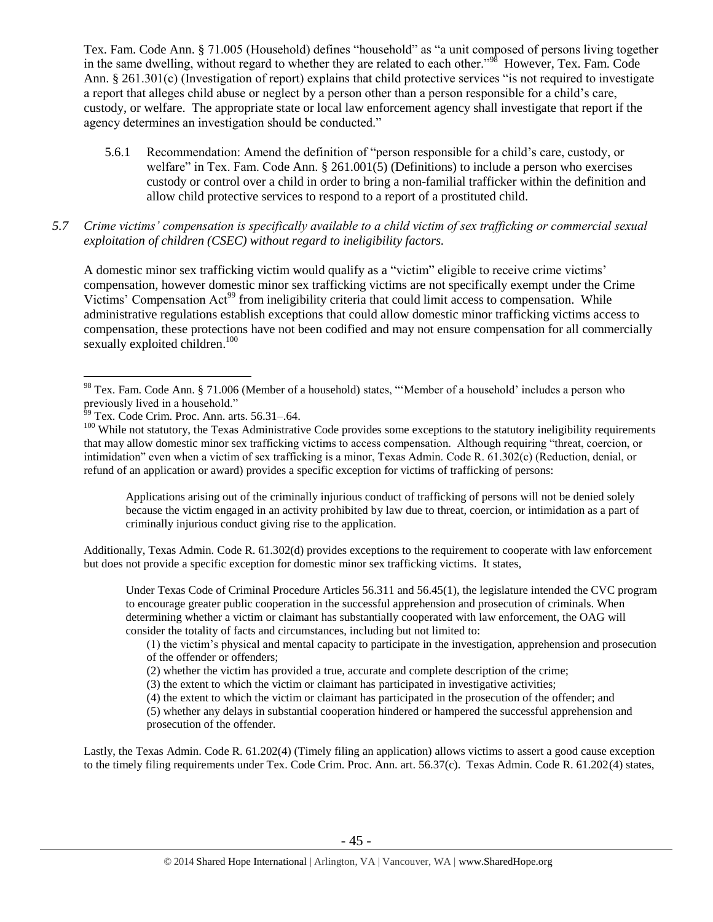Tex. Fam. Code Ann. § 71.005 (Household) defines "household" as "a unit composed of persons living together in the same dwelling, without regard to whether they are related to each other."[98] However, Tex. Fam. Code Ann. § 261.301(c) (Investigation of report) explains that child protective services "is not required to investigate a report that alleges child abuse or neglect by a person other than a person responsible for a child's care, custody, or welfare. The appropriate state or local law enforcement agency shall investigate that report if the agency determines an investigation should be conducted."

5.6.1 Recommendation: Amend the definition of "person responsible for a child's care, custody, or welfare" in Tex. Fam. Code Ann. § 261.001(5) (Definitions) to include a person who exercises custody or control over a child in order to bring a non-familial trafficker within the definition and allow child protective services to respond to a report of a prostituted child.

*5.7 Crime victims' compensation is specifically available to a child victim of sex trafficking or commercial sexual exploitation of children (CSEC) without regard to ineligibility factors.*

A domestic minor sex trafficking victim would qualify as a "victim" eligible to receive crime victims' compensation, however domestic minor sex trafficking victims are not specifically exempt under the Crime Victims' Compensation Act[99] from ineligibility criteria that could limit access to compensation. While administrative regulations establish exceptions that could allow domestic minor trafficking victims access to compensation, these protections have not been codified and may not ensure compensation for all commercially sexually exploited children.[100]

---

[98] Tex. Fam. Code Ann. § 71.006 (Member of a household) states, "'Member of a household' includes a person who previously lived in a household."

[99] Tex. Code Crim. Proc. Ann. arts. 56.31–.64.

[100] While not statutory, the Texas Administrative Code provides some exceptions to the statutory ineligibility requirements that may allow domestic minor sex trafficking victims to access compensation. Although requiring "threat, coercion, or intimidation" even when a victim of sex trafficking is a minor, Texas Admin. Code R. 61.302(c) (Reduction, denial, or refund of an application or award) provides a specific exception for victims of trafficking of persons:

> Applications arising out of the criminally injurious conduct of trafficking of persons will not be denied solely because the victim engaged in an activity prohibited by law due to threat, coercion, or intimidation as a part of criminally injurious conduct giving rise to the application.

Additionally, Texas Admin. Code R. 61.302(d) provides exceptions to the requirement to cooperate with law enforcement but does not provide a specific exception for domestic minor sex trafficking victims. It states,

> Under Texas Code of Criminal Procedure Articles 56.311 and 56.45(1), the legislature intended the CVC program to encourage greater public cooperation in the successful apprehension and prosecution of criminals. When determining whether a victim or claimant has substantially cooperated with law enforcement, the OAG will consider the totality of facts and circumstances, including but not limited to:
>
> (1) the victim's physical and mental capacity to participate in the investigation, apprehension and prosecution of the offender or offenders;
>
> (2) whether the victim has provided a true, accurate and complete description of the crime;
>
> (3) the extent to which the victim or claimant has participated in investigative activities;
>
> (4) the extent to which the victim or claimant has participated in the prosecution of the offender; and
>
> (5) whether any delays in substantial cooperation hindered or hampered the successful apprehension and prosecution of the offender.

Lastly, the Texas Admin. Code R. 61.202(4) (Timely filing an application) allows victims to assert a good cause exception to the timely filing requirements under Tex. Code Crim. Proc. Ann. art. 56.37(c). Texas Admin. Code R. 61.202(4) states,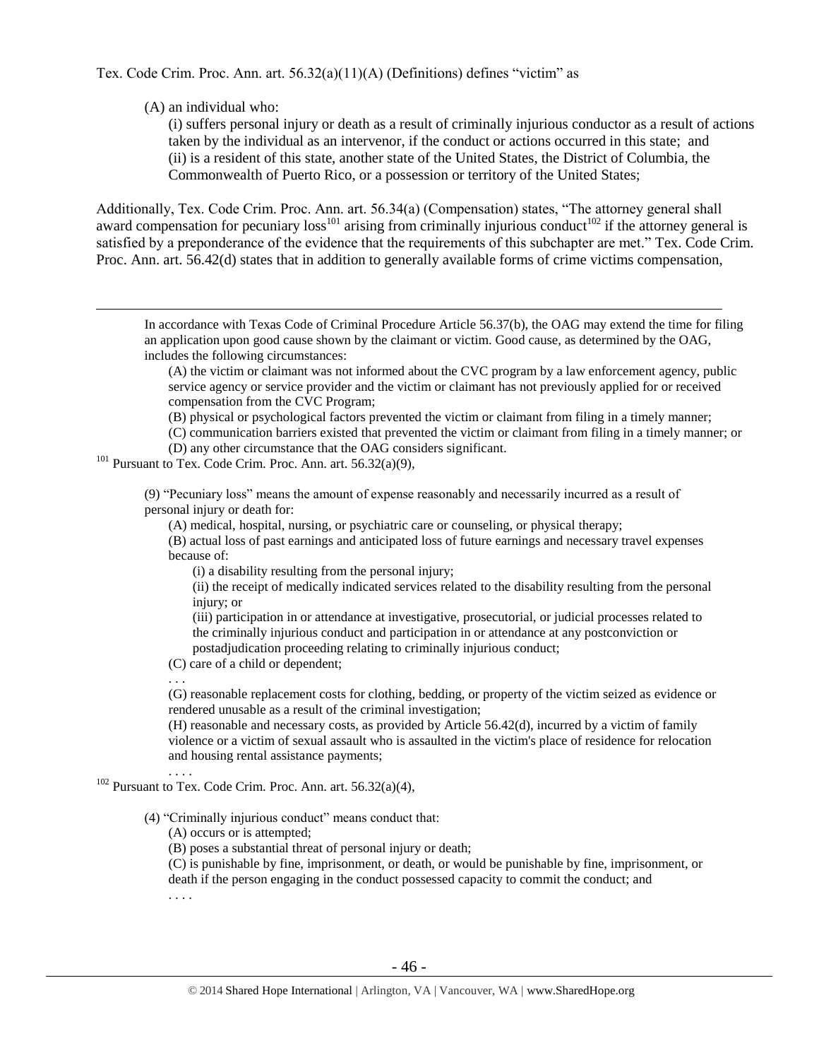Tex. Code Crim. Proc. Ann. art. 56.32(a)(11)(A) (Definitions) defines "victim" as

> (A) an individual who:
>
> > (i) suffers personal injury or death as a result of criminally injurious conductor as a result of actions taken by the individual as an intervenor, if the conduct or actions occurred in this state; and
> > (ii) is a resident of this state, another state of the United States, the District of Columbia, the Commonwealth of Puerto Rico, or a possession or territory of the United States;

Additionally, Tex. Code Crim. Proc. Ann. art. 56.34(a) (Compensation) states, "The attorney general shall award compensation for pecuniary loss[101] arising from criminally injurious conduct[102] if the attorney general is satisfied by a preponderance of the evidence that the requirements of this subchapter are met." Tex. Code Crim. Proc. Ann. art. 56.42(d) states that in addition to generally available forms of crime victims compensation,

---

> In accordance with Texas Code of Criminal Procedure Article 56.37(b), the OAG may extend the time for filing an application upon good cause shown by the claimant or victim. Good cause, as determined by the OAG, includes the following circumstances:
>
> > (A) the victim or claimant was not informed about the CVC program by a law enforcement agency, public service agency or service provider and the victim or claimant has not previously applied for or received compensation from the CVC Program;
> > (B) physical or psychological factors prevented the victim or claimant from filing in a timely manner;
> > (C) communication barriers existed that prevented the victim or claimant from filing in a timely manner; or
> > (D) any other circumstance that the OAG considers significant.

[101] Pursuant to Tex. Code Crim. Proc. Ann. art. 56.32(a)(9),

> (9) "Pecuniary loss" means the amount of expense reasonably and necessarily incurred as a result of personal injury or death for:
>
> > (A) medical, hospital, nursing, or psychiatric care or counseling, or physical therapy;
> > (B) actual loss of past earnings and anticipated loss of future earnings and necessary travel expenses because of:
> >
> > > (i) a disability resulting from the personal injury;
> > > (ii) the receipt of medically indicated services related to the disability resulting from the personal injury; or
> > > (iii) participation in or attendance at investigative, prosecutorial, or judicial processes related to the criminally injurious conduct and participation in or attendance at any postconviction or postadjudication proceeding relating to criminally injurious conduct;
> >
> > (C) care of a child or dependent;
> > . . .
> > (G) reasonable replacement costs for clothing, bedding, or property of the victim seized as evidence or rendered unusable as a result of the criminal investigation;
> > (H) reasonable and necessary costs, as provided by Article 56.42(d), incurred by a victim of family violence or a victim of sexual assault who is assaulted in the victim's place of residence for relocation and housing rental assistance payments;
> > . . . .

[102] Pursuant to Tex. Code Crim. Proc. Ann. art. 56.32(a)(4),

> (4) "Criminally injurious conduct" means conduct that:
>
> > (A) occurs or is attempted;
> > (B) poses a substantial threat of personal injury or death;
> > (C) is punishable by fine, imprisonment, or death, or would be punishable by fine, imprisonment, or death if the person engaging in the conduct possessed capacity to commit the conduct; and
> > . . . .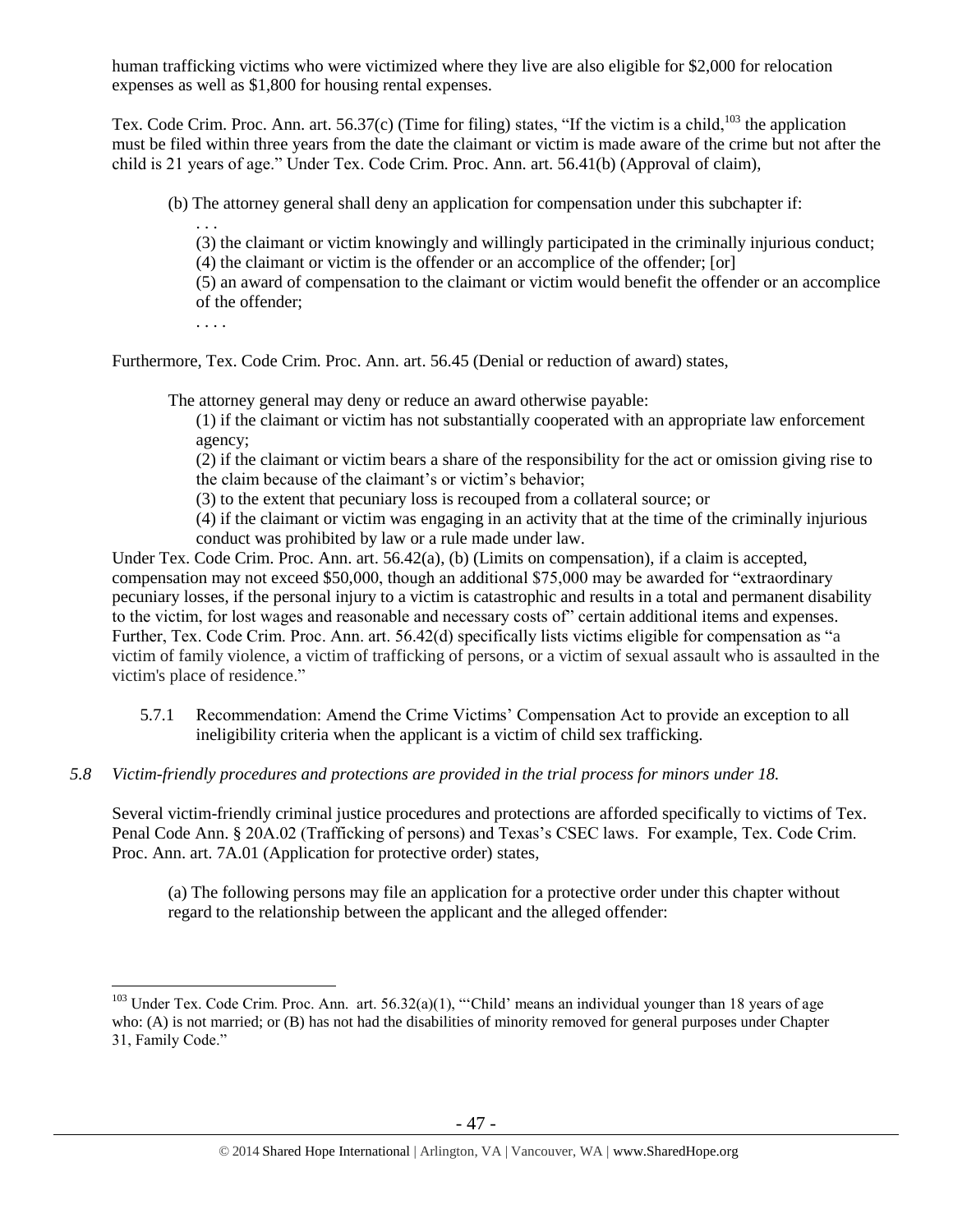human trafficking victims who were victimized where they live are also eligible for $2,000 for relocation expenses as well as $1,800 for housing rental expenses.

Tex. Code Crim. Proc. Ann. art. 56.37(c) (Time for filing) states, "If the victim is a child,[103] the application must be filed within three years from the date the claimant or victim is made aware of the crime but not after the child is 21 years of age." Under Tex. Code Crim. Proc. Ann. art. 56.41(b) (Approval of claim),

> (b) The attorney general shall deny an application for compensation under this subchapter if:
>
> . . .
>
> (3) the claimant or victim knowingly and willingly participated in the criminally injurious conduct;
>
> (4) the claimant or victim is the offender or an accomplice of the offender; [or]
>
> (5) an award of compensation to the claimant or victim would benefit the offender or an accomplice of the offender;
>
> . . . .

Furthermore, Tex. Code Crim. Proc. Ann. art. 56.45 (Denial or reduction of award) states,

> The attorney general may deny or reduce an award otherwise payable:
>
> (1) if the claimant or victim has not substantially cooperated with an appropriate law enforcement agency;
>
> (2) if the claimant or victim bears a share of the responsibility for the act or omission giving rise to the claim because of the claimant's or victim's behavior;
>
> (3) to the extent that pecuniary loss is recouped from a collateral source; or
>
> (4) if the claimant or victim was engaging in an activity that at the time of the criminally injurious conduct was prohibited by law or a rule made under law.

Under Tex. Code Crim. Proc. Ann. art. 56.42(a), (b) (Limits on compensation), if a claim is accepted, compensation may not exceed $50,000, though an additional $75,000 may be awarded for "extraordinary pecuniary losses, if the personal injury to a victim is catastrophic and results in a total and permanent disability to the victim, for lost wages and reasonable and necessary costs of" certain additional items and expenses. Further, Tex. Code Crim. Proc. Ann. art. 56.42(d) specifically lists victims eligible for compensation as "a victim of family violence, a victim of trafficking of persons, or a victim of sexual assault who is assaulted in the victim's place of residence."

5.7.1 Recommendation: Amend the Crime Victims' Compensation Act to provide an exception to all ineligibility criteria when the applicant is a victim of child sex trafficking.

### *5.8 Victim-friendly procedures and protections are provided in the trial process for minors under 18.*

Several victim-friendly criminal justice procedures and protections are afforded specifically to victims of Tex. Penal Code Ann. § 20A.02 (Trafficking of persons) and Texas's CSEC laws. For example, Tex. Code Crim. Proc. Ann. art. 7A.01 (Application for protective order) states,

> (a) The following persons may file an application for a protective order under this chapter without regard to the relationship between the applicant and the alleged offender:

---

[103] Under Tex. Code Crim. Proc. Ann. art. 56.32(a)(1), "'Child' means an individual younger than 18 years of age who: (A) is not married; or (B) has not had the disabilities of minority removed for general purposes under Chapter 31, Family Code."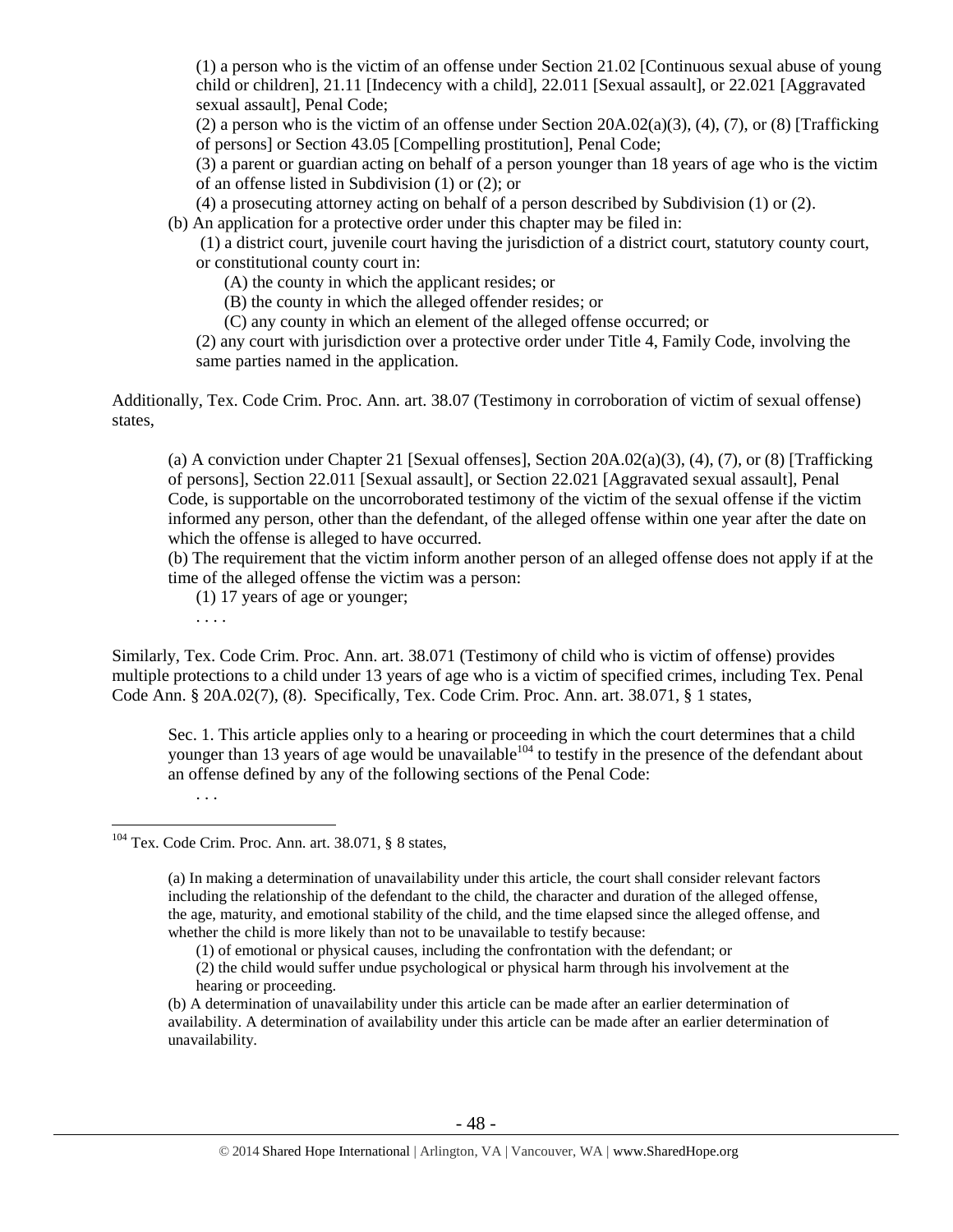(1) a person who is the victim of an offense under Section 21.02 [Continuous sexual abuse of young child or children], 21.11 [Indecency with a child], 22.011 [Sexual assault], or 22.021 [Aggravated sexual assault], Penal Code;

(2) a person who is the victim of an offense under Section 20A.02(a)(3), (4), (7), or (8) [Trafficking of persons] or Section 43.05 [Compelling prostitution], Penal Code;

(3) a parent or guardian acting on behalf of a person younger than 18 years of age who is the victim of an offense listed in Subdivision (1) or (2); or

(4) a prosecuting attorney acting on behalf of a person described by Subdivision (1) or (2).

(b) An application for a protective order under this chapter may be filed in:

(1) a district court, juvenile court having the jurisdiction of a district court, statutory county court, or constitutional county court in:

(A) the county in which the applicant resides; or

(B) the county in which the alleged offender resides; or

(C) any county in which an element of the alleged offense occurred; or

(2) any court with jurisdiction over a protective order under Title 4, Family Code, involving the same parties named in the application.

Additionally, Tex. Code Crim. Proc. Ann. art. 38.07 (Testimony in corroboration of victim of sexual offense) states,

(a) A conviction under Chapter 21 [Sexual offenses], Section 20A.02(a)(3), (4), (7), or (8) [Trafficking of persons], Section 22.011 [Sexual assault], or Section 22.021 [Aggravated sexual assault], Penal Code, is supportable on the uncorroborated testimony of the victim of the sexual offense if the victim informed any person, other than the defendant, of the alleged offense within one year after the date on which the offense is alleged to have occurred.

(b) The requirement that the victim inform another person of an alleged offense does not apply if at the time of the alleged offense the victim was a person:

(1) 17 years of age or younger;

. . . .

Similarly, Tex. Code Crim. Proc. Ann. art. 38.071 (Testimony of child who is victim of offense) provides multiple protections to a child under 13 years of age who is a victim of specified crimes, including Tex. Penal Code Ann. § 20A.02(7), (8). Specifically, Tex. Code Crim. Proc. Ann. art. 38.071, § 1 states,

Sec. 1. This article applies only to a hearing or proceeding in which the court determines that a child younger than 13 years of age would be unavailable[104] to testify in the presence of the defendant about an offense defined by any of the following sections of the Penal Code:

. . .

[104] Tex. Code Crim. Proc. Ann. art. 38.071, § 8 states,

(a) In making a determination of unavailability under this article, the court shall consider relevant factors including the relationship of the defendant to the child, the character and duration of the alleged offense, the age, maturity, and emotional stability of the child, and the time elapsed since the alleged offense, and whether the child is more likely than not to be unavailable to testify because:

(1) of emotional or physical causes, including the confrontation with the defendant; or

(2) the child would suffer undue psychological or physical harm through his involvement at the hearing or proceeding.

(b) A determination of unavailability under this article can be made after an earlier determination of availability. A determination of availability under this article can be made after an earlier determination of unavailability.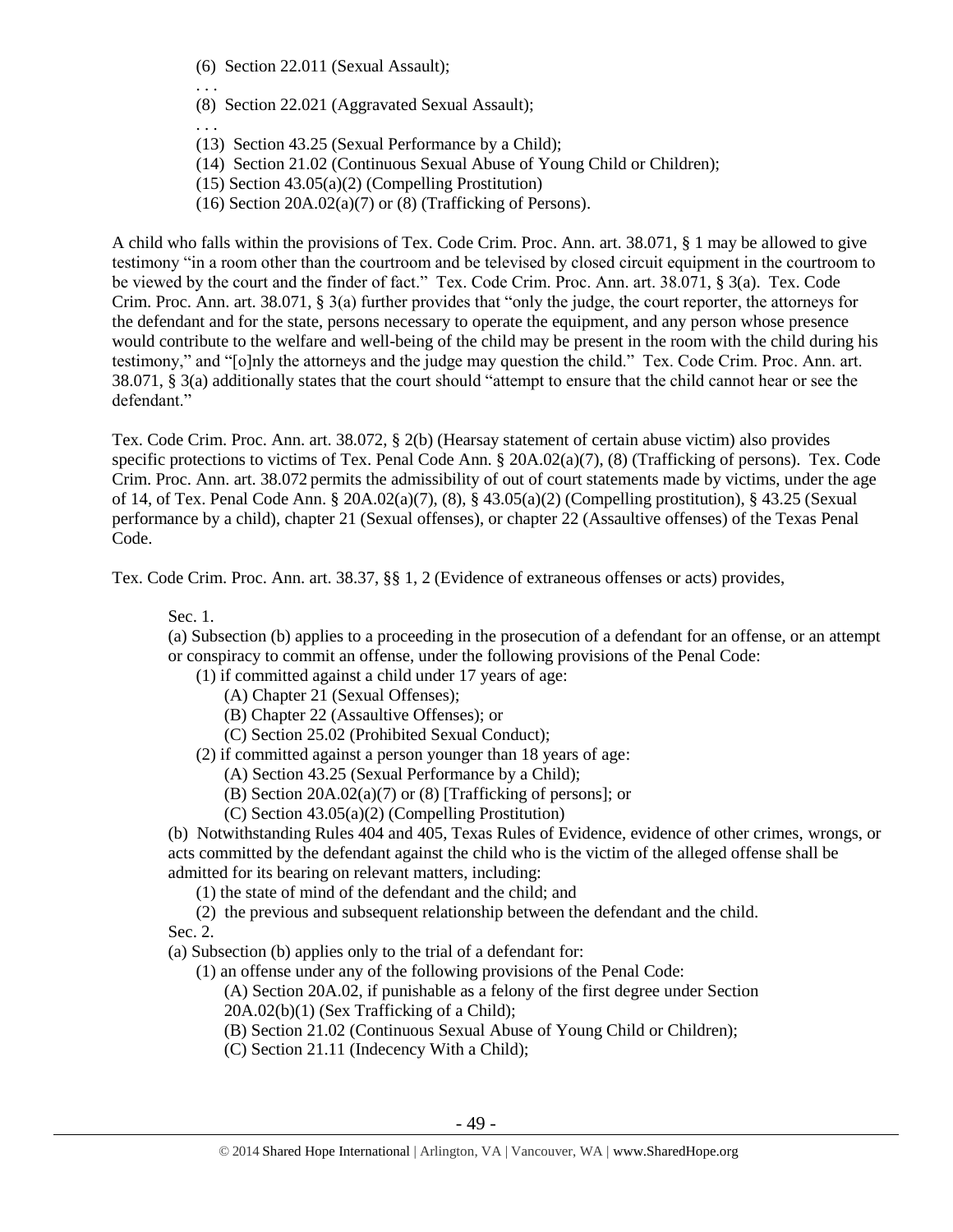(6) Section 22.011 (Sexual Assault);

. . .

(8) Section 22.021 (Aggravated Sexual Assault);

. . .

(13) Section 43.25 (Sexual Performance by a Child);

(14) Section 21.02 (Continuous Sexual Abuse of Young Child or Children);

(15) Section 43.05(a)(2) (Compelling Prostitution)

(16) Section 20A.02(a)(7) or (8) (Trafficking of Persons).

A child who falls within the provisions of Tex. Code Crim. Proc. Ann. art. 38.071, § 1 may be allowed to give testimony "in a room other than the courtroom and be televised by closed circuit equipment in the courtroom to be viewed by the court and the finder of fact." Tex. Code Crim. Proc. Ann. art. 38.071, § 3(a). Tex. Code Crim. Proc. Ann. art. 38.071, § 3(a) further provides that "only the judge, the court reporter, the attorneys for the defendant and for the state, persons necessary to operate the equipment, and any person whose presence would contribute to the welfare and well-being of the child may be present in the room with the child during his testimony," and "[o]nly the attorneys and the judge may question the child." Tex. Code Crim. Proc. Ann. art. 38.071, § 3(a) additionally states that the court should "attempt to ensure that the child cannot hear or see the defendant."

Tex. Code Crim. Proc. Ann. art. 38.072, § 2(b) (Hearsay statement of certain abuse victim) also provides specific protections to victims of Tex. Penal Code Ann. § 20A.02(a)(7), (8) (Trafficking of persons). Tex. Code Crim. Proc. Ann. art. 38.072 permits the admissibility of out of court statements made by victims, under the age of 14, of Tex. Penal Code Ann. § 20A.02(a)(7), (8), § 43.05(a)(2) (Compelling prostitution), § 43.25 (Sexual performance by a child), chapter 21 (Sexual offenses), or chapter 22 (Assaultive offenses) of the Texas Penal Code.

Tex. Code Crim. Proc. Ann. art. 38.37, §§ 1, 2 (Evidence of extraneous offenses or acts) provides,

> Sec. 1.
>
> (a) Subsection (b) applies to a proceeding in the prosecution of a defendant for an offense, or an attempt or conspiracy to commit an offense, under the following provisions of the Penal Code:
>
> (1) if committed against a child under 17 years of age:
>
> (A) Chapter 21 (Sexual Offenses);
>
> (B) Chapter 22 (Assaultive Offenses); or
>
> (C) Section 25.02 (Prohibited Sexual Conduct);
>
> (2) if committed against a person younger than 18 years of age:
>
> (A) Section 43.25 (Sexual Performance by a Child);
>
> (B) Section 20A.02(a)(7) or (8) [Trafficking of persons]; or
>
> (C) Section 43.05(a)(2) (Compelling Prostitution)
>
> (b) Notwithstanding Rules 404 and 405, Texas Rules of Evidence, evidence of other crimes, wrongs, or acts committed by the defendant against the child who is the victim of the alleged offense shall be admitted for its bearing on relevant matters, including:
>
> (1) the state of mind of the defendant and the child; and
>
> (2) the previous and subsequent relationship between the defendant and the child.
>
> Sec. 2.
>
> (a) Subsection (b) applies only to the trial of a defendant for:
>
> (1) an offense under any of the following provisions of the Penal Code:
>
> (A) Section 20A.02, if punishable as a felony of the first degree under Section 20A.02(b)(1) (Sex Trafficking of a Child);
>
> (B) Section 21.02 (Continuous Sexual Abuse of Young Child or Children);
>
> (C) Section 21.11 (Indecency With a Child);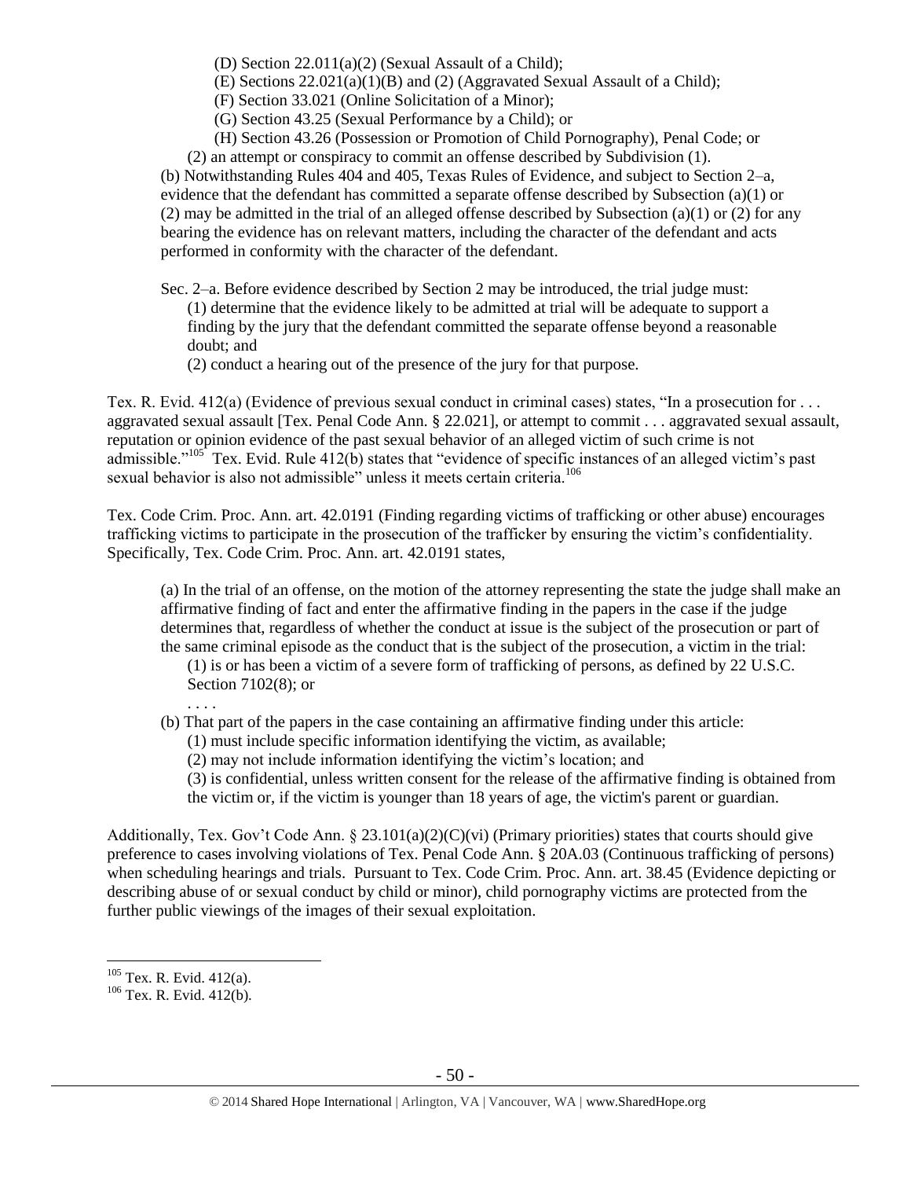(D) Section 22.011(a)(2) (Sexual Assault of a Child);
(E) Sections 22.021(a)(1)(B) and (2) (Aggravated Sexual Assault of a Child);
(F) Section 33.021 (Online Solicitation of a Minor);
(G) Section 43.25 (Sexual Performance by a Child); or
(H) Section 43.26 (Possession or Promotion of Child Pornography), Penal Code; or

(2) an attempt or conspiracy to commit an offense described by Subdivision (1).

(b) Notwithstanding Rules 404 and 405, Texas Rules of Evidence, and subject to Section 2–a, evidence that the defendant has committed a separate offense described by Subsection (a)(1) or (2) may be admitted in the trial of an alleged offense described by Subsection (a)(1) or (2) for any bearing the evidence has on relevant matters, including the character of the defendant and acts performed in conformity with the character of the defendant.

Sec. 2–a. Before evidence described by Section 2 may be introduced, the trial judge must:

(1) determine that the evidence likely to be admitted at trial will be adequate to support a finding by the jury that the defendant committed the separate offense beyond a reasonable doubt; and

(2) conduct a hearing out of the presence of the jury for that purpose.

Tex. R. Evid. 412(a) (Evidence of previous sexual conduct in criminal cases) states, "In a prosecution for . . . aggravated sexual assault [Tex. Penal Code Ann. § 22.021], or attempt to commit . . . aggravated sexual assault, reputation or opinion evidence of the past sexual behavior of an alleged victim of such crime is not admissible."[105] Tex. Evid. Rule 412(b) states that "evidence of specific instances of an alleged victim's past sexual behavior is also not admissible" unless it meets certain criteria.[106]

Tex. Code Crim. Proc. Ann. art. 42.0191 (Finding regarding victims of trafficking or other abuse) encourages trafficking victims to participate in the prosecution of the trafficker by ensuring the victim's confidentiality. Specifically, Tex. Code Crim. Proc. Ann. art. 42.0191 states,

(a) In the trial of an offense, on the motion of the attorney representing the state the judge shall make an affirmative finding of fact and enter the affirmative finding in the papers in the case if the judge determines that, regardless of whether the conduct at issue is the subject of the prosecution or part of the same criminal episode as the conduct that is the subject of the prosecution, a victim in the trial:

(1) is or has been a victim of a severe form of trafficking of persons, as defined by 22 U.S.C. Section 7102(8); or

. . . .

(b) That part of the papers in the case containing an affirmative finding under this article:

(1) must include specific information identifying the victim, as available;

(2) may not include information identifying the victim's location; and

(3) is confidential, unless written consent for the release of the affirmative finding is obtained from the victim or, if the victim is younger than 18 years of age, the victim's parent or guardian.

Additionally, Tex. Gov't Code Ann. § 23.101(a)(2)(C)(vi) (Primary priorities) states that courts should give preference to cases involving violations of Tex. Penal Code Ann. § 20A.03 (Continuous trafficking of persons) when scheduling hearings and trials. Pursuant to Tex. Code Crim. Proc. Ann. art. 38.45 (Evidence depicting or describing abuse of or sexual conduct by child or minor), child pornography victims are protected from the further public viewings of the images of their sexual exploitation.

---

[105] Tex. R. Evid. 412(a).

[106] Tex. R. Evid. 412(b).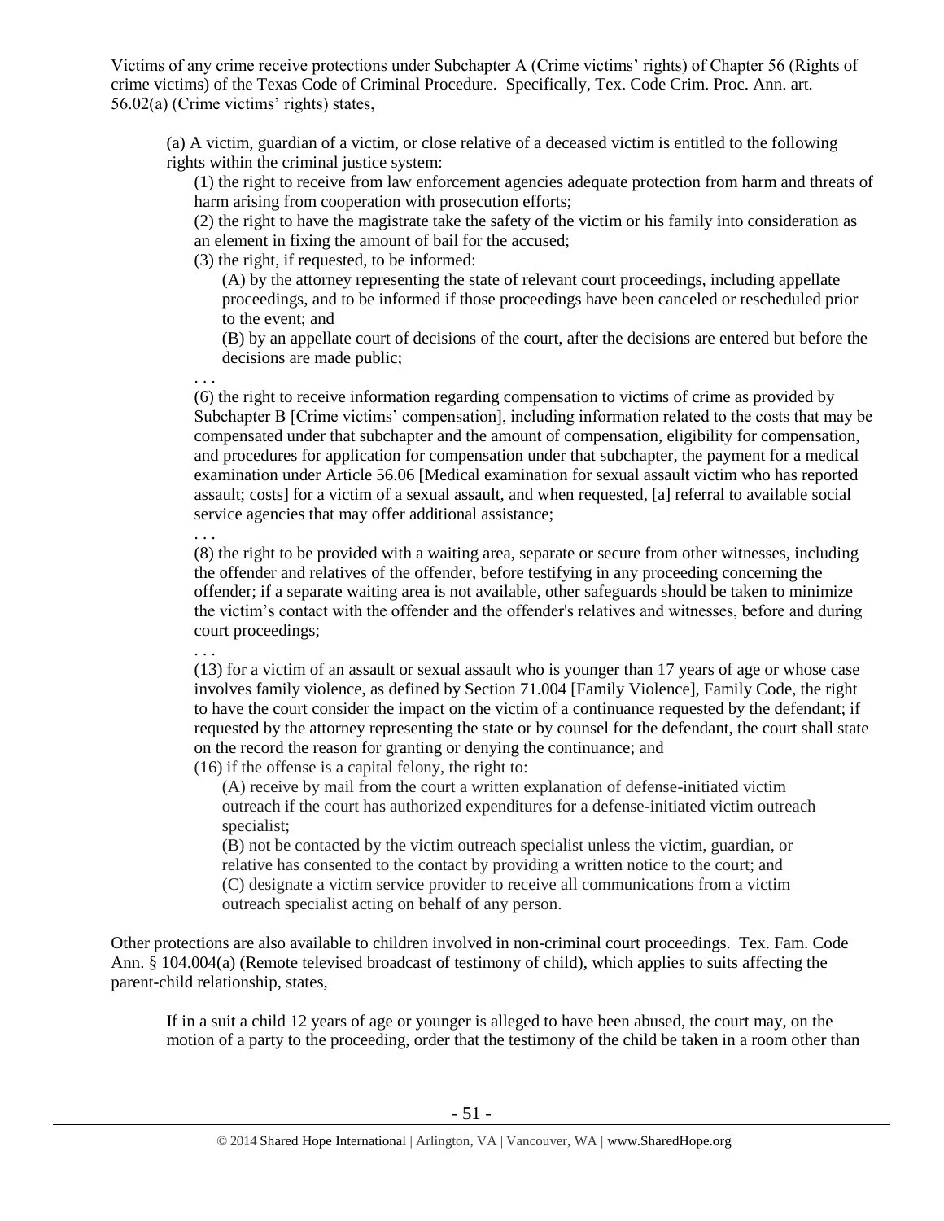Victims of any crime receive protections under Subchapter A (Crime victims' rights) of Chapter 56 (Rights of crime victims) of the Texas Code of Criminal Procedure. Specifically, Tex. Code Crim. Proc. Ann. art. 56.02(a) (Crime victims' rights) states,

> (a) A victim, guardian of a victim, or close relative of a deceased victim is entitled to the following rights within the criminal justice system:
>
> > (1) the right to receive from law enforcement agencies adequate protection from harm and threats of harm arising from cooperation with prosecution efforts;
> >
> > (2) the right to have the magistrate take the safety of the victim or his family into consideration as an element in fixing the amount of bail for the accused;
> >
> > (3) the right, if requested, to be informed:
> >
> > > (A) by the attorney representing the state of relevant court proceedings, including appellate proceedings, and to be informed if those proceedings have been canceled or rescheduled prior to the event; and
> > >
> > > (B) by an appellate court of decisions of the court, after the decisions are entered but before the decisions are made public;
> >
> > . . .
> >
> > (6) the right to receive information regarding compensation to victims of crime as provided by Subchapter B [Crime victims' compensation], including information related to the costs that may be compensated under that subchapter and the amount of compensation, eligibility for compensation, and procedures for application for compensation under that subchapter, the payment for a medical examination under Article 56.06 [Medical examination for sexual assault victim who has reported assault; costs] for a victim of a sexual assault, and when requested, [a] referral to available social service agencies that may offer additional assistance;
> >
> > . . .
> >
> > (8) the right to be provided with a waiting area, separate or secure from other witnesses, including the offender and relatives of the offender, before testifying in any proceeding concerning the offender; if a separate waiting area is not available, other safeguards should be taken to minimize the victim's contact with the offender and the offender's relatives and witnesses, before and during court proceedings;
> >
> > . . .
> >
> > (13) for a victim of an assault or sexual assault who is younger than 17 years of age or whose case involves family violence, as defined by Section 71.004 [Family Violence], Family Code, the right to have the court consider the impact on the victim of a continuance requested by the defendant; if requested by the attorney representing the state or by counsel for the defendant, the court shall state on the record the reason for granting or denying the continuance; and
> >
> > (16) if the offense is a capital felony, the right to:
> >
> > > (A) receive by mail from the court a written explanation of defense-initiated victim outreach if the court has authorized expenditures for a defense-initiated victim outreach specialist;
> > >
> > > (B) not be contacted by the victim outreach specialist unless the victim, guardian, or relative has consented to the contact by providing a written notice to the court; and
> > >
> > > (C) designate a victim service provider to receive all communications from a victim outreach specialist acting on behalf of any person.

Other protections are also available to children involved in non-criminal court proceedings. Tex. Fam. Code Ann. § 104.004(a) (Remote televised broadcast of testimony of child), which applies to suits affecting the parent-child relationship, states,

> If in a suit a child 12 years of age or younger is alleged to have been abused, the court may, on the motion of a party to the proceeding, order that the testimony of the child be taken in a room other than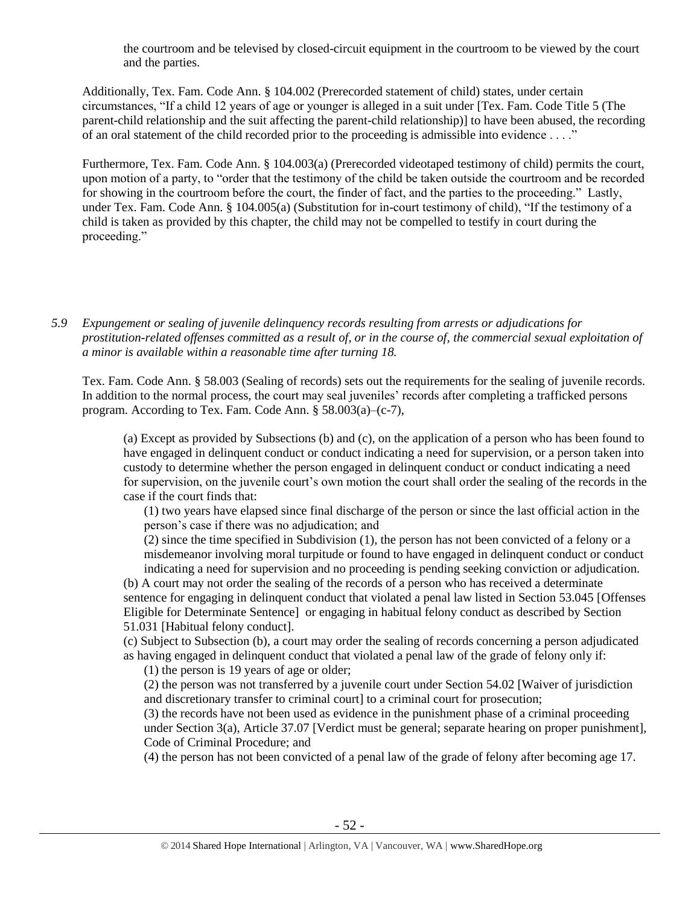the courtroom and be televised by closed-circuit equipment in the courtroom to be viewed by the court and the parties.

Additionally, Tex. Fam. Code Ann. § 104.002 (Prerecorded statement of child) states, under certain circumstances, "If a child 12 years of age or younger is alleged in a suit under [Tex. Fam. Code Title 5 (The parent-child relationship and the suit affecting the parent-child relationship)] to have been abused, the recording of an oral statement of the child recorded prior to the proceeding is admissible into evidence . . . ."

Furthermore, Tex. Fam. Code Ann. § 104.003(a) (Prerecorded videotaped testimony of child) permits the court, upon motion of a party, to "order that the testimony of the child be taken outside the courtroom and be recorded for showing in the courtroom before the court, the finder of fact, and the parties to the proceeding." Lastly, under Tex. Fam. Code Ann. § 104.005(a) (Substitution for in-court testimony of child), "If the testimony of a child is taken as provided by this chapter, the child may not be compelled to testify in court during the proceeding."

*5.9 Expungement or sealing of juvenile delinquency records resulting from arrests or adjudications for prostitution-related offenses committed as a result of, or in the course of, the commercial sexual exploitation of a minor is available within a reasonable time after turning 18.*

Tex. Fam. Code Ann. § 58.003 (Sealing of records) sets out the requirements for the sealing of juvenile records. In addition to the normal process, the court may seal juveniles' records after completing a trafficked persons program. According to Tex. Fam. Code Ann. § 58.003(a)–(c-7),

> (a) Except as provided by Subsections (b) and (c), on the application of a person who has been found to have engaged in delinquent conduct or conduct indicating a need for supervision, or a person taken into custody to determine whether the person engaged in delinquent conduct or conduct indicating a need for supervision, on the juvenile court's own motion the court shall order the sealing of the records in the case if the court finds that:
>
> (1) two years have elapsed since final discharge of the person or since the last official action in the person's case if there was no adjudication; and
>
> (2) since the time specified in Subdivision (1), the person has not been convicted of a felony or a misdemeanor involving moral turpitude or found to have engaged in delinquent conduct or conduct indicating a need for supervision and no proceeding is pending seeking conviction or adjudication.
>
> (b) A court may not order the sealing of the records of a person who has received a determinate sentence for engaging in delinquent conduct that violated a penal law listed in Section 53.045 [Offenses Eligible for Determinate Sentence] or engaging in habitual felony conduct as described by Section 51.031 [Habitual felony conduct].
>
> (c) Subject to Subsection (b), a court may order the sealing of records concerning a person adjudicated as having engaged in delinquent conduct that violated a penal law of the grade of felony only if:
>
> (1) the person is 19 years of age or older;
>
> (2) the person was not transferred by a juvenile court under Section 54.02 [Waiver of jurisdiction and discretionary transfer to criminal court] to a criminal court for prosecution;
>
> (3) the records have not been used as evidence in the punishment phase of a criminal proceeding under Section 3(a), Article 37.07 [Verdict must be general; separate hearing on proper punishment], Code of Criminal Procedure; and
>
> (4) the person has not been convicted of a penal law of the grade of felony after becoming age 17.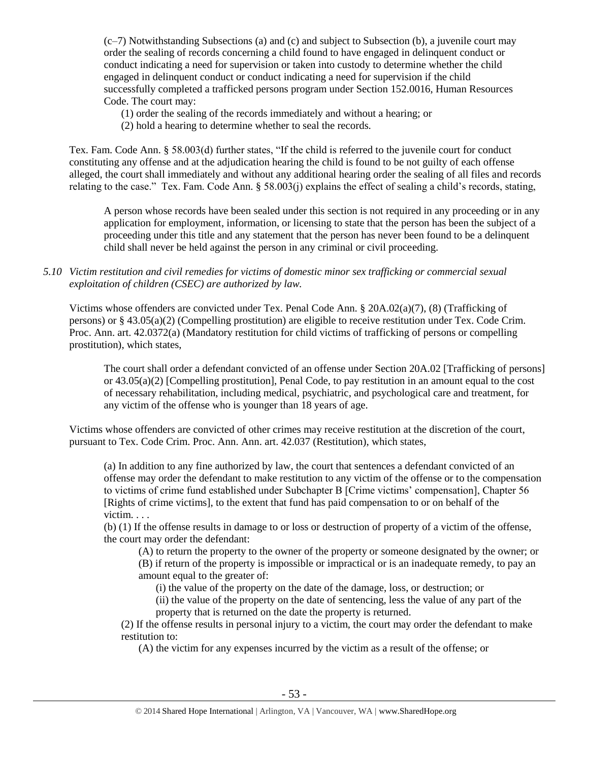(c–7) Notwithstanding Subsections (a) and (c) and subject to Subsection (b), a juvenile court may order the sealing of records concerning a child found to have engaged in delinquent conduct or conduct indicating a need for supervision or taken into custody to determine whether the child engaged in delinquent conduct or conduct indicating a need for supervision if the child successfully completed a trafficked persons program under Section 152.0016, Human Resources Code. The court may:

> (1) order the sealing of the records immediately and without a hearing; or
>
> (2) hold a hearing to determine whether to seal the records.

Tex. Fam. Code Ann. § 58.003(d) further states, "If the child is referred to the juvenile court for conduct constituting any offense and at the adjudication hearing the child is found to be not guilty of each offense alleged, the court shall immediately and without any additional hearing order the sealing of all files and records relating to the case." Tex. Fam. Code Ann. § 58.003(j) explains the effect of sealing a child's records, stating,

> A person whose records have been sealed under this section is not required in any proceeding or in any application for employment, information, or licensing to state that the person has been the subject of a proceeding under this title and any statement that the person has never been found to be a delinquent child shall never be held against the person in any criminal or civil proceeding.

*5.10 Victim restitution and civil remedies for victims of domestic minor sex trafficking or commercial sexual exploitation of children (CSEC) are authorized by law.*

Victims whose offenders are convicted under Tex. Penal Code Ann. § 20A.02(a)(7), (8) (Trafficking of persons) or § 43.05(a)(2) (Compelling prostitution) are eligible to receive restitution under Tex. Code Crim. Proc. Ann. art. 42.0372(a) (Mandatory restitution for child victims of trafficking of persons or compelling prostitution), which states,

> The court shall order a defendant convicted of an offense under Section 20A.02 [Trafficking of persons] or 43.05(a)(2) [Compelling prostitution], Penal Code, to pay restitution in an amount equal to the cost of necessary rehabilitation, including medical, psychiatric, and psychological care and treatment, for any victim of the offense who is younger than 18 years of age.

Victims whose offenders are convicted of other crimes may receive restitution at the discretion of the court, pursuant to Tex. Code Crim. Proc. Ann. Ann. art. 42.037 (Restitution), which states,

> (a) In addition to any fine authorized by law, the court that sentences a defendant convicted of an offense may order the defendant to make restitution to any victim of the offense or to the compensation to victims of crime fund established under Subchapter B [Crime victims' compensation], Chapter 56 [Rights of crime victims], to the extent that fund has paid compensation to or on behalf of the victim. . . .
>
> (b) (1) If the offense results in damage to or loss or destruction of property of a victim of the offense, the court may order the defendant:
>
> > (A) to return the property to the owner of the property or someone designated by the owner; or
> >
> > (B) if return of the property is impossible or impractical or is an inadequate remedy, to pay an amount equal to the greater of:
> >
> > > (i) the value of the property on the date of the damage, loss, or destruction; or
> > >
> > > (ii) the value of the property on the date of sentencing, less the value of any part of the property that is returned on the date the property is returned.
>
> (2) If the offense results in personal injury to a victim, the court may order the defendant to make restitution to:
>
> > (A) the victim for any expenses incurred by the victim as a result of the offense; or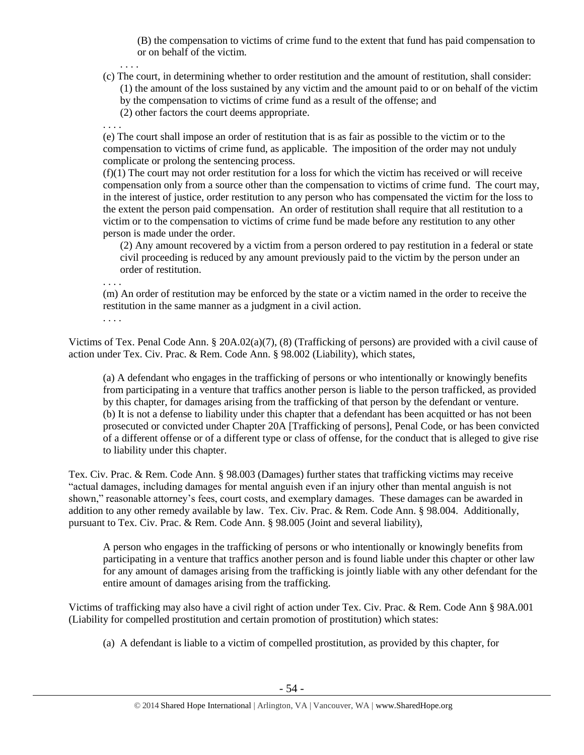(B) the compensation to victims of crime fund to the extent that fund has paid compensation to or on behalf of the victim.

. . . .

(c) The court, in determining whether to order restitution and the amount of restitution, shall consider:

(1) the amount of the loss sustained by any victim and the amount paid to or on behalf of the victim by the compensation to victims of crime fund as a result of the offense; and

(2) other factors the court deems appropriate.

. . . .

(e) The court shall impose an order of restitution that is as fair as possible to the victim or to the compensation to victims of crime fund, as applicable. The imposition of the order may not unduly complicate or prolong the sentencing process.

(f)(1) The court may not order restitution for a loss for which the victim has received or will receive compensation only from a source other than the compensation to victims of crime fund. The court may, in the interest of justice, order restitution to any person who has compensated the victim for the loss to the extent the person paid compensation. An order of restitution shall require that all restitution to a victim or to the compensation to victims of crime fund be made before any restitution to any other person is made under the order.

(2) Any amount recovered by a victim from a person ordered to pay restitution in a federal or state civil proceeding is reduced by any amount previously paid to the victim by the person under an order of restitution.

. . . .

(m) An order of restitution may be enforced by the state or a victim named in the order to receive the restitution in the same manner as a judgment in a civil action.

. . . .

Victims of Tex. Penal Code Ann. § 20A.02(a)(7), (8) (Trafficking of persons) are provided with a civil cause of action under Tex. Civ. Prac. & Rem. Code Ann. § 98.002 (Liability), which states,

> (a) A defendant who engages in the trafficking of persons or who intentionally or knowingly benefits from participating in a venture that traffics another person is liable to the person trafficked, as provided by this chapter, for damages arising from the trafficking of that person by the defendant or venture.
> (b) It is not a defense to liability under this chapter that a defendant has been acquitted or has not been prosecuted or convicted under Chapter 20A [Trafficking of persons], Penal Code, or has been convicted of a different offense or of a different type or class of offense, for the conduct that is alleged to give rise to liability under this chapter.

Tex. Civ. Prac. & Rem. Code Ann. § 98.003 (Damages) further states that trafficking victims may receive "actual damages, including damages for mental anguish even if an injury other than mental anguish is not shown," reasonable attorney's fees, court costs, and exemplary damages. These damages can be awarded in addition to any other remedy available by law. Tex. Civ. Prac. & Rem. Code Ann. § 98.004. Additionally, pursuant to Tex. Civ. Prac. & Rem. Code Ann. § 98.005 (Joint and several liability),

> A person who engages in the trafficking of persons or who intentionally or knowingly benefits from participating in a venture that traffics another person and is found liable under this chapter or other law for any amount of damages arising from the trafficking is jointly liable with any other defendant for the entire amount of damages arising from the trafficking.

Victims of trafficking may also have a civil right of action under Tex. Civ. Prac. & Rem. Code Ann § 98A.001 (Liability for compelled prostitution and certain promotion of prostitution) which states:

> (a) A defendant is liable to a victim of compelled prostitution, as provided by this chapter, for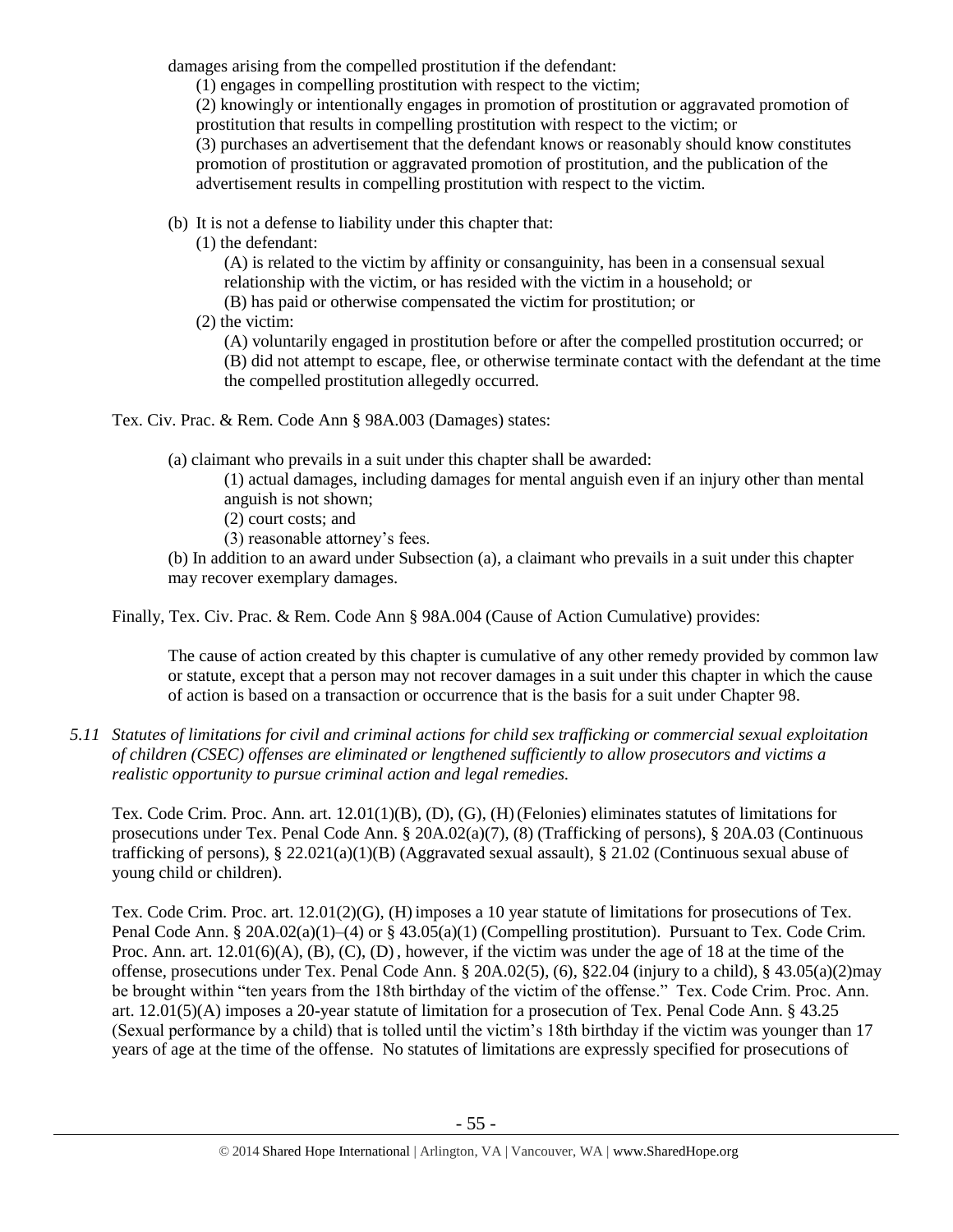damages arising from the compelled prostitution if the defendant:

(1) engages in compelling prostitution with respect to the victim;

(2) knowingly or intentionally engages in promotion of prostitution or aggravated promotion of prostitution that results in compelling prostitution with respect to the victim; or

(3) purchases an advertisement that the defendant knows or reasonably should know constitutes promotion of prostitution or aggravated promotion of prostitution, and the publication of the advertisement results in compelling prostitution with respect to the victim.

(b) It is not a defense to liability under this chapter that:

(1) the defendant:

(A) is related to the victim by affinity or consanguinity, has been in a consensual sexual relationship with the victim, or has resided with the victim in a household; or

(B) has paid or otherwise compensated the victim for prostitution; or

(2) the victim:

(A) voluntarily engaged in prostitution before or after the compelled prostitution occurred; or

(B) did not attempt to escape, flee, or otherwise terminate contact with the defendant at the time the compelled prostitution allegedly occurred.

Tex. Civ. Prac. & Rem. Code Ann § 98A.003 (Damages) states:

(a) claimant who prevails in a suit under this chapter shall be awarded:

(1) actual damages, including damages for mental anguish even if an injury other than mental anguish is not shown;

(2) court costs; and

(3) reasonable attorney's fees.

(b) In addition to an award under Subsection (a), a claimant who prevails in a suit under this chapter may recover exemplary damages.

Finally, Tex. Civ. Prac. & Rem. Code Ann § 98A.004 (Cause of Action Cumulative) provides:

The cause of action created by this chapter is cumulative of any other remedy provided by common law or statute, except that a person may not recover damages in a suit under this chapter in which the cause of action is based on a transaction or occurrence that is the basis for a suit under Chapter 98.

*5.11 Statutes of limitations for civil and criminal actions for child sex trafficking or commercial sexual exploitation of children (CSEC) offenses are eliminated or lengthened sufficiently to allow prosecutors and victims a realistic opportunity to pursue criminal action and legal remedies.*

Tex. Code Crim. Proc. Ann. art. 12.01(1)(B), (D), (G), (H) (Felonies) eliminates statutes of limitations for prosecutions under Tex. Penal Code Ann. § 20A.02(a)(7), (8) (Trafficking of persons), § 20A.03 (Continuous trafficking of persons), § 22.021(a)(1)(B) (Aggravated sexual assault), § 21.02 (Continuous sexual abuse of young child or children).

Tex. Code Crim. Proc. art. 12.01(2)(G), (H) imposes a 10 year statute of limitations for prosecutions of Tex. Penal Code Ann. § 20A.02(a)(1)–(4) or § 43.05(a)(1) (Compelling prostitution). Pursuant to Tex. Code Crim. Proc. Ann. art. 12.01(6)(A), (B), (C), (D) , however, if the victim was under the age of 18 at the time of the offense, prosecutions under Tex. Penal Code Ann. § 20A.02(5), (6), §22.04 (injury to a child), § 43.05(a)(2)may be brought within "ten years from the 18th birthday of the victim of the offense." Tex. Code Crim. Proc. Ann. art. 12.01(5)(A) imposes a 20-year statute of limitation for a prosecution of Tex. Penal Code Ann. § 43.25 (Sexual performance by a child) that is tolled until the victim's 18th birthday if the victim was younger than 17 years of age at the time of the offense. No statutes of limitations are expressly specified for prosecutions of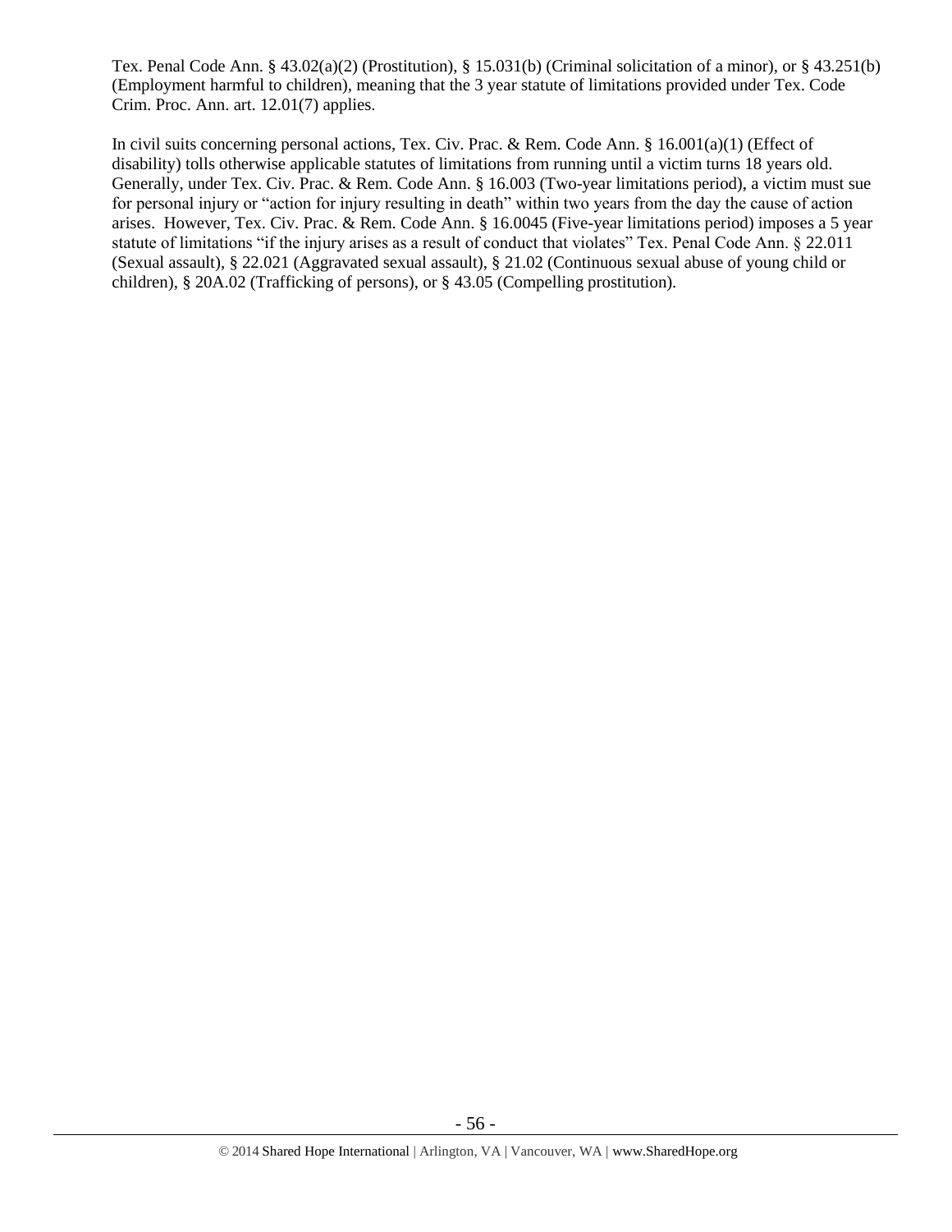Tex. Penal Code Ann. § 43.02(a)(2) (Prostitution), § 15.031(b) (Criminal solicitation of a minor), or § 43.251(b) (Employment harmful to children), meaning that the 3 year statute of limitations provided under Tex. Code Crim. Proc. Ann. art. 12.01(7) applies.

In civil suits concerning personal actions, Tex. Civ. Prac. & Rem. Code Ann. § 16.001(a)(1) (Effect of disability) tolls otherwise applicable statutes of limitations from running until a victim turns 18 years old. Generally, under Tex. Civ. Prac. & Rem. Code Ann. § 16.003 (Two-year limitations period), a victim must sue for personal injury or "action for injury resulting in death" within two years from the day the cause of action arises. However, Tex. Civ. Prac. & Rem. Code Ann. § 16.0045 (Five-year limitations period) imposes a 5 year statute of limitations "if the injury arises as a result of conduct that violates" Tex. Penal Code Ann. § 22.011 (Sexual assault), § 22.021 (Aggravated sexual assault), § 21.02 (Continuous sexual abuse of young child or children), § 20A.02 (Trafficking of persons), or § 43.05 (Compelling prostitution).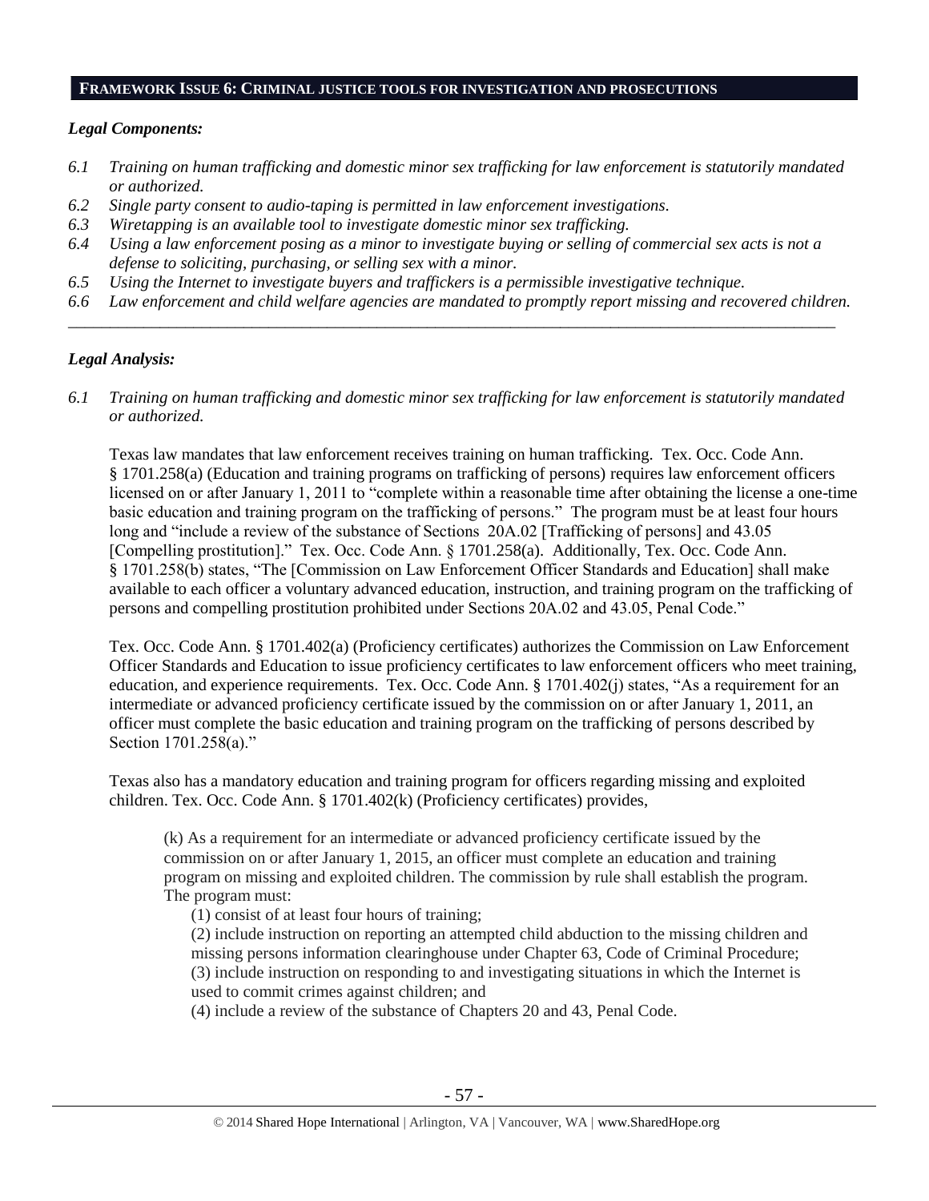## FRAMEWORK ISSUE 6: CRIMINAL JUSTICE TOOLS FOR INVESTIGATION AND PROSECUTIONS

### *Legal Components:*

*6.1 Training on human trafficking and domestic minor sex trafficking for law enforcement is statutorily mandated or authorized.*

*6.2 Single party consent to audio-taping is permitted in law enforcement investigations.*

*6.3 Wiretapping is an available tool to investigate domestic minor sex trafficking.*

*6.4 Using a law enforcement posing as a minor to investigate buying or selling of commercial sex acts is not a defense to soliciting, purchasing, or selling sex with a minor.*

*6.5 Using the Internet to investigate buyers and traffickers is a permissible investigative technique.*

*6.6 Law enforcement and child welfare agencies are mandated to promptly report missing and recovered children.*

---

### *Legal Analysis:*

*6.1 Training on human trafficking and domestic minor sex trafficking for law enforcement is statutorily mandated or authorized.*

Texas law mandates that law enforcement receives training on human trafficking. Tex. Occ. Code Ann. § 1701.258(a) (Education and training programs on trafficking of persons) requires law enforcement officers licensed on or after January 1, 2011 to "complete within a reasonable time after obtaining the license a one-time basic education and training program on the trafficking of persons." The program must be at least four hours long and "include a review of the substance of Sections 20A.02 [Trafficking of persons] and 43.05 [Compelling prostitution]." Tex. Occ. Code Ann. § 1701.258(a). Additionally, Tex. Occ. Code Ann. § 1701.258(b) states, "The [Commission on Law Enforcement Officer Standards and Education] shall make available to each officer a voluntary advanced education, instruction, and training program on the trafficking of persons and compelling prostitution prohibited under Sections 20A.02 and 43.05, Penal Code."

Tex. Occ. Code Ann. § 1701.402(a) (Proficiency certificates) authorizes the Commission on Law Enforcement Officer Standards and Education to issue proficiency certificates to law enforcement officers who meet training, education, and experience requirements. Tex. Occ. Code Ann. § 1701.402(j) states, "As a requirement for an intermediate or advanced proficiency certificate issued by the commission on or after January 1, 2011, an officer must complete the basic education and training program on the trafficking of persons described by Section 1701.258(a)."

Texas also has a mandatory education and training program for officers regarding missing and exploited children. Tex. Occ. Code Ann. § 1701.402(k) (Proficiency certificates) provides,

> (k) As a requirement for an intermediate or advanced proficiency certificate issued by the commission on or after January 1, 2015, an officer must complete an education and training program on missing and exploited children. The commission by rule shall establish the program. The program must:
>
> (1) consist of at least four hours of training;
>
> (2) include instruction on reporting an attempted child abduction to the missing children and missing persons information clearinghouse under Chapter 63, Code of Criminal Procedure;
>
> (3) include instruction on responding to and investigating situations in which the Internet is used to commit crimes against children; and
>
> (4) include a review of the substance of Chapters 20 and 43, Penal Code.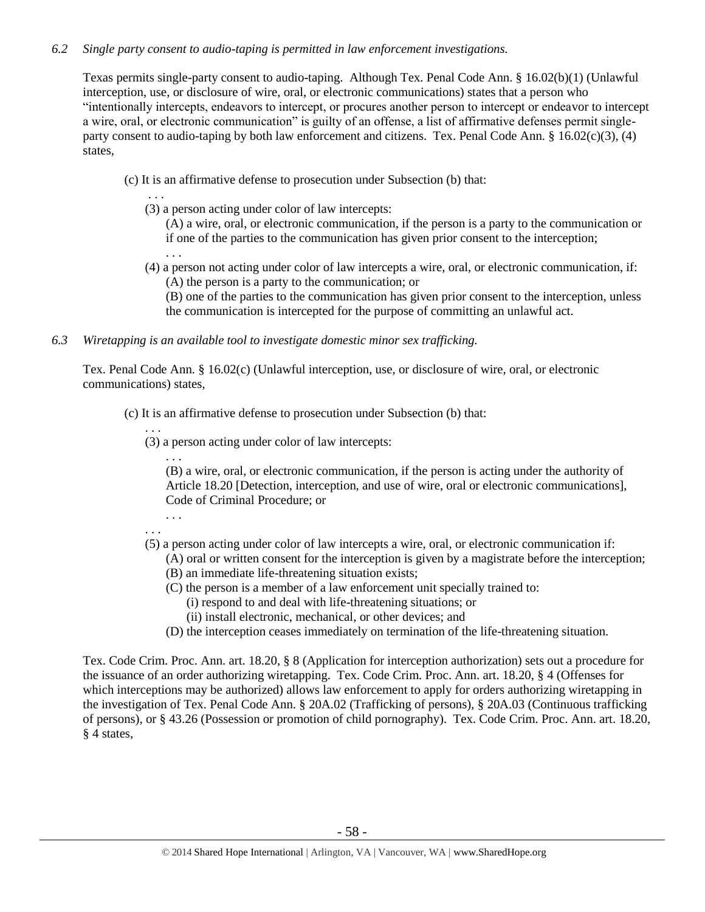*6.2 Single party consent to audio-taping is permitted in law enforcement investigations.*

Texas permits single-party consent to audio-taping. Although Tex. Penal Code Ann. § 16.02(b)(1) (Unlawful interception, use, or disclosure of wire, oral, or electronic communications) states that a person who "intentionally intercepts, endeavors to intercept, or procures another person to intercept or endeavor to intercept a wire, oral, or electronic communication" is guilty of an offense, a list of affirmative defenses permit single-party consent to audio-taping by both law enforcement and citizens. Tex. Penal Code Ann. § 16.02(c)(3), (4) states,

> (c) It is an affirmative defense to prosecution under Subsection (b) that:
>
> . . .
>
> (3) a person acting under color of law intercepts:
>
> (A) a wire, oral, or electronic communication, if the person is a party to the communication or if one of the parties to the communication has given prior consent to the interception;
>
> . . .
>
> (4) a person not acting under color of law intercepts a wire, oral, or electronic communication, if:
>
> (A) the person is a party to the communication; or
>
> (B) one of the parties to the communication has given prior consent to the interception, unless the communication is intercepted for the purpose of committing an unlawful act.

*6.3 Wiretapping is an available tool to investigate domestic minor sex trafficking.*

Tex. Penal Code Ann. § 16.02(c) (Unlawful interception, use, or disclosure of wire, oral, or electronic communications) states,

> (c) It is an affirmative defense to prosecution under Subsection (b) that:
>
> . . .
>
> (3) a person acting under color of law intercepts:
>
> . . .
>
> (B) a wire, oral, or electronic communication, if the person is acting under the authority of Article 18.20 [Detection, interception, and use of wire, oral or electronic communications], Code of Criminal Procedure; or
>
> . . .
>
> . . .
>
> (5) a person acting under color of law intercepts a wire, oral, or electronic communication if:
>
> (A) oral or written consent for the interception is given by a magistrate before the interception;
>
> (B) an immediate life-threatening situation exists;
>
> (C) the person is a member of a law enforcement unit specially trained to:
>
> (i) respond to and deal with life-threatening situations; or
>
> (ii) install electronic, mechanical, or other devices; and
>
> (D) the interception ceases immediately on termination of the life-threatening situation.

Tex. Code Crim. Proc. Ann. art. 18.20, § 8 (Application for interception authorization) sets out a procedure for the issuance of an order authorizing wiretapping. Tex. Code Crim. Proc. Ann. art. 18.20, § 4 (Offenses for which interceptions may be authorized) allows law enforcement to apply for orders authorizing wiretapping in the investigation of Tex. Penal Code Ann. § 20A.02 (Trafficking of persons), § 20A.03 (Continuous trafficking of persons), or § 43.26 (Possession or promotion of child pornography). Tex. Code Crim. Proc. Ann. art. 18.20, § 4 states,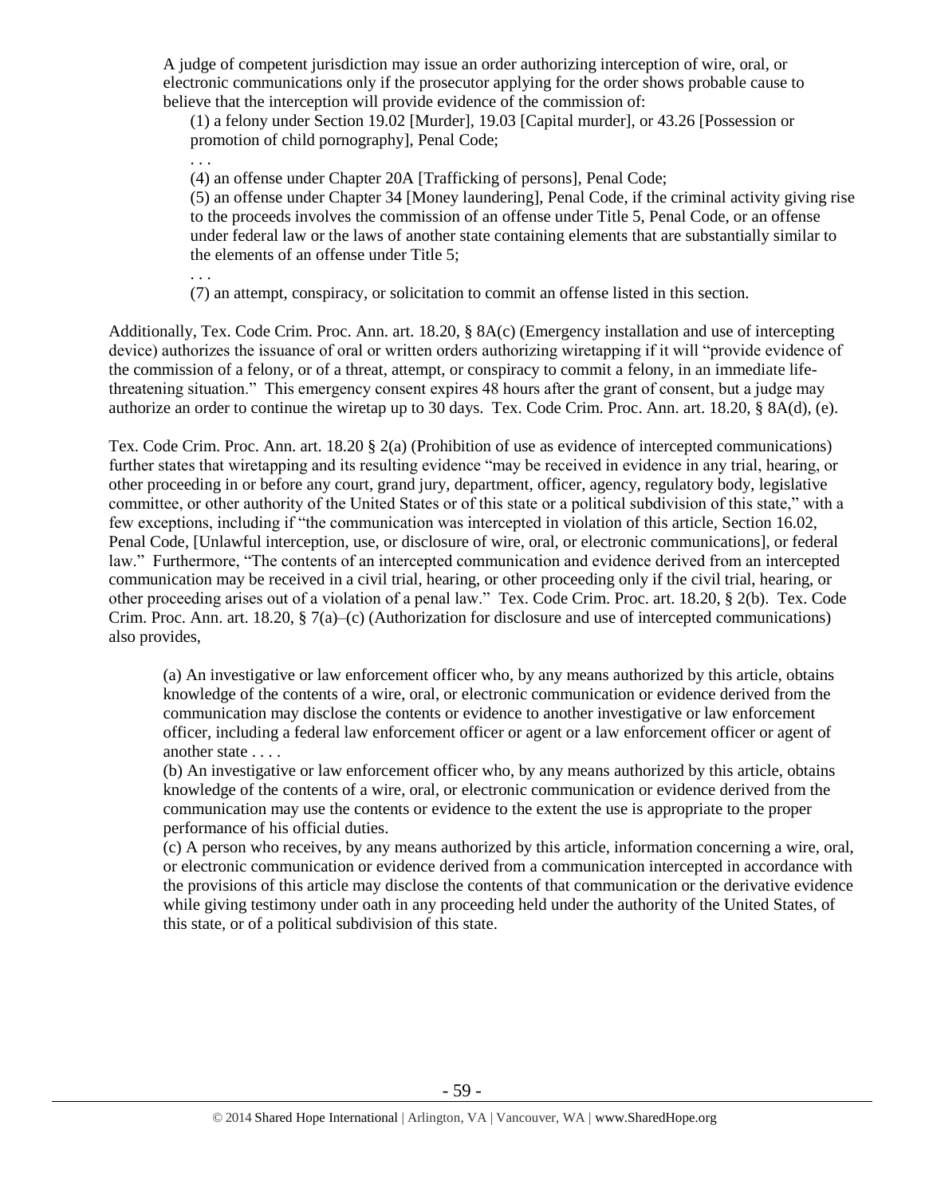A judge of competent jurisdiction may issue an order authorizing interception of wire, oral, or electronic communications only if the prosecutor applying for the order shows probable cause to believe that the interception will provide evidence of the commission of:

> (1) a felony under Section 19.02 [Murder], 19.03 [Capital murder], or 43.26 [Possession or promotion of child pornography], Penal Code;
>
> . . .
>
> (4) an offense under Chapter 20A [Trafficking of persons], Penal Code;
>
> (5) an offense under Chapter 34 [Money laundering], Penal Code, if the criminal activity giving rise to the proceeds involves the commission of an offense under Title 5, Penal Code, or an offense under federal law or the laws of another state containing elements that are substantially similar to the elements of an offense under Title 5;
>
> . . .
>
> (7) an attempt, conspiracy, or solicitation to commit an offense listed in this section.

Additionally, Tex. Code Crim. Proc. Ann. art. 18.20, § 8A(c) (Emergency installation and use of intercepting device) authorizes the issuance of oral or written orders authorizing wiretapping if it will "provide evidence of the commission of a felony, or of a threat, attempt, or conspiracy to commit a felony, in an immediate life-threatening situation." This emergency consent expires 48 hours after the grant of consent, but a judge may authorize an order to continue the wiretap up to 30 days. Tex. Code Crim. Proc. Ann. art. 18.20, § 8A(d), (e).

Tex. Code Crim. Proc. Ann. art. 18.20 § 2(a) (Prohibition of use as evidence of intercepted communications) further states that wiretapping and its resulting evidence "may be received in evidence in any trial, hearing, or other proceeding in or before any court, grand jury, department, officer, agency, regulatory body, legislative committee, or other authority of the United States or of this state or a political subdivision of this state," with a few exceptions, including if "the communication was intercepted in violation of this article, Section 16.02, Penal Code, [Unlawful interception, use, or disclosure of wire, oral, or electronic communications], or federal law." Furthermore, "The contents of an intercepted communication and evidence derived from an intercepted communication may be received in a civil trial, hearing, or other proceeding only if the civil trial, hearing, or other proceeding arises out of a violation of a penal law." Tex. Code Crim. Proc. art. 18.20, § 2(b). Tex. Code Crim. Proc. Ann. art. 18.20, § 7(a)–(c) (Authorization for disclosure and use of intercepted communications) also provides,

> (a) An investigative or law enforcement officer who, by any means authorized by this article, obtains knowledge of the contents of a wire, oral, or electronic communication or evidence derived from the communication may disclose the contents or evidence to another investigative or law enforcement officer, including a federal law enforcement officer or agent or a law enforcement officer or agent of another state . . . .
>
> (b) An investigative or law enforcement officer who, by any means authorized by this article, obtains knowledge of the contents of a wire, oral, or electronic communication or evidence derived from the communication may use the contents or evidence to the extent the use is appropriate to the proper performance of his official duties.
>
> (c) A person who receives, by any means authorized by this article, information concerning a wire, oral, or electronic communication or evidence derived from a communication intercepted in accordance with the provisions of this article may disclose the contents of that communication or the derivative evidence while giving testimony under oath in any proceeding held under the authority of the United States, of this state, or of a political subdivision of this state.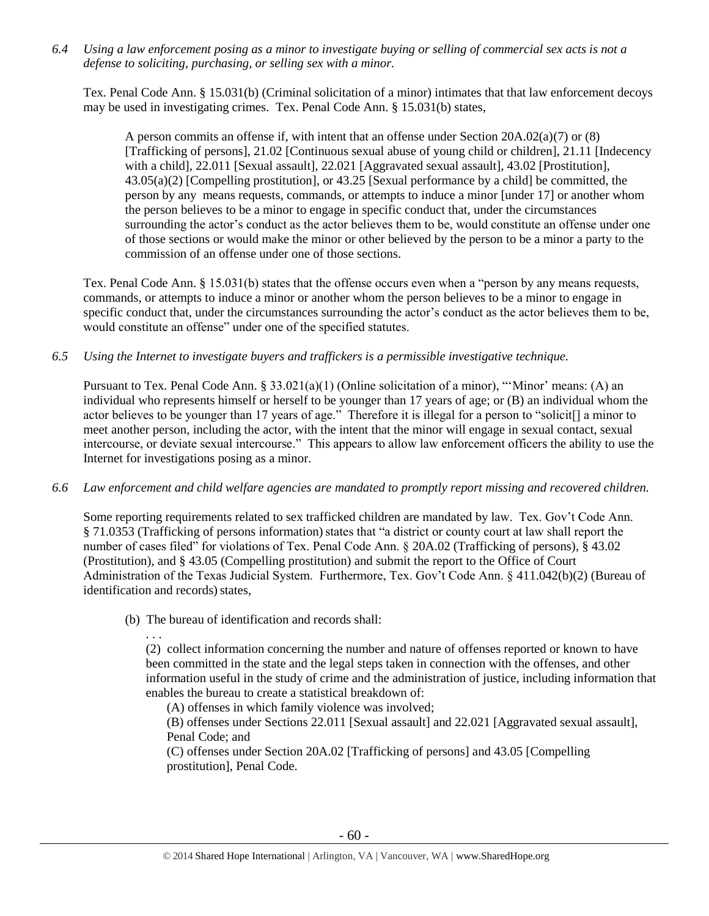*6.4 Using a law enforcement posing as a minor to investigate buying or selling of commercial sex acts is not a defense to soliciting, purchasing, or selling sex with a minor.*

Tex. Penal Code Ann. § 15.031(b) (Criminal solicitation of a minor) intimates that that law enforcement decoys may be used in investigating crimes. Tex. Penal Code Ann. § 15.031(b) states,

> A person commits an offense if, with intent that an offense under Section 20A.02(a)(7) or (8) [Trafficking of persons], 21.02 [Continuous sexual abuse of young child or children], 21.11 [Indecency with a child], 22.011 [Sexual assault], 22.021 [Aggravated sexual assault], 43.02 [Prostitution], 43.05(a)(2) [Compelling prostitution], or 43.25 [Sexual performance by a child] be committed, the person by any means requests, commands, or attempts to induce a minor [under 17] or another whom the person believes to be a minor to engage in specific conduct that, under the circumstances surrounding the actor's conduct as the actor believes them to be, would constitute an offense under one of those sections or would make the minor or other believed by the person to be a minor a party to the commission of an offense under one of those sections.

Tex. Penal Code Ann. § 15.031(b) states that the offense occurs even when a "person by any means requests, commands, or attempts to induce a minor or another whom the person believes to be a minor to engage in specific conduct that, under the circumstances surrounding the actor's conduct as the actor believes them to be, would constitute an offense" under one of the specified statutes.

*6.5 Using the Internet to investigate buyers and traffickers is a permissible investigative technique.*

Pursuant to Tex. Penal Code Ann. § 33.021(a)(1) (Online solicitation of a minor), "'Minor' means: (A) an individual who represents himself or herself to be younger than 17 years of age; or (B) an individual whom the actor believes to be younger than 17 years of age." Therefore it is illegal for a person to "solicit[] a minor to meet another person, including the actor, with the intent that the minor will engage in sexual contact, sexual intercourse, or deviate sexual intercourse." This appears to allow law enforcement officers the ability to use the Internet for investigations posing as a minor.

*6.6 Law enforcement and child welfare agencies are mandated to promptly report missing and recovered children.*

Some reporting requirements related to sex trafficked children are mandated by law. Tex. Gov't Code Ann. § 71.0353 (Trafficking of persons information) states that "a district or county court at law shall report the number of cases filed" for violations of Tex. Penal Code Ann. § 20A.02 (Trafficking of persons), § 43.02 (Prostitution), and § 43.05 (Compelling prostitution) and submit the report to the Office of Court Administration of the Texas Judicial System. Furthermore, Tex. Gov't Code Ann. § 411.042(b)(2) (Bureau of identification and records) states,

> (b) The bureau of identification and records shall:
>
> . . .
>
> (2) collect information concerning the number and nature of offenses reported or known to have been committed in the state and the legal steps taken in connection with the offenses, and other information useful in the study of crime and the administration of justice, including information that enables the bureau to create a statistical breakdown of:
>
> (A) offenses in which family violence was involved;
>
> (B) offenses under Sections 22.011 [Sexual assault] and 22.021 [Aggravated sexual assault], Penal Code; and
>
> (C) offenses under Section 20A.02 [Trafficking of persons] and 43.05 [Compelling prostitution], Penal Code.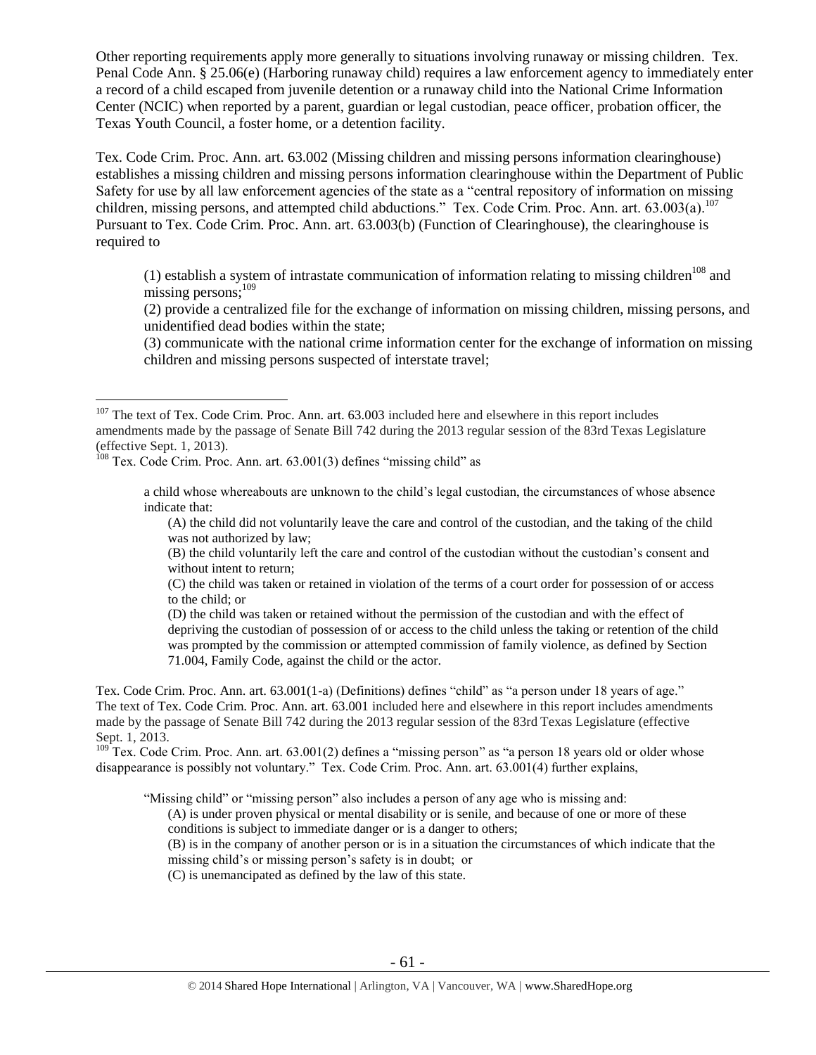Other reporting requirements apply more generally to situations involving runaway or missing children. Tex. Penal Code Ann. § 25.06(e) (Harboring runaway child) requires a law enforcement agency to immediately enter a record of a child escaped from juvenile detention or a runaway child into the National Crime Information Center (NCIC) when reported by a parent, guardian or legal custodian, peace officer, probation officer, the Texas Youth Council, a foster home, or a detention facility.

Tex. Code Crim. Proc. Ann. art. 63.002 (Missing children and missing persons information clearinghouse) establishes a missing children and missing persons information clearinghouse within the Department of Public Safety for use by all law enforcement agencies of the state as a "central repository of information on missing children, missing persons, and attempted child abductions." Tex. Code Crim. Proc. Ann. art. 63.003(a).[107] Pursuant to Tex. Code Crim. Proc. Ann. art. 63.003(b) (Function of Clearinghouse), the clearinghouse is required to

> (1) establish a system of intrastate communication of information relating to missing children[108] and missing persons;[109]
>
> (2) provide a centralized file for the exchange of information on missing children, missing persons, and unidentified dead bodies within the state;
>
> (3) communicate with the national crime information center for the exchange of information on missing children and missing persons suspected of interstate travel;

---

[107] The text of Tex. Code Crim. Proc. Ann. art. 63.003 included here and elsewhere in this report includes amendments made by the passage of Senate Bill 742 during the 2013 regular session of the 83rd Texas Legislature (effective Sept. 1, 2013).

[108] Tex. Code Crim. Proc. Ann. art. 63.001(3) defines "missing child" as

> a child whose whereabouts are unknown to the child's legal custodian, the circumstances of whose absence indicate that:
>
> (A) the child did not voluntarily leave the care and control of the custodian, and the taking of the child was not authorized by law;
>
> (B) the child voluntarily left the care and control of the custodian without the custodian's consent and without intent to return;
>
> (C) the child was taken or retained in violation of the terms of a court order for possession of or access to the child; or
>
> (D) the child was taken or retained without the permission of the custodian and with the effect of depriving the custodian of possession of or access to the child unless the taking or retention of the child was prompted by the commission or attempted commission of family violence, as defined by Section 71.004, Family Code, against the child or the actor.

Tex. Code Crim. Proc. Ann. art. 63.001(1-a) (Definitions) defines "child" as "a person under 18 years of age." The text of Tex. Code Crim. Proc. Ann. art. 63.001 included here and elsewhere in this report includes amendments made by the passage of Senate Bill 742 during the 2013 regular session of the 83rd Texas Legislature (effective Sept. 1, 2013.

[109] Tex. Code Crim. Proc. Ann. art. 63.001(2) defines a "missing person" as "a person 18 years old or older whose disappearance is possibly not voluntary." Tex. Code Crim. Proc. Ann. art. 63.001(4) further explains,

> "Missing child" or "missing person" also includes a person of any age who is missing and:
>
> (A) is under proven physical or mental disability or is senile, and because of one or more of these conditions is subject to immediate danger or is a danger to others;
>
> (B) is in the company of another person or is in a situation the circumstances of which indicate that the missing child's or missing person's safety is in doubt; or
>
> (C) is unemancipated as defined by the law of this state.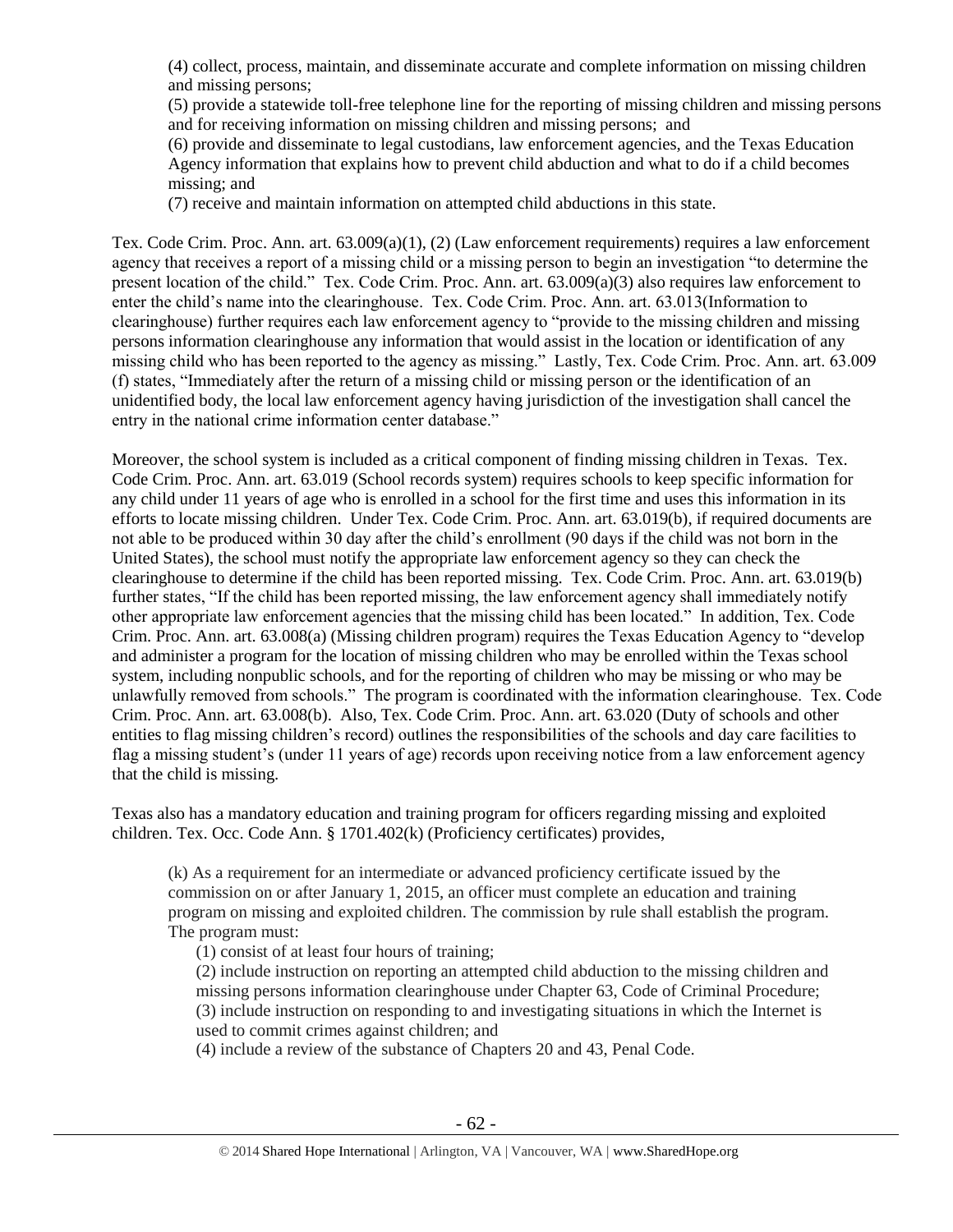(4) collect, process, maintain, and disseminate accurate and complete information on missing children and missing persons;
(5) provide a statewide toll-free telephone line for the reporting of missing children and missing persons and for receiving information on missing children and missing persons; and
(6) provide and disseminate to legal custodians, law enforcement agencies, and the Texas Education Agency information that explains how to prevent child abduction and what to do if a child becomes missing; and
(7) receive and maintain information on attempted child abductions in this state.

Tex. Code Crim. Proc. Ann. art. 63.009(a)(1), (2) (Law enforcement requirements) requires a law enforcement agency that receives a report of a missing child or a missing person to begin an investigation "to determine the present location of the child." Tex. Code Crim. Proc. Ann. art. 63.009(a)(3) also requires law enforcement to enter the child's name into the clearinghouse. Tex. Code Crim. Proc. Ann. art. 63.013(Information to clearinghouse) further requires each law enforcement agency to "provide to the missing children and missing persons information clearinghouse any information that would assist in the location or identification of any missing child who has been reported to the agency as missing." Lastly, Tex. Code Crim. Proc. Ann. art. 63.009 (f) states, "Immediately after the return of a missing child or missing person or the identification of an unidentified body, the local law enforcement agency having jurisdiction of the investigation shall cancel the entry in the national crime information center database."

Moreover, the school system is included as a critical component of finding missing children in Texas. Tex. Code Crim. Proc. Ann. art. 63.019 (School records system) requires schools to keep specific information for any child under 11 years of age who is enrolled in a school for the first time and uses this information in its efforts to locate missing children. Under Tex. Code Crim. Proc. Ann. art. 63.019(b), if required documents are not able to be produced within 30 day after the child's enrollment (90 days if the child was not born in the United States), the school must notify the appropriate law enforcement agency so they can check the clearinghouse to determine if the child has been reported missing. Tex. Code Crim. Proc. Ann. art. 63.019(b) further states, "If the child has been reported missing, the law enforcement agency shall immediately notify other appropriate law enforcement agencies that the missing child has been located." In addition, Tex. Code Crim. Proc. Ann. art. 63.008(a) (Missing children program) requires the Texas Education Agency to "develop and administer a program for the location of missing children who may be enrolled within the Texas school system, including nonpublic schools, and for the reporting of children who may be missing or who may be unlawfully removed from schools." The program is coordinated with the information clearinghouse. Tex. Code Crim. Proc. Ann. art. 63.008(b). Also, Tex. Code Crim. Proc. Ann. art. 63.020 (Duty of schools and other entities to flag missing children's record) outlines the responsibilities of the schools and day care facilities to flag a missing student's (under 11 years of age) records upon receiving notice from a law enforcement agency that the child is missing.

Texas also has a mandatory education and training program for officers regarding missing and exploited children. Tex. Occ. Code Ann. § 1701.402(k) (Proficiency certificates) provides,

> (k) As a requirement for an intermediate or advanced proficiency certificate issued by the commission on or after January 1, 2015, an officer must complete an education and training program on missing and exploited children. The commission by rule shall establish the program. The program must:
>
> (1) consist of at least four hours of training;
> (2) include instruction on reporting an attempted child abduction to the missing children and missing persons information clearinghouse under Chapter 63, Code of Criminal Procedure;
> (3) include instruction on responding to and investigating situations in which the Internet is used to commit crimes against children; and
> (4) include a review of the substance of Chapters 20 and 43, Penal Code.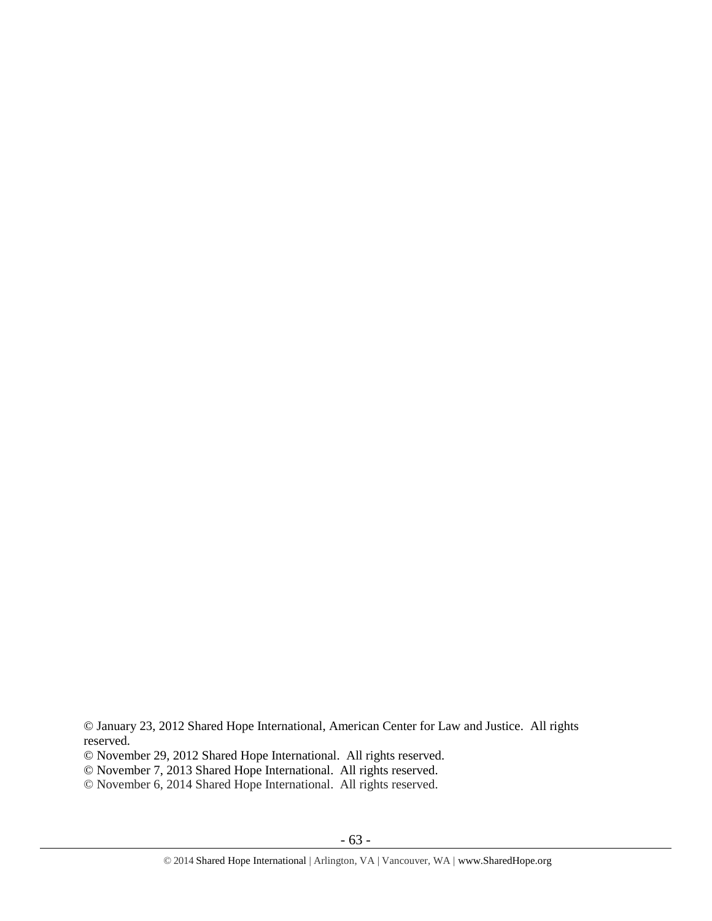© January 23, 2012 Shared Hope International, American Center for Law and Justice. All rights reserved.
© November 29, 2012 Shared Hope International. All rights reserved.
© November 7, 2013 Shared Hope International. All rights reserved.
© November 6, 2014 Shared Hope International. All rights reserved.